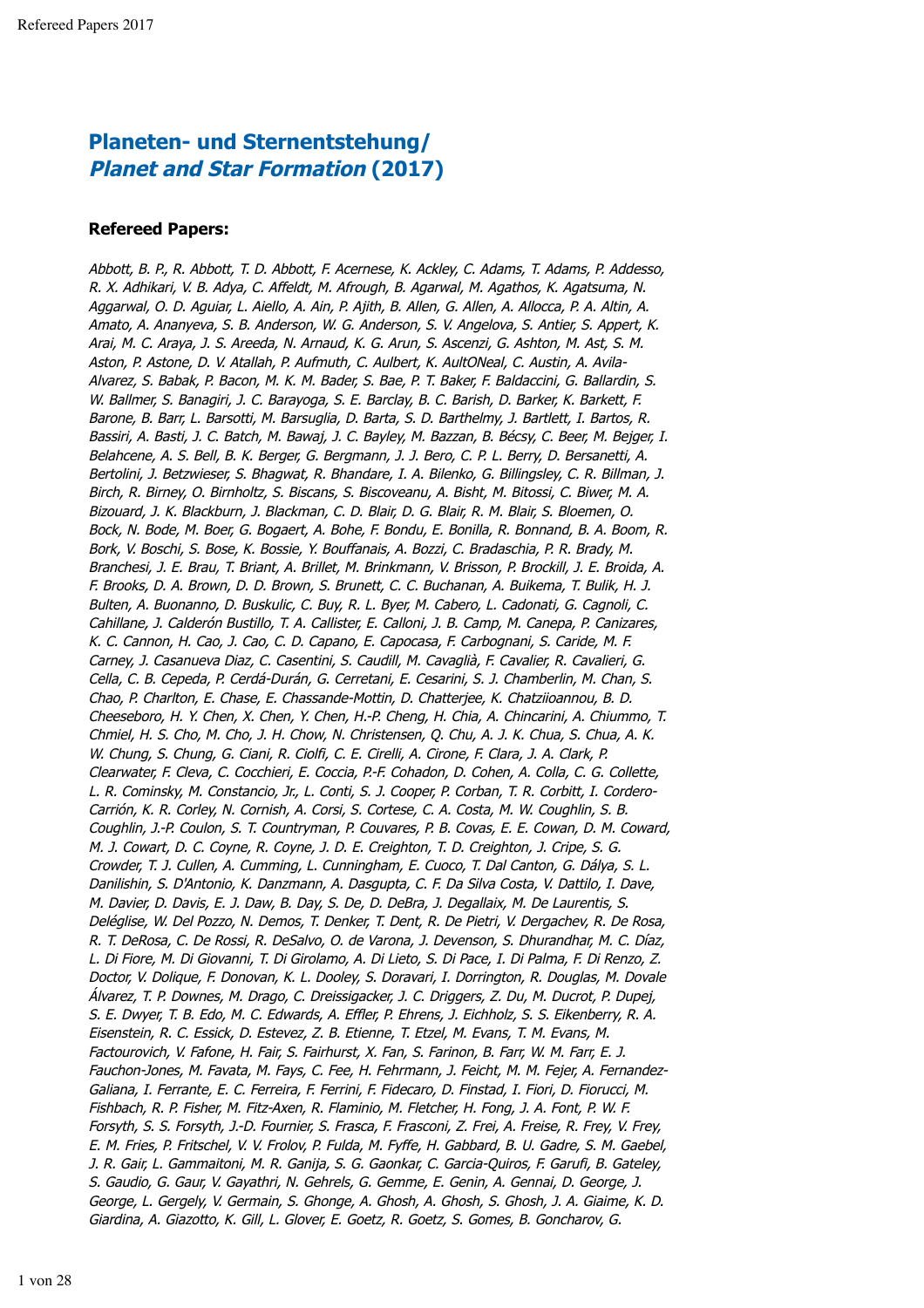# Planeten- und Sternentstehung/ *Planet and Star Formation* (2017)

## Refereed Papers:

*Abbott, B. P., R. Abbott, T. D. Abbott, F. Acernese, K. Ackley, C. Adams, T. Adams, P. Addesso, R. X. Adhikari, V. B. Adya, C. Affeldt, M. Afrough, B. Agarwal, M. Agathos, K. Agatsuma, N. Aggarwal, O. D. Aguiar, L. Aiello, A. Ain, P. Ajith, B. Allen, G. Allen, A. Allocca, P. A. Altin, A. Amato, A. Ananyeva, S. B. Anderson, W. G. Anderson, S. V. Angelova, S. Antier, S. Appert, K. Arai, M. C. Araya, J. S. Areeda, N. Arnaud, K. G. Arun, S. Ascenzi, G. Ashton, M. Ast, S. M. Aston, P. Astone, D. V. Atallah, P. Aufmuth, C. Aulbert, K. AultONeal, C. Austin, A. Avila-Alvarez, S. Babak, P. Bacon, M. K. M. Bader, S. Bae, P. T. Baker, F. Baldaccini, G. Ballardin, S. W. Ballmer, S. Banagiri, J. C. Barayoga, S. E. Barclay, B. C. Barish, D. Barker, K. Barkett, F. Barone, B. Barr, L. Barsotti, M. Barsuglia, D. Barta, S. D. Barthelmy, J. Bartlett, I. Bartos, R. Bassiri, A. Basti, J. C. Batch, M. Bawaj, J. C. Bayley, M. Bazzan, B. Bécsy, C. Beer, M. Bejger, I. Belahcene, A. S. Bell, B. K. Berger, G. Bergmann, J. J. Bero, C. P. L. Berry, D. Bersanetti, A. Bertolini, J. Betzwieser, S. Bhagwat, R. Bhandare, I. A. Bilenko, G. Billingsley, C. R. Billman, J. Birch, R. Birney, O. Birnholtz, S. Biscans, S. Biscoveanu, A. Bisht, M. Bitossi, C. Biwer, M. A. Bizouard, J. K. Blackburn, J. Blackman, C. D. Blair, D. G. Blair, R. M. Blair, S. Bloemen, O. Bock, N. Bode, M. Boer, G. Bogaert, A. Bohe, F. Bondu, E. Bonilla, R. Bonnand, B. A. Boom, R. Bork, V. Boschi, S. Bose, K. Bossie, Y. Bouffanais, A. Bozzi, C. Bradaschia, P. R. Brady, M. Branchesi, J. E. Brau, T. Briant, A. Brillet, M. Brinkmann, V. Brisson, P. Brockill, J. E. Broida, A. F. Brooks, D. A. Brown, D. D. Brown, S. Brunett, C. C. Buchanan, A. Buikema, T. Bulik, H. J. Bulten, A. Buonanno, D. Buskulic, C. Buy, R. L. Byer, M. Cabero, L. Cadonati, G. Cagnoli, C. Cahillane, J. Calderón Bustillo, T. A. Callister, E. Calloni, J. B. Camp, M. Canepa, P. Canizares, K. C. Cannon, H. Cao, J. Cao, C. D. Capano, E. Capocasa, F. Carbognani, S. Caride, M. F. Carney, J. Casanueva Diaz, C. Casentini, S. Caudill, M. Cavaglià, F. Cavalier, R. Cavalieri, G. Cella, C. B. Cepeda, P. Cerdá-Durán, G. Cerretani, E. Cesarini, S. J. Chamberlin, M. Chan, S. Chao, P. Charlton, E. Chase, E. Chassande-Mottin, D. Chatterjee, K. Chatziioannou, B. D. Cheeseboro, H. Y. Chen, X. Chen, Y. Chen, H.-P. Cheng, H. Chia, A. Chincarini, A. Chiummo, T. Chmiel, H. S. Cho, M. Cho, J. H. Chow, N. Christensen, Q. Chu, A. J. K. Chua, S. Chua, A. K. W. Chung, S. Chung, G. Ciani, R. Ciolfi, C. E. Cirelli, A. Cirone, F. Clara, J. A. Clark, P. Clearwater, F. Cleva, C. Cocchieri, E. Coccia, P.-F. Cohadon, D. Cohen, A. Colla, C. G. Collette, L. R. Cominsky, M. Constancio, Jr., L. Conti, S. J. Cooper, P. Corban, T. R. Corbitt, I. Cordero-Carrión, K. R. Corley, N. Cornish, A. Corsi, S. Cortese, C. A. Costa, M. W. Coughlin, S. B. Coughlin, J.-P. Coulon, S. T. Countryman, P. Couvares, P. B. Covas, E. E. Cowan, D. M. Coward, M. J. Cowart, D. C. Coyne, R. Coyne, J. D. E. Creighton, T. D. Creighton, J. Cripe, S. G. Crowder, T. J. Cullen, A. Cumming, L. Cunningham, E. Cuoco, T. Dal Canton, G. Dálya, S. L. Danilishin, S. D'Antonio, K. Danzmann, A. Dasgupta, C. F. Da Silva Costa, V. Dattilo, I. Dave, M. Davier, D. Davis, E. J. Daw, B. Day, S. De, D. DeBra, J. Degallaix, M. De Laurentis, S. Deléglise, W. Del Pozzo, N. Demos, T. Denker, T. Dent, R. De Pietri, V. Dergachev, R. De Rosa, R. T. DeRosa, C. De Rossi, R. DeSalvo, O. de Varona, J. Devenson, S. Dhurandhar, M. C. Díaz, L. Di Fiore, M. Di Giovanni, T. Di Girolamo, A. Di Lieto, S. Di Pace, I. Di Palma, F. Di Renzo, Z. Doctor, V. Dolique, F. Donovan, K. L. Dooley, S. Doravari, I. Dorrington, R. Douglas, M. Dovale Álvarez, T. P. Downes, M. Drago, C. Dreissigacker, J. C. Driggers, Z. Du, M. Ducrot, P. Dupej, S. E. Dwyer, T. B. Edo, M. C. Edwards, A. Effler, P. Ehrens, J. Eichholz, S. S. Eikenberry, R. A. Eisenstein, R. C. Essick, D. Estevez, Z. B. Etienne, T. Etzel, M. Evans, T. M. Evans, M. Factourovich, V. Fafone, H. Fair, S. Fairhurst, X. Fan, S. Farinon, B. Farr, W. M. Farr, E. J. Fauchon-Jones, M. Favata, M. Fays, C. Fee, H. Fehrmann, J. Feicht, M. M. Fejer, A. Fernandez-Galiana, I. Ferrante, E. C. Ferreira, F. Ferrini, F. Fidecaro, D. Finstad, I. Fiori, D. Fiorucci, M. Fishbach, R. P. Fisher, M. Fitz-Axen, R. Flaminio, M. Fletcher, H. Fong, J. A. Font, P. W. F. Forsyth, S. S. Forsyth, J.-D. Fournier, S. Frasca, F. Frasconi, Z. Frei, A. Freise, R. Frey, V. Frey, E. M. Fries, P. Fritschel, V. V. Frolov, P. Fulda, M. Fyffe, H. Gabbard, B. U. Gadre, S. M. Gaebel, J. R. Gair, L. Gammaitoni, M. R. Ganija, S. G. Gaonkar, C. Garcia-Quiros, F. Garufi, B. Gateley, S. Gaudio, G. Gaur, V. Gayathri, N. Gehrels, G. Gemme, E. Genin, A. Gennai, D. George, J. George, L. Gergely, V. Germain, S. Ghonge, A. Ghosh, A. Ghosh, S. Ghosh, J. A. Giaime, K. D. Giardina, A. Giazotto, K. Gill, L. Glover, E. Goetz, R. Goetz, S. Gomes, B. Goncharov, G.*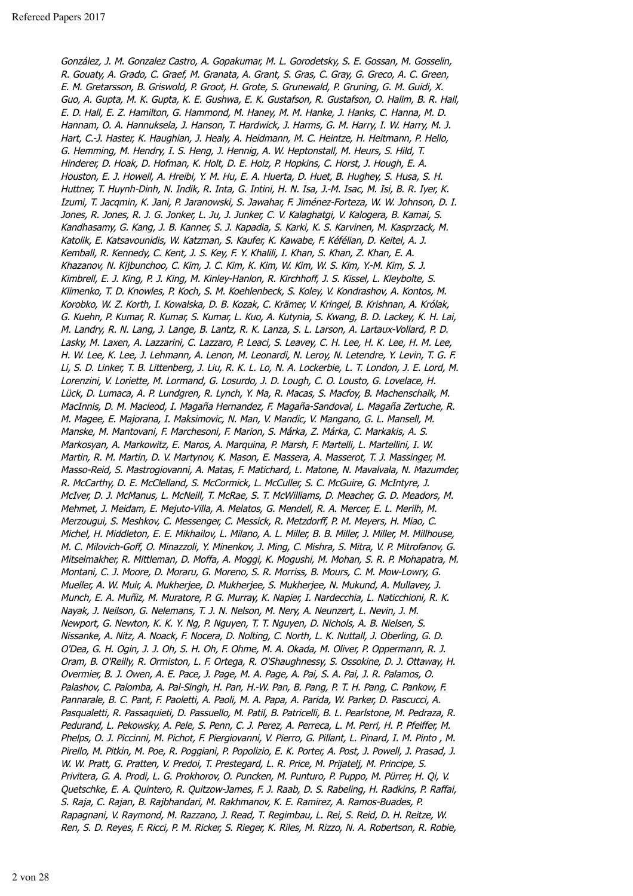*González, J. M. Gonzalez Castro, A. Gopakumar, M. L. Gorodetsky, S. E. Gossan, M. Gosselin, R. Gouaty, A. Grado, C. Graef, M. Granata, A. Grant, S. Gras, C. Gray, G. Greco, A. C. Green, E. M. Gretarsson, B. Griswold, P. Groot, H. Grote, S. Grunewald, P. Gruning, G. M. Guidi, X. Guo, A. Gupta, M. K. Gupta, K. E. Gushwa, E. K. Gustafson, R. Gustafson, O. Halim, B. R. Hall, E. D. Hall, E. Z. Hamilton, G. Hammond, M. Haney, M. M. Hanke, J. Hanks, C. Hanna, M. D. Hannam, O. A. Hannuksela, J. Hanson, T. Hardwick, J. Harms, G. M. Harry, I. W. Harry, M. J. Hart, C.-J. Haster, K. Haughian, J. Healy, A. Heidmann, M. C. Heintze, H. Heitmann, P. Hello, G. Hemming, M. Hendry, I. S. Heng, J. Hennig, A. W. Heptonstall, M. Heurs, S. Hild, T. Hinderer, D. Hoak, D. Hofman, K. Holt, D. E. Holz, P. Hopkins, C. Horst, J. Hough, E. A. Houston, E. J. Howell, A. Hreibi, Y. M. Hu, E. A. Huerta, D. Huet, B. Hughey, S. Husa, S. H. Huttner, T. Huynh-Dinh, N. Indik, R. Inta, G. Intini, H. N. Isa, J.-M. Isac, M. Isi, B. R. Iyer, K. Izumi, T. Jacqmin, K. Jani, P. Jaranowski, S. Jawahar, F. Jiménez-Forteza, W. W. Johnson, D. I. Jones, R. Jones, R. J. G. Jonker, L. Ju, J. Junker, C. V. Kalaghatgi, V. Kalogera, B. Kamai, S. Kandhasamy, G. Kang, J. B. Kanner, S. J. Kapadia, S. Karki, K. S. Karvinen, M. Kasprzack, M. Katolik, E. Katsavounidis, W. Katzman, S. Kaufer, K. Kawabe, F. Kéfélian, D. Keitel, A. J. Kemball, R. Kennedy, C. Kent, J. S. Key, F. Y. Khalili, I. Khan, S. Khan, Z. Khan, E. A. Khazanov, N. Kijbunchoo, C. Kim, J. C. Kim, K. Kim, W. Kim, W. S. Kim, Y.-M. Kim, S. J. Kimbrell, E. J. King, P. J. King, M. Kinley-Hanlon, R. Kirchhoff, J. S. Kissel, L. Kleybolte, S. Klimenko, T. D. Knowles, P. Koch, S. M. Koehlenbeck, S. Koley, V. Kondrashov, A. Kontos, M. Korobko, W. Z. Korth, I. Kowalska, D. B. Kozak, C. Krämer, V. Kringel, B. Krishnan, A. Królak, G. Kuehn, P. Kumar, R. Kumar, S. Kumar, L. Kuo, A. Kutynia, S. Kwang, B. D. Lackey, K. H. Lai, M. Landry, R. N. Lang, J. Lange, B. Lantz, R. K. Lanza, S. L. Larson, A. Lartaux-Vollard, P. D. Lasky, M. Laxen, A. Lazzarini, C. Lazzaro, P. Leaci, S. Leavey, C. H. Lee, H. K. Lee, H. M. Lee, H. W. Lee, K. Lee, J. Lehmann, A. Lenon, M. Leonardi, N. Leroy, N. Letendre, Y. Levin, T. G. F. Li, S. D. Linker, T. B. Littenberg, J. Liu, R. K. L. Lo, N. A. Lockerbie, L. T. London, J. E. Lord, M. Lorenzini, V. Loriette, M. Lormand, G. Losurdo, J. D. Lough, C. O. Lousto, G. Lovelace, H. Lück, D. Lumaca, A. P. Lundgren, R. Lynch, Y. Ma, R. Macas, S. Macfoy, B. Machenschalk, M. MacInnis, D. M. Macleod, I. Magaña Hernandez, F. Magaña-Sandoval, L. Magaña Zertuche, R. M. Magee, E. Majorana, I. Maksimovic, N. Man, V. Mandic, V. Mangano, G. L. Mansell, M. Manske, M. Mantovani, F. Marchesoni, F. Marion, S. Márka, Z. Márka, C. Markakis, A. S. Markosyan, A. Markowitz, E. Maros, A. Marquina, P. Marsh, F. Martelli, L. Martellini, I. W. Martin, R. M. Martin, D. V. Martynov, K. Mason, E. Massera, A. Masserot, T. J. Massinger, M. Masso-Reid, S. Mastrogiovanni, A. Matas, F. Matichard, L. Matone, N. Mavalvala, N. Mazumder, R. McCarthy, D. E. McClelland, S. McCormick, L. McCuller, S. C. McGuire, G. McIntyre, J. McIver, D. J. McManus, L. McNeill, T. McRae, S. T. McWilliams, D. Meacher, G. D. Meadors, M. Mehmet, J. Meidam, E. Mejuto-Villa, A. Melatos, G. Mendell, R. A. Mercer, E. L. Merilh, M. Merzougui, S. Meshkov, C. Messenger, C. Messick, R. Metzdorff, P. M. Meyers, H. Miao, C. Michel, H. Middleton, E. E. Mikhailov, L. Milano, A. L. Miller, B. B. Miller, J. Miller, M. Millhouse, M. C. Milovich-Goff, O. Minazzoli, Y. Minenkov, J. Ming, C. Mishra, S. Mitra, V. P. Mitrofanov, G. Mitselmakher, R. Mittleman, D. Moffa, A. Moggi, K. Mogushi, M. Mohan, S. R. P. Mohapatra, M. Montani, C. J. Moore, D. Moraru, G. Moreno, S. R. Morriss, B. Mours, C. M. Mow-Lowry, G. Mueller, A. W. Muir, A. Mukherjee, D. Mukherjee, S. Mukherjee, N. Mukund, A. Mullavey, J. Munch, E. A. Muñiz, M. Muratore, P. G. Murray, K. Napier, I. Nardecchia, L. Naticchioni, R. K. Nayak, J. Neilson, G. Nelemans, T. J. N. Nelson, M. Nery, A. Neunzert, L. Nevin, J. M. Newport, G. Newton, K. K. Y. Ng, P. Nguyen, T. T. Nguyen, D. Nichols, A. B. Nielsen, S. Nissanke, A. Nitz, A. Noack, F. Nocera, D. Nolting, C. North, L. K. Nuttall, J. Oberling, G. D. O'Dea, G. H. Ogin, J. J. Oh, S. H. Oh, F. Ohme, M. A. Okada, M. Oliver, P. Oppermann, R. J. Oram, B. O'Reilly, R. Ormiston, L. F. Ortega, R. O'Shaughnessy, S. Ossokine, D. J. Ottaway, H. Overmier, B. J. Owen, A. E. Pace, J. Page, M. A. Page, A. Pai, S. A. Pai, J. R. Palamos, O. Palashov, C. Palomba, A. Pal-Singh, H. Pan, H.-W. Pan, B. Pang, P. T. H. Pang, C. Pankow, F. Pannarale, B. C. Pant, F. Paoletti, A. Paoli, M. A. Papa, A. Parida, W. Parker, D. Pascucci, A. Pasqualetti, R. Passaquieti, D. Passuello, M. Patil, B. Patricelli, B. L. Pearlstone, M. Pedraza, R. Pedurand, L. Pekowsky, A. Pele, S. Penn, C. J. Perez, A. Perreca, L. M. Perri, H. P. Pfeiffer, M. Phelps, O. J. Piccinni, M. Pichot, F. Piergiovanni, V. Pierro, G. Pillant, L. Pinard, I. M. Pinto , M. Pirello, M. Pitkin, M. Poe, R. Poggiani, P. Popolizio, E. K. Porter, A. Post, J. Powell, J. Prasad, J. W. W. Pratt, G. Pratten, V. Predoi, T. Prestegard, L. R. Price, M. Prijatelj, M. Principe, S. Privitera, G. A. Prodi, L. G. Prokhorov, O. Puncken, M. Punturo, P. Puppo, M. Pürrer, H. Qi, V. Quetschke, E. A. Quintero, R. Quitzow-James, F. J. Raab, D. S. Rabeling, H. Radkins, P. Raffai, S. Raja, C. Rajan, B. Rajbhandari, M. Rakhmanov, K. E. Ramirez, A. Ramos-Buades, P. Rapagnani, V. Raymond, M. Razzano, J. Read, T. Regimbau, L. Rei, S. Reid, D. H. Reitze, W. Ren, S. D. Reyes, F. Ricci, P. M. Ricker, S. Rieger, K. Riles, M. Rizzo, N. A. Robertson, R. Robie,*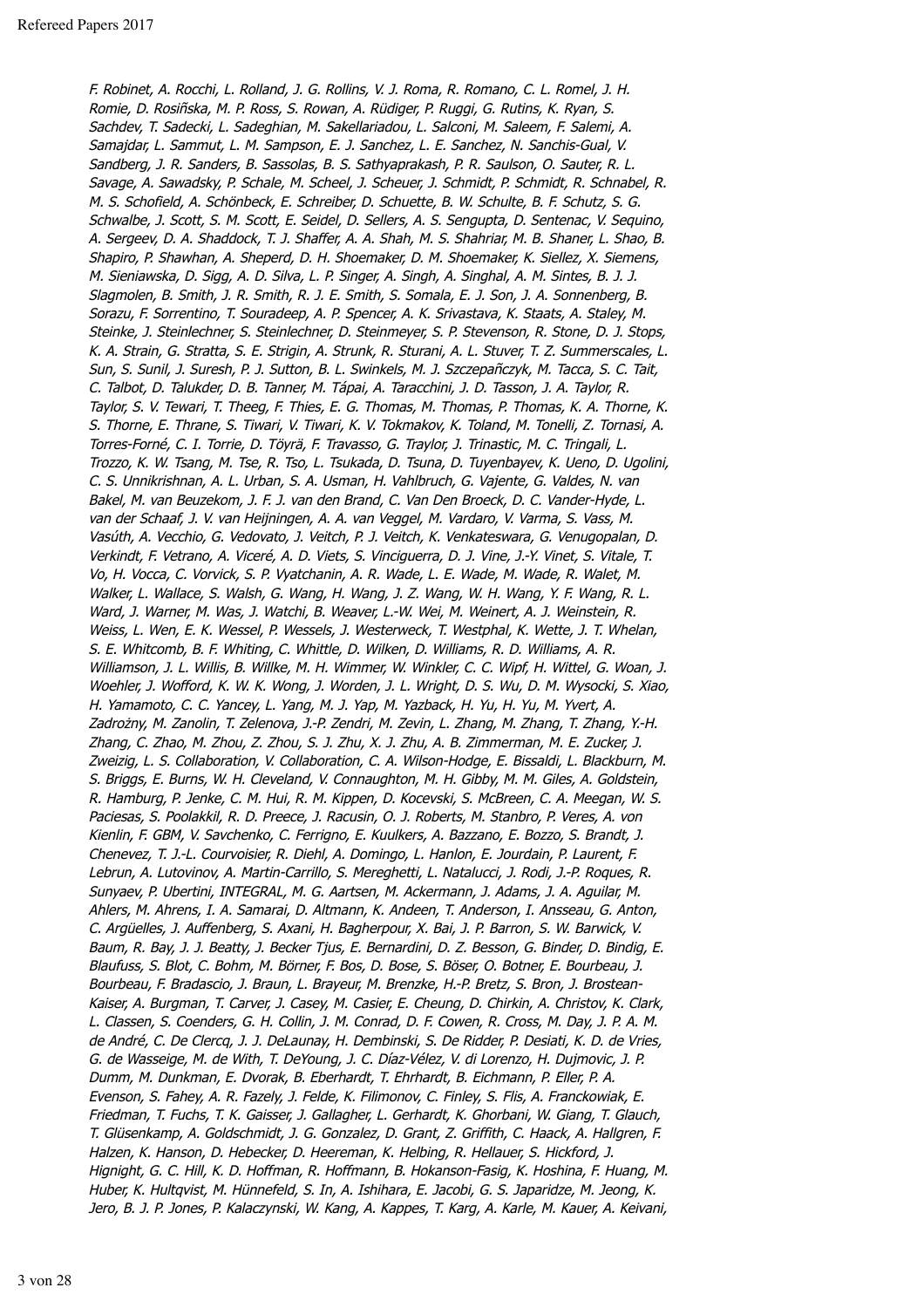*F. Robinet, A. Rocchi, L. Rolland, J. G. Rollins, V. J. Roma, R. Romano, C. L. Romel, J. H. Romie, D. Rosińska, M. P. Ross, S. Rowan, A. Rüdiger, P. Ruggi, G. Rutins, K. Ryan, S. Sachdev, T. Sadecki, L. Sadeghian, M. Sakellariadou, L. Salconi, M. Saleem, F. Salemi, A. Samajdar, L. Sammut, L. M. Sampson, E. J. Sanchez, L. E. Sanchez, N. Sanchis-Gual, V. Sandberg, J. R. Sanders, B. Sassolas, B. S. Sathyaprakash, P. R. Saulson, O. Sauter, R. L. Savage, A. Sawadsky, P. Schale, M. Scheel, J. Scheuer, J. Schmidt, P. Schmidt, R. Schnabel, R. M. S. Schofield, A. Schönbeck, E. Schreiber, D. Schuette, B. W. Schulte, B. F. Schutz, S. G. Schwalbe, J. Scott, S. M. Scott, E. Seidel, D. Sellers, A. S. Sengupta, D. Sentenac, V. Sequino, A. Sergeev, D. A. Shaddock, T. J. Shaffer, A. A. Shah, M. S. Shahriar, M. B. Shaner, L. Shao, B. Shapiro, P. Shawhan, A. Sheperd, D. H. Shoemaker, D. M. Shoemaker, K. Siellez, X. Siemens, M. Sieniawska, D. Sigg, A. D. Silva, L. P. Singer, A. Singh, A. Singhal, A. M. Sintes, B. J. J. Slagmolen, B. Smith, J. R. Smith, R. J. E. Smith, S. Somala, E. J. Son, J. A. Sonnenberg, B. Sorazu, F. Sorrentino, T. Souradeep, A. P. Spencer, A. K. Srivastava, K. Staats, A. Staley, M. Steinke, J. Steinlechner, S. Steinlechner, D. Steinmeyer, S. P. Stevenson, R. Stone, D. J. Stops, K. A. Strain, G. Stratta, S. E. Strigin, A. Strunk, R. Sturani, A. L. Stuver, T. Z. Summerscales, L. Sun, S. Sunil, J. Suresh, P. J. Sutton, B. L. Swinkels, M. J. Szczepañczyk, M. Tacca, S. C. Tait, C. Talbot, D. Talukder, D. B. Tanner, M. Tápai, A. Taracchini, J. D. Tasson, J. A. Taylor, R. Taylor, S. V. Tewari, T. Theeg, F. Thies, E. G. Thomas, M. Thomas, P. Thomas, K. A. Thorne, K. S. Thorne, E. Thrane, S. Tiwari, V. Tiwari, K. V. Tokmakov, K. Toland, M. Tonelli, Z. Tornasi, A. Torres-Forné, C. I. Torrie, D. Töyrä, F. Travasso, G. Traylor, J. Trinastic, M. C. Tringali, L. Trozzo, K. W. Tsang, M. Tse, R. Tso, L. Tsukada, D. Tsuna, D. Tuyenbayev, K. Ueno, D. Ugolini, C. S. Unnikrishnan, A. L. Urban, S. A. Usman, H. Vahlbruch, G. Vajente, G. Valdes, N. van Bakel, M. van Beuzekom, J. F. J. van den Brand, C. Van Den Broeck, D. C. Vander-Hyde, L. van der Schaaf, J. V. van Heijningen, A. A. van Veggel, M. Vardaro, V. Varma, S. Vass, M. Vasúth, A. Vecchio, G. Vedovato, J. Veitch, P. J. Veitch, K. Venkateswara, G. Venugopalan, D. Verkindt, F. Vetrano, A. Viceré, A. D. Viets, S. Vinciguerra, D. J. Vine, J.-Y. Vinet, S. Vitale, T. Vo, H. Vocca, C. Vorvick, S. P. Vyatchanin, A. R. Wade, L. E. Wade, M. Wade, R. Walet, M. Walker, L. Wallace, S. Walsh, G. Wang, H. Wang, J. Z. Wang, W. H. Wang, Y. F. Wang, R. L. Ward, J. Warner, M. Was, J. Watchi, B. Weaver, L.-W. Wei, M. Weinert, A. J. Weinstein, R. Weiss, L. Wen, E. K. Wessel, P. Wessels, J. Westerweck, T. Westphal, K. Wette, J. T. Whelan, S. E. Whitcomb, B. F. Whiting, C. Whittle, D. Wilken, D. Williams, R. D. Williams, A. R. Williamson, J. L. Willis, B. Willke, M. H. Wimmer, W. Winkler, C. C. Wipf, H. Wittel, G. Woan, J. Woehler, J. Wofford, K. W. K. Wong, J. Worden, J. L. Wright, D. S. Wu, D. M. Wysocki, S. Xiao, H. Yamamoto, C. C. Yancey, L. Yang, M. J. Yap, M. Yazback, H. Yu, H. Yu, M. Yvert, A. Zadrożny, M. Zanolin, T. Zelenova, J.-P. Zendri, M. Zevin, L. Zhang, M. Zhang, T. Zhang, Y.-H. Zhang, C. Zhao, M. Zhou, Z. Zhou, S. J. Zhu, X. J. Zhu, A. B. Zimmerman, M. E. Zucker, J. Zweizig, L. S. Collaboration, V. Collaboration, C. A. Wilson-Hodge, E. Bissaldi, L. Blackburn, M. S. Briggs, E. Burns, W. H. Cleveland, V. Connaughton, M. H. Gibby, M. M. Giles, A. Goldstein, R. Hamburg, P. Jenke, C. M. Hui, R. M. Kippen, D. Kocevski, S. McBreen, C. A. Meegan, W. S. Paciesas, S. Poolakkil, R. D. Preece, J. Racusin, O. J. Roberts, M. Stanbro, P. Veres, A. von Kienlin, F. GBM, V. Savchenko, C. Ferrigno, E. Kuulkers, A. Bazzano, E. Bozzo, S. Brandt, J. Chenevez, T. J.-L. Courvoisier, R. Diehl, A. Domingo, L. Hanlon, E. Jourdain, P. Laurent, F. Lebrun, A. Lutovinov, A. Martin-Carrillo, S. Mereghetti, L. Natalucci, J. Rodi, J.-P. Roques, R. Sunyaev, P. Ubertini, INTEGRAL, M. G. Aartsen, M. Ackermann, J. Adams, J. A. Aguilar, M. Ahlers, M. Ahrens, I. A. Samarai, D. Altmann, K. Andeen, T. Anderson, I. Ansseau, G. Anton, C. Argüelles, J. Auffenberg, S. Axani, H. Bagherpour, X. Bai, J. P. Barron, S. W. Barwick, V. Baum, R. Bay, J. J. Beatty, J. Becker Tjus, E. Bernardini, D. Z. Besson, G. Binder, D. Bindig, E. Blaufuss, S. Blot, C. Bohm, M. Börner, F. Bos, D. Bose, S. Böser, O. Botner, E. Bourbeau, J. Bourbeau, F. Bradascio, J. Braun, L. Brayeur, M. Brenzke, H.-P. Bretz, S. Bron, J. Brostean-Kaiser, A. Burgman, T. Carver, J. Casey, M. Casier, E. Cheung, D. Chirkin, A. Christov, K. Clark, L. Classen, S. Coenders, G. H. Collin, J. M. Conrad, D. F. Cowen, R. Cross, M. Day, J. P. A. M. de André, C. De Clercq, J. J. DeLaunay, H. Dembinski, S. De Ridder, P. Desiati, K. D. de Vries, G. de Wasseige, M. de With, T. DeYoung, J. C. Díaz-Vélez, V. di Lorenzo, H. Dujmovic, J. P. Dumm, M. Dunkman, E. Dvorak, B. Eberhardt, T. Ehrhardt, B. Eichmann, P. Eller, P. A. Evenson, S. Fahey, A. R. Fazely, J. Felde, K. Filimonov, C. Finley, S. Flis, A. Franckowiak, E. Friedman, T. Fuchs, T. K. Gaisser, J. Gallagher, L. Gerhardt, K. Ghorbani, W. Giang, T. Glauch, T. Glüsenkamp, A. Goldschmidt, J. G. Gonzalez, D. Grant, Z. Griffith, C. Haack, A. Hallgren, F. Halzen, K. Hanson, D. Hebecker, D. Heereman, K. Helbing, R. Hellauer, S. Hickford, J. Hignight, G. C. Hill, K. D. Hoffman, R. Hoffmann, B. Hokanson-Fasig, K. Hoshina, F. Huang, M. Huber, K. Hultqvist, M. Hünnefeld, S. In, A. Ishihara, E. Jacobi, G. S. Japaridze, M. Jeong, K. Jero, B. J. P. Jones, P. Kalaczynski, W. Kang, A. Kappes, T. Karg, A. Karle, M. Kauer, A. Keivani,*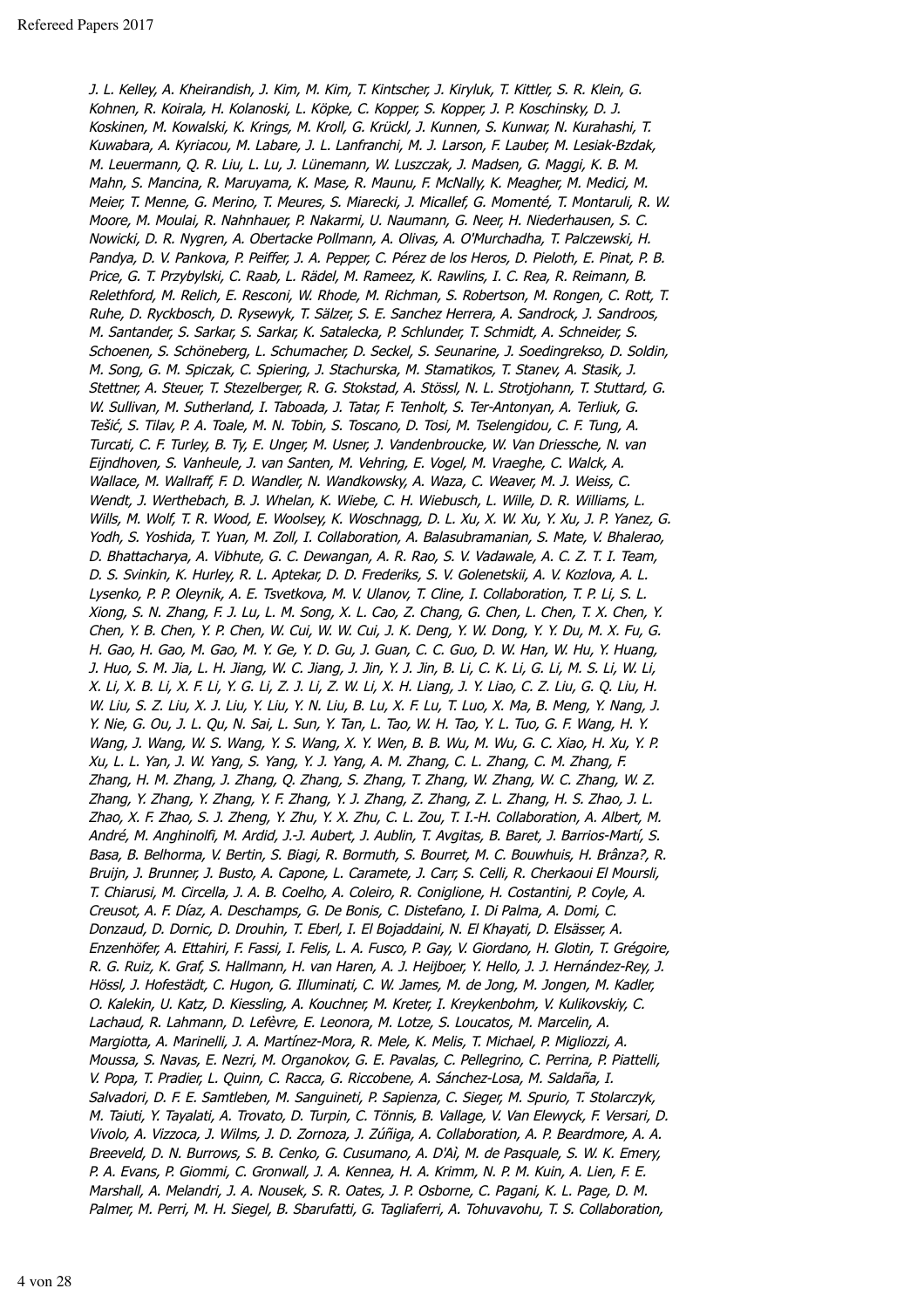*J. L. Kelley, A. Kheirandish, J. Kim, M. Kim, T. Kintscher, J. Kiryluk, T. Kittler, S. R. Klein, G. Kohnen, R. Koirala, H. Kolanoski, L. Köpke, C. Kopper, S. Kopper, J. P. Koschinsky, D. J. Koskinen, M. Kowalski, K. Krings, M. Kroll, G. Krückl, J. Kunnen, S. Kunwar, N. Kurahashi, T. Kuwabara, A. Kyriacou, M. Labare, J. L. Lanfranchi, M. J. Larson, F. Lauber, M. Lesiak-Bzdak, M. Leuermann, Q. R. Liu, L. Lu, J. Lünemann, W. Luszczak, J. Madsen, G. Maggi, K. B. M. Mahn, S. Mancina, R. Maruyama, K. Mase, R. Maunu, F. McNally, K. Meagher, M. Medici, M. Meier, T. Menne, G. Merino, T. Meures, S. Miarecki, J. Micallef, G. Momenté, T. Montaruli, R. W. Moore, M. Moulai, R. Nahnhauer, P. Nakarmi, U. Naumann, G. Neer, H. Niederhausen, S. C. Nowicki, D. R. Nygren, A. Obertacke Pollmann, A. Olivas, A. O'Murchadha, T. Palczewski, H. Pandya, D. V. Pankova, P. Peiffer, J. A. Pepper, C. Pérez de los Heros, D. Pieloth, E. Pinat, P. B. Price, G. T. Przybylski, C. Raab, L. Rädel, M. Rameez, K. Rawlins, I. C. Rea, R. Reimann, B. Relethford, M. Relich, E. Resconi, W. Rhode, M. Richman, S. Robertson, M. Rongen, C. Rott, T. Ruhe, D. Ryckbosch, D. Rysewyk, T. Sälzer, S. E. Sanchez Herrera, A. Sandrock, J. Sandroos, M. Santander, S. Sarkar, S. Sarkar, K. Satalecka, P. Schlunder, T. Schmidt, A. Schneider, S. Schoenen, S. Schöneberg, L. Schumacher, D. Seckel, S. Seunarine, J. Soedingrekso, D. Soldin, M. Song, G. M. Spiczak, C. Spiering, J. Stachurska, M. Stamatikos, T. Stanev, A. Stasik, J. Stettner, A. Steuer, T. Stezelberger, R. G. Stokstad, A. Stössl, N. L. Strotjohann, T. Stuttard, G. W. Sullivan, M. Sutherland, I. Taboada, J. Tatar, F. Tenholt, S. Ter-Antonyan, A. Terliuk, G. Tešić, S. Tilav, P. A. Toale, M. N. Tobin, S. Toscano, D. Tosi, M. Tselengidou, C. F. Tung, A. Turcati, C. F. Turley, B. Ty, E. Unger, M. Usner, J. Vandenbroucke, W. Van Driessche, N. van Eijndhoven, S. Vanheule, J. van Santen, M. Vehring, E. Vogel, M. Vraeghe, C. Walck, A. Wallace, M. Wallraff, F. D. Wandler, N. Wandkowsky, A. Waza, C. Weaver, M. J. Weiss, C. Wendt, J. Werthebach, B. J. Whelan, K. Wiebe, C. H. Wiebusch, L. Wille, D. R. Williams, L. Wills, M. Wolf, T. R. Wood, E. Woolsey, K. Woschnagg, D. L. Xu, X. W. Xu, Y. Xu, J. P. Yanez, G. Yodh, S. Yoshida, T. Yuan, M. Zoll, I. Collaboration, A. Balasubramanian, S. Mate, V. Bhalerao, D. Bhattacharya, A. Vibhute, G. C. Dewangan, A. R. Rao, S. V. Vadawale, A. C. Z. T. I. Team, D. S. Svinkin, K. Hurley, R. L. Aptekar, D. D. Frederiks, S. V. Golenetskii, A. V. Kozlova, A. L. Lysenko, P. P. Oleynik, A. E. Tsvetkova, M. V. Ulanov, T. Cline, I. Collaboration, T. P. Li, S. L. Xiong, S. N. Zhang, F. J. Lu, L. M. Song, X. L. Cao, Z. Chang, G. Chen, L. Chen, T. X. Chen, Y. Chen, Y. B. Chen, Y. P. Chen, W. Cui, W. W. Cui, J. K. Deng, Y. W. Dong, Y. Y. Du, M. X. Fu, G. H. Gao, H. Gao, M. Gao, M. Y. Ge, Y. D. Gu, J. Guan, C. C. Guo, D. W. Han, W. Hu, Y. Huang, J. Huo, S. M. Jia, L. H. Jiang, W. C. Jiang, J. Jin, Y. J. Jin, B. Li, C. K. Li, G. Li, M. S. Li, W. Li, X. Li, X. B. Li, X. F. Li, Y. G. Li, Z. J. Li, Z. W. Li, X. H. Liang, J. Y. Liao, C. Z. Liu, G. Q. Liu, H. W. Liu, S. Z. Liu, X. J. Liu, Y. Liu, Y. N. Liu, B. Lu, X. F. Lu, T. Luo, X. Ma, B. Meng, Y. Nang, J. Y. Nie, G. Ou, J. L. Qu, N. Sai, L. Sun, Y. Tan, L. Tao, W. H. Tao, Y. L. Tuo, G. F. Wang, H. Y. Wang, J. Wang, W. S. Wang, Y. S. Wang, X. Y. Wen, B. B. Wu, M. Wu, G. C. Xiao, H. Xu, Y. P. Xu, L. L. Yan, J. W. Yang, S. Yang, Y. J. Yang, A. M. Zhang, C. L. Zhang, C. M. Zhang, F. Zhang, H. M. Zhang, J. Zhang, Q. Zhang, S. Zhang, T. Zhang, W. Zhang, W. C. Zhang, W. Z. Zhang, Y. Zhang, Y. Zhang, Y. F. Zhang, Y. J. Zhang, Z. Zhang, Z. L. Zhang, H. S. Zhao, J. L. Zhao, X. F. Zhao, S. J. Zheng, Y. Zhu, Y. X. Zhu, C. L. Zou, T. I.-H. Collaboration, A. Albert, M. André, M. Anghinolfi, M. Ardid, J.-J. Aubert, J. Aublin, T. Avgitas, B. Baret, J. Barrios-Martí, S. Basa, B. Belhorma, V. Bertin, S. Biagi, R. Bormuth, S. Bourret, M. C. Bouwhuis, H. Brânza?, R. Bruijn, J. Brunner, J. Busto, A. Capone, L. Caramete, J. Carr, S. Celli, R. Cherkaoui El Moursli, T. Chiarusi, M. Circella, J. A. B. Coelho, A. Coleiro, R. Coniglione, H. Costantini, P. Coyle, A. Creusot, A. F. Díaz, A. Deschamps, G. De Bonis, C. Distefano, I. Di Palma, A. Domi, C. Donzaud, D. Dornic, D. Drouhin, T. Eberl, I. El Bojaddaini, N. El Khayati, D. Elsässer, A. Enzenhöfer, A. Ettahiri, F. Fassi, I. Felis, L. A. Fusco, P. Gay, V. Giordano, H. Glotin, T. Grégoire, R. G. Ruiz, K. Graf, S. Hallmann, H. van Haren, A. J. Heijboer, Y. Hello, J. J. Hernández-Rey, J. Hössl, J. Hofestädt, C. Hugon, G. Illuminati, C. W. James, M. de Jong, M. Jongen, M. Kadler, O. Kalekin, U. Katz, D. Kiessling, A. Kouchner, M. Kreter, I. Kreykenbohm, V. Kulikovskiy, C. Lachaud, R. Lahmann, D. Lefèvre, E. Leonora, M. Lotze, S. Loucatos, M. Marcelin, A. Margiotta, A. Marinelli, J. A. Martínez-Mora, R. Mele, K. Melis, T. Michael, P. Migliozzi, A. Moussa, S. Navas, E. Nezri, M. Organokov, G. E. Pavalas, C. Pellegrino, C. Perrina, P. Piattelli, V. Popa, T. Pradier, L. Quinn, C. Racca, G. Riccobene, A. Sánchez-Losa, M. Saldaña, I. Salvadori, D. F. E. Samtleben, M. Sanguineti, P. Sapienza, C. Sieger, M. Spurio, T. Stolarczyk, M. Taiuti, Y. Tayalati, A. Trovato, D. Turpin, C. Tönnis, B. Vallage, V. Van Elewyck, F. Versari, D. Vivolo, A. Vizzoca, J. Wilms, J. D. Zornoza, J. Zúñiga, A. Collaboration, A. P. Beardmore, A. A. Breeveld, D. N. Burrows, S. B. Cenko, G. Cusumano, A. D'Aì, M. de Pasquale, S. W. K. Emery, P. A. Evans, P. Giommi, C. Gronwall, J. A. Kennea, H. A. Krimm, N. P. M. Kuin, A. Lien, F. E. Marshall, A. Melandri, J. A. Nousek, S. R. Oates, J. P. Osborne, C. Pagani, K. L. Page, D. M. Palmer, M. Perri, M. H. Siegel, B. Sbarufatti, G. Tagliaferri, A. Tohuvavohu, T. S. Collaboration,*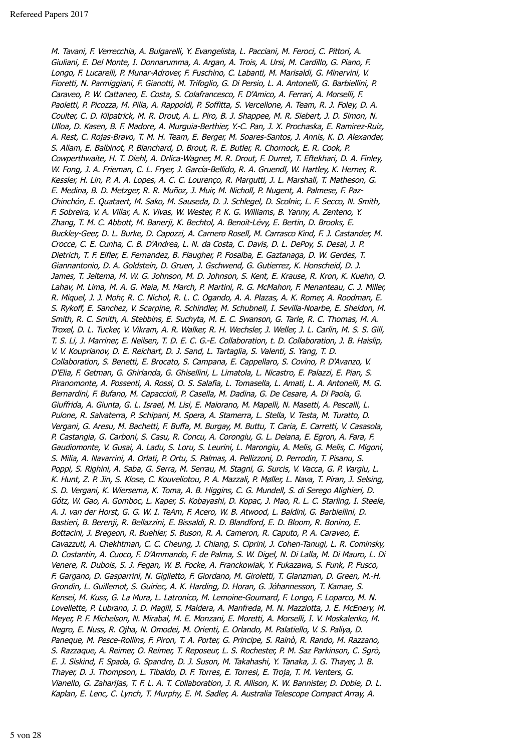*M. Tavani, F. Verrecchia, A. Bulgarelli, Y. Evangelista, L. Pacciani, M. Feroci, C. Pittori, A. Giuliani, E. Del Monte, I. Donnarumma, A. Argan, A. Trois, A. Ursi, M. Cardillo, G. Piano, F. Longo, F. Lucarelli, P. Munar-Adrover, F. Fuschino, C. Labanti, M. Marisaldi, G. Minervini, V. Fioretti, N. Parmiggiani, F. Gianotti, M. Trifoglio, G. Di Persio, L. A. Antonelli, G. Barbiellini, P. Caraveo, P. W. Cattaneo, E. Costa, S. Colafrancesco, F. D'Amico, A. Ferrari, A. Morselli, F. Paoletti, P. Picozza, M. Pilia, A. Rappoldi, P. Soffitta, S. Vercellone, A. Team, R. J. Foley, D. A. Coulter, C. D. Kilpatrick, M. R. Drout, A. L. Piro, B. J. Shappee, M. R. Siebert, J. D. Simon, N. Ulloa, D. Kasen, B. F. Madore, A. Murguia-Berthier, Y.-C. Pan, J. X. Prochaska, E. Ramirez-Ruiz, A. Rest, C. Rojas-Bravo, T. M. H. Team, E. Berger, M. Soares-Santos, J. Annis, K. D. Alexander, S. Allam, E. Balbinot, P. Blanchard, D. Brout, R. E. Butler, R. Chornock, E. R. Cook, P. Cowperthwaite, H. T. Diehl, A. Drlica-Wagner, M. R. Drout, F. Durret, T. Eftekhari, D. A. Finley, W. Fong, J. A. Frieman, C. L. Fryer, J. García-Bellido, R. A. Gruendl, W. Hartley, K. Herner, R. Kessler, H. Lin, P. A. A. Lopes, A. C. C. Lourenço, R. Margutti, J. L. Marshall, T. Matheson, G. E. Medina, B. D. Metzger, R. R. Muñoz, J. Muir, M. Nicholl, P. Nugent, A. Palmese, F. Paz-Chinchón, E. Quataert, M. Sako, M. Sauseda, D. J. Schlegel, D. Scolnic, L. F. Secco, N. Smith, F. Sobreira, V. A. Villar, A. K. Vivas, W. Wester, P. K. G. Williams, B. Yanny, A. Zenteno, Y. Zhang, T. M. C. Abbott, M. Banerji, K. Bechtol, A. Benoit-Lévy, E. Bertin, D. Brooks, E. Buckley-Geer, D. L. Burke, D. Capozzi, A. Carnero Rosell, M. Carrasco Kind, F. J. Castander, M. Crocce, C. E. Cunha, C. B. D'Andrea, L. N. da Costa, C. Davis, D. L. DePoy, S. Desai, J. P. Dietrich, T. F. Eifler, E. Fernandez, B. Flaugher, P. Fosalba, E. Gaztanaga, D. W. Gerdes, T. Giannantonio, D. A. Goldstein, D. Gruen, J. Gschwend, G. Gutierrez, K. Honscheid, D. J. James, T. Jeltema, M. W. G. Johnson, M. D. Johnson, S. Kent, E. Krause, R. Kron, K. Kuehn, O. Lahav, M. Lima, M. A. G. Maia, M. March, P. Martini, R. G. McMahon, F. Menanteau, C. J. Miller, R. Miquel, J. J. Mohr, R. C. Nichol, R. L. C. Ogando, A. A. Plazas, A. K. Romer, A. Roodman, E. S. Rykoff, E. Sanchez, V. Scarpine, R. Schindler, M. Schubnell, I. Sevilla-Noarbe, E. Sheldon, M. Smith, R. C. Smith, A. Stebbins, E. Suchyta, M. E. C. Swanson, G. Tarle, R. C. Thomas, M. A. Troxel, D. L. Tucker, V. Vikram, A. R. Walker, R. H. Wechsler, J. Weller, J. L. Carlin, M. S. S. Gill, T. S. Li, J. Marriner, E. Neilsen, T. D. E. C. G.-E. Collaboration, t. D. Collaboration, J. B. Haislip, V. V. Kouprianov, D. E. Reichart, D. J. Sand, L. Tartaglia, S. Valenti, S. Yang, T. D. Collaboration, S. Benetti, E. Brocato, S. Campana, E. Cappellaro, S. Covino, P. D'Avanzo, V. D'Elia, F. Getman, G. Ghirlanda, G. Ghisellini, L. Limatola, L. Nicastro, E. Palazzi, E. Pian, S. Piranomonte, A. Possenti, A. Rossi, O. S. Salafia, L. Tomasella, L. Amati, L. A. Antonelli, M. G. Bernardini, F. Bufano, M. Capaccioli, P. Casella, M. Dadina, G. De Cesare, A. Di Paola, G. Giuffrida, A. Giunta, G. L. Israel, M. Lisi, E. Maiorano, M. Mapelli, N. Masetti, A. Pescalli, L. Pulone, R. Salvaterra, P. Schipani, M. Spera, A. Stamerra, L. Stella, V. Testa, M. Turatto, D. Vergani, G. Aresu, M. Bachetti, F. Buffa, M. Burgay, M. Buttu, T. Caria, E. Carretti, V. Casasola, P. Castangia, G. Carboni, S. Casu, R. Concu, A. Corongiu, G. L. Deiana, E. Egron, A. Fara, F. Gaudiomonte, V. Gusai, A. Ladu, S. Loru, S. Leurini, L. Marongiu, A. Melis, G. Melis, C. Migoni, S. Milia, A. Navarrini, A. Orlati, P. Ortu, S. Palmas, A. Pellizzoni, D. Perrodin, T. Pisanu, S. Poppi, S. Righini, A. Saba, G. Serra, M. Serrau, M. Stagni, G. Surcis, V. Vacca, G. P. Vargiu, L. K. Hunt, Z. P. Jin, S. Klose, C. Kouveliotou, P. A. Mazzali, P. Møller, L. Nava, T. Piran, J. Selsing, S. D. Vergani, K. Wiersema, K. Toma, A. B. Higgins, C. G. Mundell, S. di Serego Alighieri, D. Gótz, W. Gao, A. Gomboc, L. Kaper, S. Kobayashi, D. Kopac, J. Mao, R. L. C. Starling, I. Steele, A. J. van der Horst, G. G. W. I. TeAm, F. Acero, W. B. Atwood, L. Baldini, G. Barbiellini, D. Bastieri, B. Berenji, R. Bellazzini, E. Bissaldi, R. D. Blandford, E. D. Bloom, R. Bonino, E. Bottacini, J. Bregeon, R. Buehler, S. Buson, R. A. Cameron, R. Caputo, P. A. Caraveo, E. Cavazzuti, A. Chekhtman, C. C. Cheung, J. Chiang, S. Ciprini, J. Cohen-Tanugi, L. R. Cominsky, D. Costantin, A. Cuoco, F. D'Ammando, F. de Palma, S. W. Digel, N. Di Lalla, M. Di Mauro, L. Di Venere, R. Dubois, S. J. Fegan, W. B. Focke, A. Franckowiak, Y. Fukazawa, S. Funk, P. Fusco, F. Gargano, D. Gasparrini, N. Giglietto, F. Giordano, M. Giroletti, T. Glanzman, D. Green, M.-H. Grondin, L. Guillemot, S. Guiriec, A. K. Harding, D. Horan, G. Jóhannesson, T. Kamae, S. Kensei, M. Kuss, G. La Mura, L. Latronico, M. Lemoine-Goumard, F. Longo, F. Loparco, M. N. Lovellette, P. Lubrano, J. D. Magill, S. Maldera, A. Manfreda, M. N. Mazziotta, J. E. McEnery, M. Meyer, P. F. Michelson, N. Mirabal, M. N. Monzani, E. Moretti, A. Morselli, I. V. Moskalenko, M. Negro, E. Nuss, R. Ojha, N. Omodei, M. Orienti, E. Orlando, M. Palatiello, V. S. Paliya, D. Paneque, M. Pesce-Rollins, F. Piron, T. A. Porter, G. Principe, S. Rainò, R. Rando, M. Razzano, S. Razzaque, A. Reimer, O. Reimer, T. Reposeur, L. S. Rochester, P. M. Saz Parkinson, C. Sgrò, E. J. Siskind, F. Spada, G. Spandre, D. J. Suson, M. Takahashi, Y. Tanaka, J. G. Thayer, J. B. Thayer, D. J. Thompson, L. Tibaldo, D. F. Torres, E. Torresi, E. Troja, T. M. Venters, G. Vianello, G. Zaharijas, T. F. L. A. T. Collaboration, J. R. Allison, K. W. Bannister, D. Dobie, D. L. Kaplan, E. Lenc, C. Lynch, T. Murphy, E. M. Sadler, A. Australia Telescope Compact Array, A.*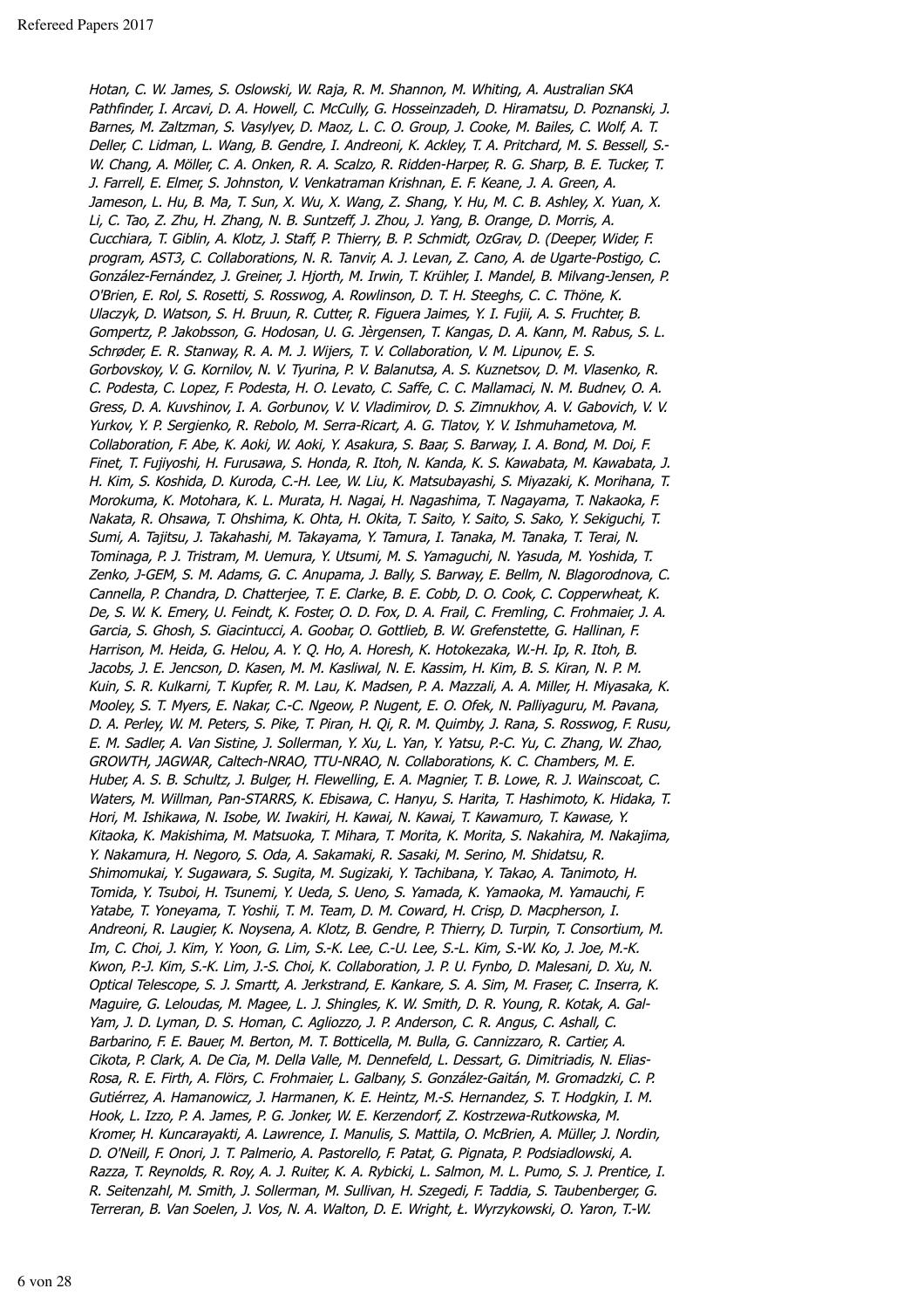*Hotan, C. W. James, S. Oslowski, W. Raja, R. M. Shannon, M. Whiting, A. Australian SKA Pathfinder, I. Arcavi, D. A. Howell, C. McCully, G. Hosseinzadeh, D. Hiramatsu, D. Poznanski, J. Barnes, M. Zaltzman, S. Vasylyev, D. Maoz, L. C. O. Group, J. Cooke, M. Bailes, C. Wolf, A. T. Deller, C. Lidman, L. Wang, B. Gendre, I. Andreoni, K. Ackley, T. A. Pritchard, M. S. Bessell, S.-W. Chang, A. Möller, C. A. Onken, R. A. Scalzo, R. Ridden-Harper, R. G. Sharp, B. E. Tucker, T. J. Farrell, E. Elmer, S. Johnston, V. Venkatraman Krishnan, E. F. Keane, J. A. Green, A. Jameson, L. Hu, B. Ma, T. Sun, X. Wu, X. Wang, Z. Shang, Y. Hu, M. C. B. Ashley, X. Yuan, X. Li, C. Tao, Z. Zhu, H. Zhang, N. B. Suntzeff, J. Zhou, J. Yang, B. Orange, D. Morris, A. Cucchiara, T. Giblin, A. Klotz, J. Staff, P. Thierry, B. P. Schmidt, OzGrav, D. (Deeper, Wider, F. program, AST3, C. Collaborations, N. R. Tanvir, A. J. Levan, Z. Cano, A. de Ugarte-Postigo, C. González-Fernández, J. Greiner, J. Hjorth, M. Irwin, T. Krühler, I. Mandel, B. Milvang-Jensen, P. O'Brien, E. Rol, S. Rosetti, S. Rosswog, A. Rowlinson, D. T. H. Steeghs, C. C. Thöne, K. Ulaczyk, D. Watson, S. H. Bruun, R. Cutter, R. Figuera Jaimes, Y. I. Fujii, A. S. Fruchter, B. Gompertz, P. Jakobsson, G. Hodosan, U. G. Jèrgensen, T. Kangas, D. A. Kann, M. Rabus, S. L. Schrøder, E. R. Stanway, R. A. M. J. Wijers, T. V. Collaboration, V. M. Lipunov, E. S. Gorbovskoy, V. G. Kornilov, N. V. Tyurina, P. V. Balanutsa, A. S. Kuznetsov, D. M. Vlasenko, R. C. Podesta, C. Lopez, F. Podesta, H. O. Levato, C. Saffe, C. C. Mallamaci, N. M. Budnev, O. A. Gress, D. A. Kuvshinov, I. A. Gorbunov, V. V. Vladimirov, D. S. Zimnukhov, A. V. Gabovich, V. V. Yurkov, Y. P. Sergienko, R. Rebolo, M. Serra-Ricart, A. G. Tlatov, Y. V. Ishmuhametova, M. Collaboration, F. Abe, K. Aoki, W. Aoki, Y. Asakura, S. Baar, S. Barway, I. A. Bond, M. Doi, F. Finet, T. Fujiyoshi, H. Furusawa, S. Honda, R. Itoh, N. Kanda, K. S. Kawabata, M. Kawabata, J. H. Kim, S. Koshida, D. Kuroda, C.-H. Lee, W. Liu, K. Matsubayashi, S. Miyazaki, K. Morihana, T. Morokuma, K. Motohara, K. L. Murata, H. Nagai, H. Nagashima, T. Nagayama, T. Nakaoka, F. Nakata, R. Ohsawa, T. Ohshima, K. Ohta, H. Okita, T. Saito, Y. Saito, S. Sako, Y. Sekiguchi, T. Sumi, A. Tajitsu, J. Takahashi, M. Takayama, Y. Tamura, I. Tanaka, M. Tanaka, T. Terai, N. Tominaga, P. J. Tristram, M. Uemura, Y. Utsumi, M. S. Yamaguchi, N. Yasuda, M. Yoshida, T. Zenko, J-GEM, S. M. Adams, G. C. Anupama, J. Bally, S. Barway, E. Bellm, N. Blagorodnova, C. Cannella, P. Chandra, D. Chatterjee, T. E. Clarke, B. E. Cobb, D. O. Cook, C. Copperwheat, K. De, S. W. K. Emery, U. Feindt, K. Foster, O. D. Fox, D. A. Frail, C. Fremling, C. Frohmaier, J. A. Garcia, S. Ghosh, S. Giacintucci, A. Goobar, O. Gottlieb, B. W. Grefenstette, G. Hallinan, F. Harrison, M. Heida, G. Helou, A. Y. Q. Ho, A. Horesh, K. Hotokezaka, W.-H. Ip, R. Itoh, B. Jacobs, J. E. Jencson, D. Kasen, M. M. Kasliwal, N. E. Kassim, H. Kim, B. S. Kiran, N. P. M. Kuin, S. R. Kulkarni, T. Kupfer, R. M. Lau, K. Madsen, P. A. Mazzali, A. A. Miller, H. Miyasaka, K. Mooley, S. T. Myers, E. Nakar, C.-C. Ngeow, P. Nugent, E. O. Ofek, N. Palliyaguru, M. Pavana, D. A. Perley, W. M. Peters, S. Pike, T. Piran, H. Qi, R. M. Quimby, J. Rana, S. Rosswog, F. Rusu, E. M. Sadler, A. Van Sistine, J. Sollerman, Y. Xu, L. Yan, Y. Yatsu, P.-C. Yu, C. Zhang, W. Zhao, GROWTH, JAGWAR, Caltech-NRAO, TTU-NRAO, N. Collaborations, K. C. Chambers, M. E. Huber, A. S. B. Schultz, J. Bulger, H. Flewelling, E. A. Magnier, T. B. Lowe, R. J. Wainscoat, C. Waters, M. Willman, Pan-STARRS, K. Ebisawa, C. Hanyu, S. Harita, T. Hashimoto, K. Hidaka, T. Hori, M. Ishikawa, N. Isobe, W. Iwakiri, H. Kawai, N. Kawai, T. Kawamuro, T. Kawase, Y. Kitaoka, K. Makishima, M. Matsuoka, T. Mihara, T. Morita, K. Morita, S. Nakahira, M. Nakajima, Y. Nakamura, H. Negoro, S. Oda, A. Sakamaki, R. Sasaki, M. Serino, M. Shidatsu, R. Shimomukai, Y. Sugawara, S. Sugita, M. Sugizaki, Y. Tachibana, Y. Takao, A. Tanimoto, H. Tomida, Y. Tsuboi, H. Tsunemi, Y. Ueda, S. Ueno, S. Yamada, K. Yamaoka, M. Yamauchi, F. Yatabe, T. Yoneyama, T. Yoshii, T. M. Team, D. M. Coward, H. Crisp, D. Macpherson, I. Andreoni, R. Laugier, K. Noysena, A. Klotz, B. Gendre, P. Thierry, D. Turpin, T. Consortium, M. Im, C. Choi, J. Kim, Y. Yoon, G. Lim, S.-K. Lee, C.-U. Lee, S.-L. Kim, S.-W. Ko, J. Joe, M.-K. Kwon, P.-J. Kim, S.-K. Lim, J.-S. Choi, K. Collaboration, J. P. U. Fynbo, D. Malesani, D. Xu, N. Optical Telescope, S. J. Smartt, A. Jerkstrand, E. Kankare, S. A. Sim, M. Fraser, C. Inserra, K. Maguire, G. Leloudas, M. Magee, L. J. Shingles, K. W. Smith, D. R. Young, R. Kotak, A. Gal-Yam, J. D. Lyman, D. S. Homan, C. Agliozzo, J. P. Anderson, C. R. Angus, C. Ashall, C. Barbarino, F. E. Bauer, M. Berton, M. T. Botticella, M. Bulla, G. Cannizzaro, R. Cartier, A. Cikota, P. Clark, A. De Cia, M. Della Valle, M. Dennefeld, L. Dessart, G. Dimitriadis, N. Elias-Rosa, R. E. Firth, A. Flörs, C. Frohmaier, L. Galbany, S. González-Gaitán, M. Gromadzki, C. P. Gutiérrez, A. Hamanowicz, J. Harmanen, K. E. Heintz, M.-S. Hernandez, S. T. Hodgkin, I. M. Hook, L. Izzo, P. A. James, P. G. Jonker, W. E. Kerzendorf, Z. Kostrzewa-Rutkowska, M. Kromer, H. Kuncarayakti, A. Lawrence, I. Manulis, S. Mattila, O. McBrien, A. Müller, J. Nordin, D. O'Neill, F. Onori, J. T. Palmerio, A. Pastorello, F. Patat, G. Pignata, P. Podsiadlowski, A. Razza, T. Reynolds, R. Roy, A. J. Ruiter, K. A. Rybicki, L. Salmon, M. L. Pumo, S. J. Prentice, I. R. Seitenzahl, M. Smith, J. Sollerman, M. Sullivan, H. Szegedi, F. Taddia, S. Taubenberger, G. Terreran, B. Van Soelen, J. Vos, N. A. Walton, D. E. Wright, Ł. Wyrzykowski, O. Yaron, T.-W.*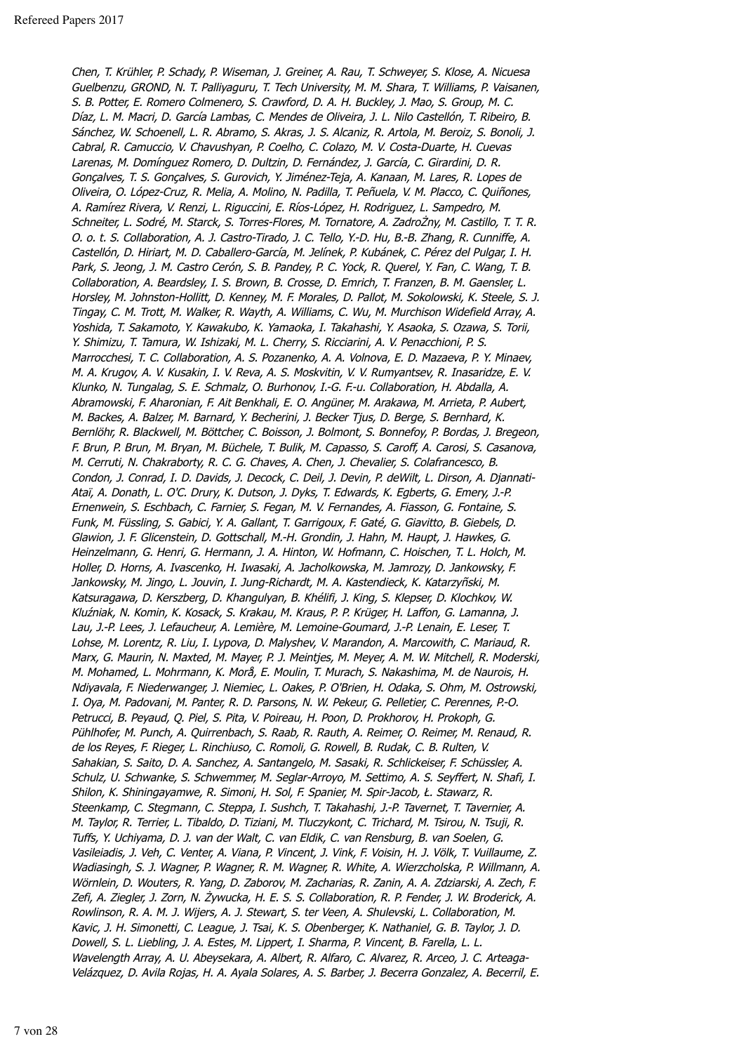*Chen, T. Krühler, P. Schady, P. Wiseman, J. Greiner, A. Rau, T. Schweyer, S. Klose, A. Nicuesa Guelbenzu, GROND, N. T. Palliyaguru, T. Tech University, M. M. Shara, T. Williams, P. Vaisanen, S. B. Potter, E. Romero Colmenero, S. Crawford, D. A. H. Buckley, J. Mao, S. Group, M. C. Díaz, L. M. Macri, D. García Lambas, C. Mendes de Oliveira, J. L. Nilo Castellón, T. Ribeiro, B. Sánchez, W. Schoenell, L. R. Abramo, S. Akras, J. S. Alcaniz, R. Artola, M. Beroiz, S. Bonoli, J. Cabral, R. Camuccio, V. Chavushyan, P. Coelho, C. Colazo, M. V. Costa-Duarte, H. Cuevas Larenas, M. Domínguez Romero, D. Dultzin, D. Fernández, J. García, C. Girardini, D. R. Gonçalves, T. S. Gonçalves, S. Gurovich, Y. Jiménez-Teja, A. Kanaan, M. Lares, R. Lopes de Oliveira, O. López-Cruz, R. Melia, A. Molino, N. Padilla, T. Peñuela, V. M. Placco, C. Quiñones, A. Ramírez Rivera, V. Renzi, L. Riguccini, E. Ríos-López, H. Rodriguez, L. Sampedro, M. Schneiter, L. Sodré, M. Starck, S. Torres-Flores, M. Tornatore, A. ZadroŽny, M. Castillo, T. T. R. O. o. t. S. Collaboration, A. J. Castro-Tirado, J. C. Tello, Y.-D. Hu, B.-B. Zhang, R. Cunniffe, A. Castellón, D. Hiriart, M. D. Caballero-García, M. Jelínek, P. Kubánek, C. Pérez del Pulgar, I. H. Park, S. Jeong, J. M. Castro Cerón, S. B. Pandey, P. C. Yock, R. Querel, Y. Fan, C. Wang, T. B. Collaboration, A. Beardsley, I. S. Brown, B. Crosse, D. Emrich, T. Franzen, B. M. Gaensler, L. Horsley, M. Johnston-Hollitt, D. Kenney, M. F. Morales, D. Pallot, M. Sokolowski, K. Steele, S. J. Tingay, C. M. Trott, M. Walker, R. Wayth, A. Williams, C. Wu, M. Murchison Widefield Array, A. Yoshida, T. Sakamoto, Y. Kawakubo, K. Yamaoka, I. Takahashi, Y. Asaoka, S. Ozawa, S. Torii, Y. Shimizu, T. Tamura, W. Ishizaki, M. L. Cherry, S. Ricciarini, A. V. Penacchioni, P. S. Marrocchesi, T. C. Collaboration, A. S. Pozanenko, A. A. Volnova, E. D. Mazaeva, P. Y. Minaev, M. A. Krugov, A. V. Kusakin, I. V. Reva, A. S. Moskvitin, V. V. Rumyantsev, R. Inasaridze, E. V. Klunko, N. Tungalag, S. E. Schmalz, O. Burhonov, I.-G. F.-u. Collaboration, H. Abdalla, A. Abramowski, F. Aharonian, F. Ait Benkhali, E. O. Angüner, M. Arakawa, M. Arrieta, P. Aubert, M. Backes, A. Balzer, M. Barnard, Y. Becherini, J. Becker Tjus, D. Berge, S. Bernhard, K. Bernlöhr, R. Blackwell, M. Böttcher, C. Boisson, J. Bolmont, S. Bonnefoy, P. Bordas, J. Bregeon, F. Brun, P. Brun, M. Bryan, M. Büchele, T. Bulik, M. Capasso, S. Caroff, A. Carosi, S. Casanova, M. Cerruti, N. Chakraborty, R. C. G. Chaves, A. Chen, J. Chevalier, S. Colafrancesco, B. Condon, J. Conrad, I. D. Davids, J. Decock, C. Deil, J. Devin, P. deWilt, L. Dirson, A. Djannati-Ataï, A. Donath, L. O'C. Drury, K. Dutson, J. Dyks, T. Edwards, K. Egberts, G. Emery, J.-P. Ernenwein, S. Eschbach, C. Farnier, S. Fegan, M. V. Fernandes, A. Fiasson, G. Fontaine, S. Funk, M. Füssling, S. Gabici, Y. A. Gallant, T. Garrigoux, F. Gaté, G. Giavitto, B. Giebels, D. Glawion, J. F. Glicenstein, D. Gottschall, M.-H. Grondin, J. Hahn, M. Haupt, J. Hawkes, G. Heinzelmann, G. Henri, G. Hermann, J. A. Hinton, W. Hofmann, C. Hoischen, T. L. Holch, M. Holler, D. Horns, A. Ivascenko, H. Iwasaki, A. Jacholkowska, M. Jamrozy, D. Jankowsky, F. Jankowsky, M. Jingo, L. Jouvin, I. Jung-Richardt, M. A. Kastendieck, K. Katarzyñski, M. Katsuragawa, D. Kerszberg, D. Khangulyan, B. Khélifi, J. King, S. Klepser, D. Klochkov, W. Kluźniak, N. Komin, K. Kosack, S. Krakau, M. Kraus, P. P. Krüger, H. Laffon, G. Lamanna, J. Lau, J.-P. Lees, J. Lefaucheur, A. Lemière, M. Lemoine-Goumard, J.-P. Lenain, E. Leser, T. Lohse, M. Lorentz, R. Liu, I. Lypova, D. Malyshev, V. Marandon, A. Marcowith, C. Mariaud, R. Marx, G. Maurin, N. Maxted, M. Mayer, P. J. Meintjes, M. Meyer, A. M. W. Mitchell, R. Moderski, M. Mohamed, L. Mohrmann, K. Morå, E. Moulin, T. Murach, S. Nakashima, M. de Naurois, H. Ndiyavala, F. Niederwanger, J. Niemiec, L. Oakes, P. O'Brien, H. Odaka, S. Ohm, M. Ostrowski, I. Oya, M. Padovani, M. Panter, R. D. Parsons, N. W. Pekeur, G. Pelletier, C. Perennes, P.-O. Petrucci, B. Peyaud, Q. Piel, S. Pita, V. Poireau, H. Poon, D. Prokhorov, H. Prokoph, G. Pühlhofer, M. Punch, A. Quirrenbach, S. Raab, R. Rauth, A. Reimer, O. Reimer, M. Renaud, R. de los Reyes, F. Rieger, L. Rinchiuso, C. Romoli, G. Rowell, B. Rudak, C. B. Rulten, V. Sahakian, S. Saito, D. A. Sanchez, A. Santangelo, M. Sasaki, R. Schlickeiser, F. Schüssler, A. Schulz, U. Schwanke, S. Schwemmer, M. Seglar-Arroyo, M. Settimo, A. S. Seyffert, N. Shafi, I. Shilon, K. Shiningayamwe, R. Simoni, H. Sol, F. Spanier, M. Spir-Jacob, Ł. Stawarz, R. Steenkamp, C. Stegmann, C. Steppa, I. Sushch, T. Takahashi, J.-P. Tavernet, T. Tavernier, A. M. Taylor, R. Terrier, L. Tibaldo, D. Tiziani, M. Tluczykont, C. Trichard, M. Tsirou, N. Tsuji, R. Tuffs, Y. Uchiyama, D. J. van der Walt, C. van Eldik, C. van Rensburg, B. van Soelen, G. Vasileiadis, J. Veh, C. Venter, A. Viana, P. Vincent, J. Vink, F. Voisin, H. J. Völk, T. Vuillaume, Z. Wadiasingh, S. J. Wagner, P. Wagner, R. M. Wagner, R. White, A. Wierzcholska, P. Willmann, A. Wörnlein, D. Wouters, R. Yang, D. Zaborov, M. Zacharias, R. Zanin, A. A. Zdziarski, A. Zech, F. Zefi, A. Ziegler, J. Zorn, N. Żywucka, H. E. S. S. Collaboration, R. P. Fender, J. W. Broderick, A. Rowlinson, R. A. M. J. Wijers, A. J. Stewart, S. ter Veen, A. Shulevski, L. Collaboration, M. Kavic, J. H. Simonetti, C. League, J. Tsai, K. S. Obenberger, K. Nathaniel, G. B. Taylor, J. D. Dowell, S. L. Liebling, J. A. Estes, M. Lippert, I. Sharma, P. Vincent, B. Farella, L. L. Wavelength Array, A. U. Abeysekara, A. Albert, R. Alfaro, C. Alvarez, R. Arceo, J. C. Arteaga-Velázquez, D. Avila Rojas, H. A. Ayala Solares, A. S. Barber, J. Becerra Gonzalez, A. Becerril, E.*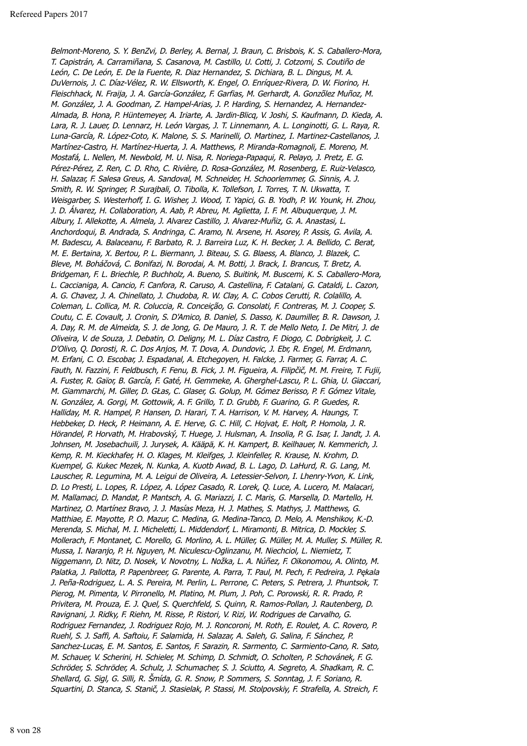*Belmont-Moreno, S. Y. BenZvi, D. Berley, A. Bernal, J. Braun, C. Brisbois, K. S. Caballero-Mora, T. Capistrán, A. Carramiñana, S. Casanova, M. Castillo, U. Cotti, J. Cotzomi, S. Coutiño de León, C. De León, E. De la Fuente, R. Diaz Hernandez, S. Dichiara, B. L. Dingus, M. A. DuVernois, J. C. Díaz-Vélez, R. W. Ellsworth, K. Engel, O. Enríquez-Rivera, D. W. Fiorino, H. Fleischhack, N. Fraija, J. A. García-González, F. Garfias, M. Gerhardt, A. Gonzõlez Muñoz, M. M. González, J. A. Goodman, Z. Hampel-Arias, J. P. Harding, S. Hernandez, A. Hernandez-Almada, B. Hona, P. Hüntemeyer, A. Iriarte, A. Jardin-Blicq, V. Joshi, S. Kaufmann, D. Kieda, A. Lara, R. J. Lauer, D. Lennarz, H. León Vargas, J. T. Linnemann, A. L. Longinotti, G. L. Raya, R. Luna-García, R. López-Coto, K. Malone, S. S. Marinelli, O. Martinez, I. Martinez-Castellanos, J. Martínez-Castro, H. Martínez-Huerta, J. A. Matthews, P. Miranda-Romagnoli, E. Moreno, M. Mostafá, L. Nellen, M. Newbold, M. U. Nisa, R. Noriega-Papaqui, R. Pelayo, J. Pretz, E. G. Pérez-Pérez, Z. Ren, C. D. Rho, C. Rivière, D. Rosa-González, M. Rosenberg, E. Ruiz-Velasco, H. Salazar, F. Salesa Greus, A. Sandoval, M. Schneider, H. Schoorlemmer, G. Sinnis, A. J. Smith, R. W. Springer, P. Surajbali, O. Tibolla, K. Tollefson, I. Torres, T. N. Ukwatta, T. Weisgarber, S. Westerhoff, I. G. Wisher, J. Wood, T. Yapici, G. B. Yodh, P. W. Younk, H. Zhou, J. D. Álvarez, H. Collaboration, A. Aab, P. Abreu, M. Aglietta, I. F. M. Albuquerque, J. M. Albury, I. Allekotte, A. Almela, J. Alvarez Castillo, J. Alvarez-Muñiz, G. A. Anastasi, L. Anchordoqui, B. Andrada, S. Andringa, C. Aramo, N. Arsene, H. Asorey, P. Assis, G. Avila, A. M. Badescu, A. Balaceanu, F. Barbato, R. J. Barreira Luz, K. H. Becker, J. A. Bellido, C. Berat, M. E. Bertaina, X. Bertou, P. L. Biermann, J. Biteau, S. G. Blaess, A. Blanco, J. Blazek, C. Bleve, M. Boháčová, C. Bonifazi, N. Borodai, A. M. Botti, J. Brack, I. Brancus, T. Bretz, A. Bridgeman, F. L. Briechle, P. Buchholz, A. Bueno, S. Buitink, M. Buscemi, K. S. Caballero-Mora, L. Caccianiga, A. Cancio, F. Canfora, R. Caruso, A. Castellina, F. Catalani, G. Cataldi, L. Cazon, A. G. Chavez, J. A. Chinellato, J. Chudoba, R. W. Clay, A. C. Cobos Cerutti, R. Colalillo, A. Coleman, L. Collica, M. R. Coluccia, R. Conceição, G. Consolati, F. Contreras, M. J. Cooper, S. Coutu, C. E. Covault, J. Cronin, S. D'Amico, B. Daniel, S. Dasso, K. Daumiller, B. R. Dawson, J. A. Day, R. M. de Almeida, S. J. de Jong, G. De Mauro, J. R. T. de Mello Neto, I. De Mitri, J. de Oliveira, V. de Souza, J. Debatin, O. Deligny, M. L. Díaz Castro, F. Diogo, C. Dobrigkeit, J. C. D'Olivo, Q. Dorosti, R. C. Dos Anjos, M. T. Dova, A. Dundovic, J. Ebr, R. Engel, M. Erdmann, M. Erfani, C. O. Escobar, J. Espadanal, A. Etchegoyen, H. Falcke, J. Farmer, G. Farrar, A. C. Fauth, N. Fazzini, F. Feldbusch, F. Fenu, B. Fick, J. M. Figueira, A. Filipčič, M. M. Freire, T. Fujii, A. Fuster, R. Gaïor, B. García, F. Gaté, H. Gemmeke, A. Gherghel-Lascu, P. L. Ghia, U. Giaccari, M. Giammarchi, M. Giller, D. Głas, C. Glaser, G. Golup, M. Gómez Berisso, P. F. Gómez Vitale, N. González, A. Gorgi, M. Gottowik, A. F. Grillo, T. D. Grubb, F. Guarino, G. P. Guedes, R. Halliday, M. R. Hampel, P. Hansen, D. Harari, T. A. Harrison, V. M. Harvey, A. Haungs, T. Hebbeker, D. Heck, P. Heimann, A. E. Herve, G. C. Hill, C. Hojvat, E. Holt, P. Homola, J. R. Hörandel, P. Horvath, M. Hrabovský, T. Huege, J. Hulsman, A. Insolia, P. G. Isar, I. Jandt, J. A. Johnsen, M. Josebachuili, J. Jurysek, A. Kääpä, K. H. Kampert, B. Keilhauer, N. Kemmerich, J. Kemp, R. M. Kieckhafer, H. O. Klages, M. Kleifges, J. Kleinfeller, R. Krause, N. Krohm, D. Kuempel, G. Kukec Mezek, N. Kunka, A. Kuotb Awad, B. L. Lago, D. LaHurd, R. G. Lang, M. Lauscher, R. Legumina, M. A. Leigui de Oliveira, A. Letessier-Selvon, I. Lhenry-Yvon, K. Link, D. Lo Presti, L. Lopes, R. López, A. López Casado, R. Lorek, Q. Luce, A. Lucero, M. Malacari, M. Mallamaci, D. Mandat, P. Mantsch, A. G. Mariazzi, I. C. Maris, G. Marsella, D. Martello, H. Martinez, O. Martínez Bravo, J. J. Masías Meza, H. J. Mathes, S. Mathys, J. Matthews, G. Matthiae, E. Mayotte, P. O. Mazur, C. Medina, G. Medina-Tanco, D. Melo, A. Menshikov, K.-D. Merenda, S. Michal, M. I. Micheletti, L. Middendorf, L. Miramonti, B. Mitrica, D. Mockler, S. Mollerach, F. Montanet, C. Morello, G. Morlino, A. L. Müller, G. Müller, M. A. Muller, S. Müller, R. Mussa, I. Naranjo, P. H. Nguyen, M. Niculescu-Oglinzanu, M. Niechciol, L. Niemietz, T. Niggemann, D. Nitz, D. Nosek, V. Novotny, L. Nožka, L. A. Núñez, F. Oikonomou, A. Olinto, M. Palatka, J. Pallotta, P. Papenbreer, G. Parente, A. Parra, T. Paul, M. Pech, F. Pedreira, J. Pękala J. Peña-Rodriguez, L. A. S. Pereira, M. Perlin, L. Perrone, C. Peters, S. Petrera, J. Phuntsok, T. Pierog, M. Pimenta, V. Pirronello, M. Platino, M. Plum, J. Poh, C. Porowski, R. R. Prado, P. Privitera, M. Prouza, E. J. Quel, S. Querchfeld, S. Quinn, R. Ramos-Pollan, J. Rautenberg, D. Ravignani, J. Ridky, F. Riehn, M. Risse, P. Ristori, V. Rizi, W. Rodrigues de Carvalho, G. Rodriguez Fernandez, J. Rodriguez Rojo, M. J. Roncoroni, M. Roth, E. Roulet, A. C. Rovero, P. Ruehl, S. J. Saffi, A. Saftoiu, F. Salamida, H. Salazar, A. Saleh, G. Salina, F. Sánchez, P. Sanchez-Lucas, E. M. Santos, E. Santos, F. Sarazin, R. Sarmento, C. Sarmiento-Cano, R. Sato, M. Schauer, V. Scherini, H. Schieler, M. Schimp, D. Schmidt, O. Scholten, P. Schovánek, F. G. Schröder, S. Schröder, A. Schulz, J. Schumacher, S. J. Sciutto, A. Segreto, A. Shadkam, R. C. Shellard, G. Sigl, G. Silli, R. Šmída, G. R. Snow, P. Sommers, S. Sonntag, J. F. Soriano, R. Squartini, D. Stanca, S. Stanič, J. Stasielak, P. Stassi, M. Stolpovskiy, F. Strafella, A. Streich, F.*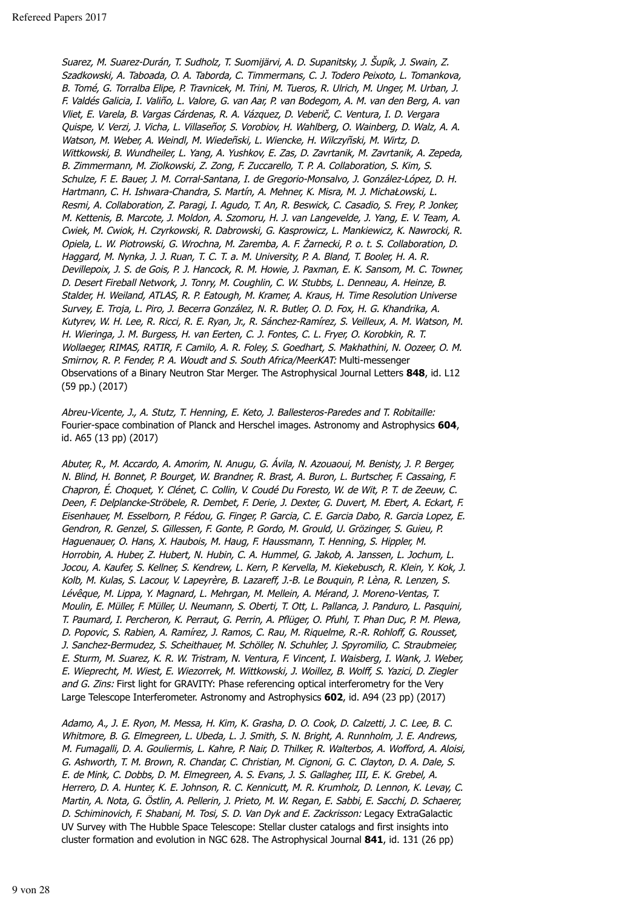*Suarez, M. Suarez-Durán, T. Sudholz, T. Suomijärvi, A. D. Supanitsky, J. Šupík, J. Swain, Z. Szadkowski, A. Taboada, O. A. Taborda, C. Timmermans, C. J. Todero Peixoto, L. Tomankova, B. Tomé, G. Torralba Elipe, P. Travnicek, M. Trini, M. Tueros, R. Ulrich, M. Unger, M. Urban, J. F. Valdés Galicia, I. Valiño, L. Valore, G. van Aar, P. van Bodegom, A. M. van den Berg, A. van Vliet, E. Varela, B. Vargas Cárdenas, R. A. Vázquez, D. Veberič, C. Ventura, I. D. Vergara Quispe, V. Verzi, J. Vicha, L. Villaseñor, S. Vorobiov, H. Wahlberg, O. Wainberg, D. Walz, A. A. Watson, M. Weber, A. Weindl, M. Wiedeński, L. Wiencke, H. Wilczyñski, M. Wirtz, D. Wittkowski, B. Wundheiler, L. Yang, A. Yushkov, E. Zas, D. Zavrtanik, M. Zavrtanik, A. Zepeda, B. Zimmermann, M. Ziolkowski, Z. Zong, F. Zuccarello, T. P. A. Collaboration, S. Kim, S. Schulze, F. E. Bauer, J. M. Corral-Santana, I. de Gregorio-Monsalvo, J. González-López, D. H. Hartmann, C. H. Ishwara-Chandra, S. Martín, A. Mehner, K. Misra, M. J. MichaŁowski, L. Resmi, A. Collaboration, Z. Paragi, I. Agudo, T. An, R. Beswick, C. Casadio, S. Frey, P. Jonker, M. Kettenis, B. Marcote, J. Moldon, A. Szomoru, H. J. van Langevelde, J. Yang, E. V. Team, A. Cwiek, M. Cwiok, H. Czyrkowski, R. Dabrowski, G. Kasprowicz, L. Mankiewicz, K. Nawrocki, R. Opiela, L. W. Piotrowski, G. Wrochna, M. Zaremba, A. F. Żarnecki, P. o. t. S. Collaboration, D. Haggard, M. Nynka, J. J. Ruan, T. C. T. a. M. University, P. A. Bland, T. Booler, H. A. R. Devillepoix, J. S. de Gois, P. J. Hancock, R. M. Howie, J. Paxman, E. K. Sansom, M. C. Towner, D. Desert Fireball Network, J. Tonry, M. Coughlin, C. W. Stubbs, L. Denneau, A. Heinze, B. Stalder, H. Weiland, ATLAS, R. P. Eatough, M. Kramer, A. Kraus, H. Time Resolution Universe Survey, E. Troja, L. Piro, J. Becerra González, N. R. Butler, O. D. Fox, H. G. Khandrika, A. Kutyrev, W. H. Lee, R. Ricci, R. E. Ryan, Jr., R. Sánchez-Ramírez, S. Veilleux, A. M. Watson, M. H. Wieringa, J. M. Burgess, H. van Eerten, C. J. Fontes, C. L. Fryer, O. Korobkin, R. T. Wollaeger, RIMAS, RATIR, F. Camilo, A. R. Foley, S. Goedhart, S. Makhathini, N. Oozeer, O. M. Smirnov, R. P. Fender, P. A. Woudt and S. South Africa/MeerKAT:* Multi-messenger Observations of a Binary Neutron Star Merger. The Astrophysical Journal Letters **848**, id. L12 (59 pp.) (2017)

*Abreu-Vicente, J., A. Stutz, T. Henning, E. Keto, J. Ballesteros-Paredes and T. Robitaille:* Fourier-space combination of Planck and Herschel images. Astronomy and Astrophysics **604**, id. A65 (13 pp) (2017)

*Abuter, R., M. Accardo, A. Amorim, N. Anugu, G. Ávila, N. Azouaoui, M. Benisty, J. P. Berger, N. Blind, H. Bonnet, P. Bourget, W. Brandner, R. Brast, A. Buron, L. Burtscher, F. Cassaing, F. Chapron, É. Choquet, Y. Clénet, C. Collin, V. Coudé Du Foresto, W. de Wit, P. T. de Zeeuw, C. Deen, F. Delplancke-Ströbele, R. Dembet, F. Derie, J. Dexter, G. Duvert, M. Ebert, A. Eckart, F. Eisenhauer, M. Esselborn, P. Fédou, G. Finger, P. Garcia, C. E. Garcia Dabo, R. Garcia Lopez, E. Gendron, R. Genzel, S. Gillessen, F. Gonte, P. Gordo, M. Grould, U. Grözinger, S. Guieu, P. Haguenauer, O. Hans, X. Haubois, M. Haug, F. Haussmann, T. Henning, S. Hippler, M. Horrobin, A. Huber, Z. Hubert, N. Hubin, C. A. Hummel, G. Jakob, A. Janssen, L. Jochum, L. Jocou, A. Kaufer, S. Kellner, S. Kendrew, L. Kern, P. Kervella, M. Kiekebusch, R. Klein, Y. Kok, J. Kolb, M. Kulas, S. Lacour, V. Lapeyrère, B. Lazareff, J.-B. Le Bouquin, P. Lèna, R. Lenzen, S. Lévêque, M. Lippa, Y. Magnard, L. Mehrgan, M. Mellein, A. Mérand, J. Moreno-Ventas, T. Moulin, E. Müller, F. Müller, U. Neumann, S. Oberti, T. Ott, L. Pallanca, J. Panduro, L. Pasquini, T. Paumard, I. Percheron, K. Perraut, G. Perrin, A. Pflüger, O. Pfuhl, T. Phan Duc, P. M. Plewa, D. Popovic, S. Rabien, A. Ramírez, J. Ramos, C. Rau, M. Riquelme, R.-R. Rohloff, G. Rousset, J. Sanchez-Bermudez, S. Scheithauer, M. Schöller, N. Schuhler, J. Spyromilio, C. Straubmeier, E. Sturm, M. Suarez, K. R. W. Tristram, N. Ventura, F. Vincent, I. Waisberg, I. Wank, J. Weber, E. Wieprecht, M. Wiest, E. Wiezorrek, M. Wittkowski, J. Woillez, B. Wolff, S. Yazici, D. Ziegler and G. Zins:* First light for GRAVITY: Phase referencing optical interferometry for the Very Large Telescope Interferometer. Astronomy and Astrophysics **602**, id. A94 (23 pp) (2017)

*Adamo, A., J. E. Ryon, M. Messa, H. Kim, K. Grasha, D. O. Cook, D. Calzetti, J. C. Lee, B. C. Whitmore, B. G. Elmegreen, L. Ubeda, L. J. Smith, S. N. Bright, A. Runnholm, J. E. Andrews, M. Fumagalli, D. A. Gouliermis, L. Kahre, P. Nair, D. Thilker, R. Walterbos, A. Wofford, A. Aloisi, G. Ashworth, T. M. Brown, R. Chandar, C. Christian, M. Cignoni, G. C. Clayton, D. A. Dale, S. E. de Mink, C. Dobbs, D. M. Elmegreen, A. S. Evans, J. S. Gallagher, III, E. K. Grebel, A. Herrero, D. A. Hunter, K. E. Johnson, R. C. Kennicutt, M. R. Krumholz, D. Lennon, K. Levay, C. Martin, A. Nota, G. Östlin, A. Pellerin, J. Prieto, M. W. Regan, E. Sabbi, E. Sacchi, D. Schaerer, D. Schiminovich, F. Shabani, M. Tosi, S. D. Van Dyk and E. Zackrisson:* Legacy ExtraGalactic UV Survey with The Hubble Space Telescope: Stellar cluster catalogs and first insights into cluster formation and evolution in NGC 628. The Astrophysical Journal **841**, id. 131 (26 pp)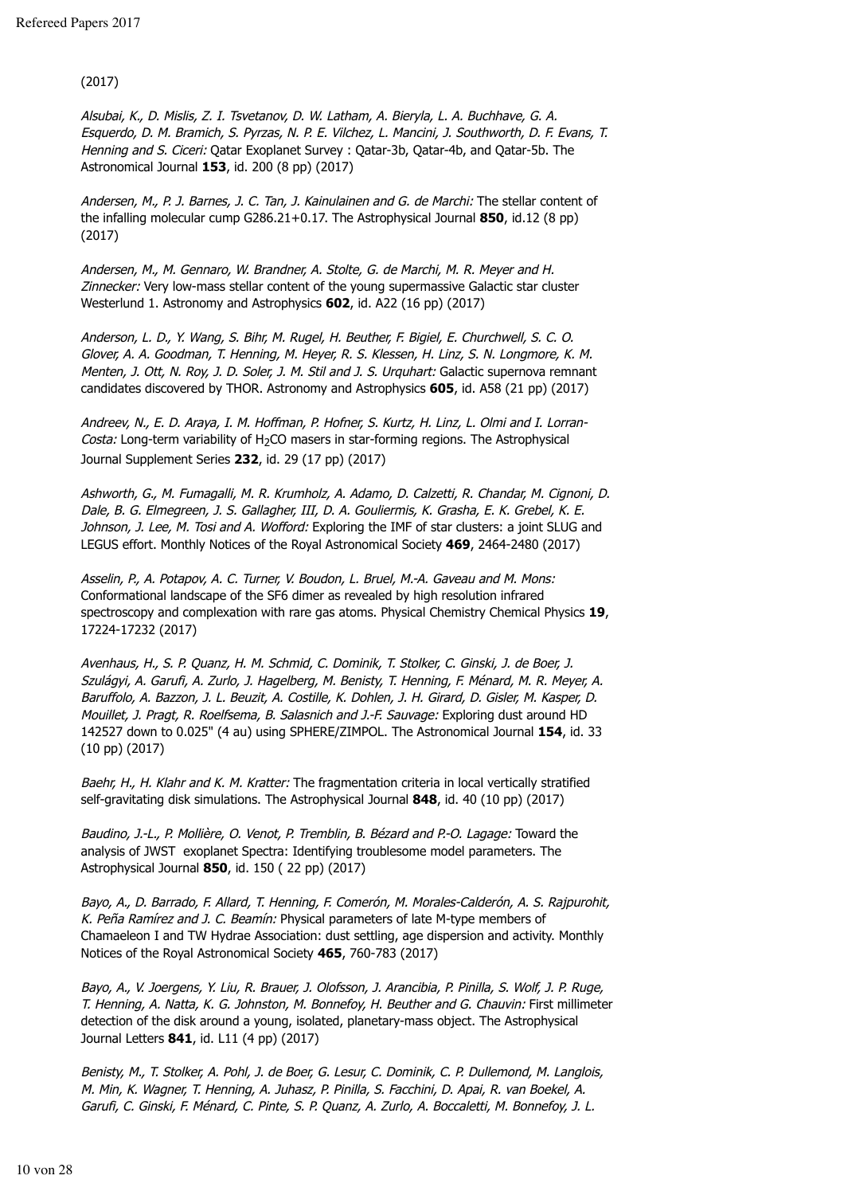(2017)

*Alsubai, K., D. Mislis, Z. I. Tsvetanov, D. W. Latham, A. Bieryla, L. A. Buchhave, G. A. Esquerdo, D. M. Bramich, S. Pyrzas, N. P. E. Vilchez, L. Mancini, J. Southworth, D. F. Evans, T. Henning and S. Ciceri:* Qatar Exoplanet Survey : Qatar-3b, Qatar-4b, and Qatar-5b. The Astronomical Journal **153**, id. 200 (8 pp) (2017)

*Andersen, M., P. J. Barnes, J. C. Tan, J. Kainulainen and G. de Marchi:* The stellar content of the infalling molecular cump G286.21+0.17. The Astrophysical Journal **850**, id.12 (8 pp) (2017)

*Andersen, M., M. Gennaro, W. Brandner, A. Stolte, G. de Marchi, M. R. Meyer and H. Zinnecker:* Very low-mass stellar content of the young supermassive Galactic star cluster Westerlund 1. Astronomy and Astrophysics **602**, id. A22 (16 pp) (2017)

*Anderson, L. D., Y. Wang, S. Bihr, M. Rugel, H. Beuther, F. Bigiel, E. Churchwell, S. C. O. Glover, A. A. Goodman, T. Henning, M. Heyer, R. S. Klessen, H. Linz, S. N. Longmore, K. M. Menten, J. Ott, N. Roy, J. D. Soler, J. M. Stil and J. S. Urquhart:* Galactic supernova remnant candidates discovered by THOR. Astronomy and Astrophysics **605**, id. A58 (21 pp) (2017)

*Andreev, N., E. D. Araya, I. M. Hoffman, P. Hofner, S. Kurtz, H. Linz, L. Olmi and I. Lorran-Costa:* Long-term variability of $H_2CO$ masers in star-forming regions. The Astrophysical Journal Supplement Series **232**, id. 29 (17 pp) (2017)

*Ashworth, G., M. Fumagalli, M. R. Krumholz, A. Adamo, D. Calzetti, R. Chandar, M. Cignoni, D. Dale, B. G. Elmegreen, J. S. Gallagher, III, D. A. Gouliermis, K. Grasha, E. K. Grebel, K. E. Johnson, J. Lee, M. Tosi and A. Wofford:* Exploring the IMF of star clusters: a joint SLUG and LEGUS effort. Monthly Notices of the Royal Astronomical Society **469**, 2464-2480 (2017)

*Asselin, P., A. Potapov, A. C. Turner, V. Boudon, L. Bruel, M.-A. Gaveau and M. Mons:* Conformational landscape of the SF6 dimer as revealed by high resolution infrared spectroscopy and complexation with rare gas atoms. Physical Chemistry Chemical Physics **19**, 17224-17232 (2017)

*Avenhaus, H., S. P. Quanz, H. M. Schmid, C. Dominik, T. Stolker, C. Ginski, J. de Boer, J. Szulágyi, A. Garufi, A. Zurlo, J. Hagelberg, M. Benisty, T. Henning, F. Ménard, M. R. Meyer, A. Baruffolo, A. Bazzon, J. L. Beuzit, A. Costille, K. Dohlen, J. H. Girard, D. Gisler, M. Kasper, D. Mouillet, J. Pragt, R. Roelfsema, B. Salasnich and J.-F. Sauvage:* Exploring dust around HD 142527 down to 0.025" (4 au) using SPHERE/ZIMPOL. The Astronomical Journal **154**, id. 33 (10 pp) (2017)

*Baehr, H., H. Klahr and K. M. Kratter:* The fragmentation criteria in local vertically stratified self-gravitating disk simulations. The Astrophysical Journal **848**, id. 40 (10 pp) (2017)

*Baudino, J.-L., P. Mollière, O. Venot, P. Tremblin, B. Bézard and P.-O. Lagage:* Toward the analysis of JWST exoplanet Spectra: Identifying troublesome model parameters. The Astrophysical Journal **850**, id. 150 ( 22 pp) (2017)

*Bayo, A., D. Barrado, F. Allard, T. Henning, F. Comerón, M. Morales-Calderón, A. S. Rajpurohit, K. Peña Ramírez and J. C. Beamín:* Physical parameters of late M-type members of Chamaeleon I and TW Hydrae Association: dust settling, age dispersion and activity. Monthly Notices of the Royal Astronomical Society **465**, 760-783 (2017)

*Bayo, A., V. Joergens, Y. Liu, R. Brauer, J. Olofsson, J. Arancibia, P. Pinilla, S. Wolf, J. P. Ruge, T. Henning, A. Natta, K. G. Johnston, M. Bonnefoy, H. Beuther and G. Chauvin:* First millimeter detection of the disk around a young, isolated, planetary-mass object. The Astrophysical Journal Letters **841**, id. L11 (4 pp) (2017)

*Benisty, M., T. Stolker, A. Pohl, J. de Boer, G. Lesur, C. Dominik, C. P. Dullemond, M. Langlois, M. Min, K. Wagner, T. Henning, A. Juhasz, P. Pinilla, S. Facchini, D. Apai, R. van Boekel, A. Garufi, C. Ginski, F. Ménard, C. Pinte, S. P. Quanz, A. Zurlo, A. Boccaletti, M. Bonnefoy, J. L.*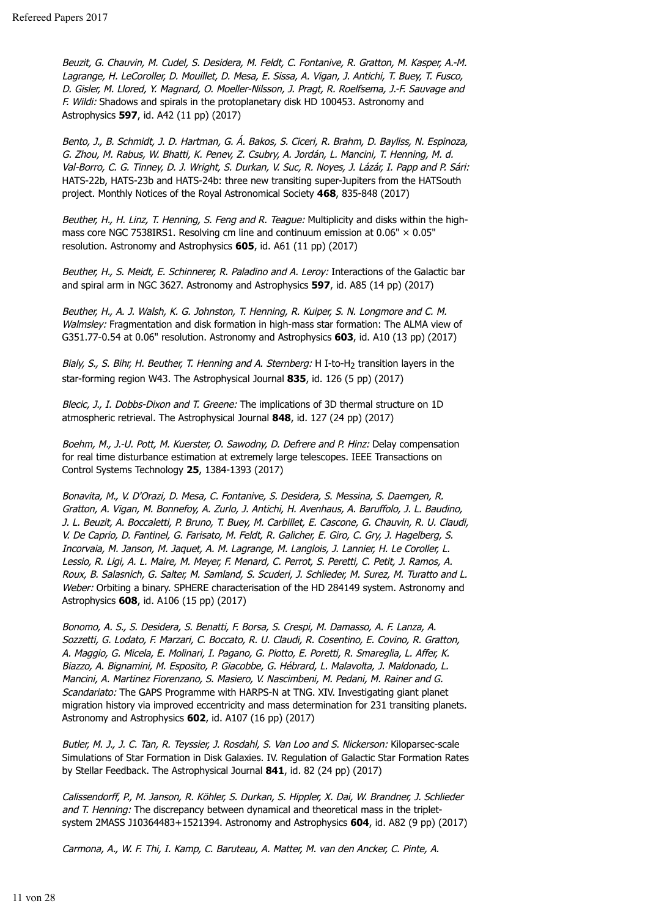*Beuzit, G. Chauvin, M. Cudel, S. Desidera, M. Feldt, C. Fontanive, R. Gratton, M. Kasper, A.-M. Lagrange, H. LeCoroller, D. Mouillet, D. Mesa, E. Sissa, A. Vigan, J. Antichi, T. Buey, T. Fusco, D. Gisler, M. Llored, Y. Magnard, O. Moeller-Nilsson, J. Pragt, R. Roelfsema, J.-F. Sauvage and F. Wildi:* Shadows and spirals in the protoplanetary disk HD 100453. Astronomy and Astrophysics **597**, id. A42 (11 pp) (2017)

*Bento, J., B. Schmidt, J. D. Hartman, G. Á. Bakos, S. Ciceri, R. Brahm, D. Bayliss, N. Espinoza, G. Zhou, M. Rabus, W. Bhatti, K. Penev, Z. Csubry, A. Jordán, L. Mancini, T. Henning, M. d. Val-Borro, C. G. Tinney, D. J. Wright, S. Durkan, V. Suc, R. Noyes, J. Lázár, I. Papp and P. Sári:* HATS-22b, HATS-23b and HATS-24b: three new transiting super-Jupiters from the HATSouth project. Monthly Notices of the Royal Astronomical Society **468**, 835-848 (2017)

*Beuther, H., H. Linz, T. Henning, S. Feng and R. Teague:* Multiplicity and disks within the high-mass core NGC 7538IRS1. Resolving cm line and continuum emission at 0.06" × 0.05" resolution. Astronomy and Astrophysics **605**, id. A61 (11 pp) (2017)

*Beuther, H., S. Meidt, E. Schinnerer, R. Paladino and A. Leroy:* Interactions of the Galactic bar and spiral arm in NGC 3627. Astronomy and Astrophysics **597**, id. A85 (14 pp) (2017)

*Beuther, H., A. J. Walsh, K. G. Johnston, T. Henning, R. Kuiper, S. N. Longmore and C. M. Walmsley:* Fragmentation and disk formation in high-mass star formation: The ALMA view of G351.77-0.54 at 0.06" resolution. Astronomy and Astrophysics **603**, id. A10 (13 pp) (2017)

*Bialy, S., S. Bihr, H. Beuther, T. Henning and A. Sternberg:* H I-to-$H_2$ transition layers in the star-forming region W43. The Astrophysical Journal **835**, id. 126 (5 pp) (2017)

*Blecic, J., I. Dobbs-Dixon and T. Greene:* The implications of 3D thermal structure on 1D atmospheric retrieval. The Astrophysical Journal **848**, id. 127 (24 pp) (2017)

*Boehm, M., J.-U. Pott, M. Kuerster, O. Sawodny, D. Defrere and P. Hinz:* Delay compensation for real time disturbance estimation at extremely large telescopes. IEEE Transactions on Control Systems Technology **25**, 1384-1393 (2017)

*Bonavita, M., V. D'Orazi, D. Mesa, C. Fontanive, S. Desidera, S. Messina, S. Daemgen, R. Gratton, A. Vigan, M. Bonnefoy, A. Zurlo, J. Antichi, H. Avenhaus, A. Baruffolo, J. L. Baudino, J. L. Beuzit, A. Boccaletti, P. Bruno, T. Buey, M. Carbillet, E. Cascone, G. Chauvin, R. U. Claudi, V. De Caprio, D. Fantinel, G. Farisato, M. Feldt, R. Galicher, E. Giro, C. Gry, J. Hagelberg, S. Incorvaia, M. Janson, M. Jaquet, A. M. Lagrange, M. Langlois, J. Lannier, H. Le Coroller, L. Lessio, R. Ligi, A. L. Maire, M. Meyer, F. Menard, C. Perrot, S. Peretti, C. Petit, J. Ramos, A. Roux, B. Salasnich, G. Salter, M. Samland, S. Scuderi, J. Schlieder, M. Surez, M. Turatto and L. Weber:* Orbiting a binary. SPHERE characterisation of the HD 284149 system. Astronomy and Astrophysics **608**, id. A106 (15 pp) (2017)

*Bonomo, A. S., S. Desidera, S. Benatti, F. Borsa, S. Crespi, M. Damasso, A. F. Lanza, A. Sozzetti, G. Lodato, F. Marzari, C. Boccato, R. U. Claudi, R. Cosentino, E. Covino, R. Gratton, A. Maggio, G. Micela, E. Molinari, I. Pagano, G. Piotto, E. Poretti, R. Smareglia, L. Affer, K. Biazzo, A. Bignamini, M. Esposito, P. Giacobbe, G. Hébrard, L. Malavolta, J. Maldonado, L. Mancini, A. Martinez Fiorenzano, S. Masiero, V. Nascimbeni, M. Pedani, M. Rainer and G. Scandariato:* The GAPS Programme with HARPS-N at TNG. XIV. Investigating giant planet migration history via improved eccentricity and mass determination for 231 transiting planets. Astronomy and Astrophysics **602**, id. A107 (16 pp) (2017)

*Butler, M. J., J. C. Tan, R. Teyssier, J. Rosdahl, S. Van Loo and S. Nickerson:* Kiloparsec-scale Simulations of Star Formation in Disk Galaxies. IV. Regulation of Galactic Star Formation Rates by Stellar Feedback. The Astrophysical Journal **841**, id. 82 (24 pp) (2017)

*Calissendorff, P., M. Janson, R. Köhler, S. Durkan, S. Hippler, X. Dai, W. Brandner, J. Schlieder and T. Henning:* The discrepancy between dynamical and theoretical mass in the triplet-system 2MASS J10364483+1521394. Astronomy and Astrophysics **604**, id. A82 (9 pp) (2017)

*Carmona, A., W. F. Thi, I. Kamp, C. Baruteau, A. Matter, M. van den Ancker, C. Pinte, A.*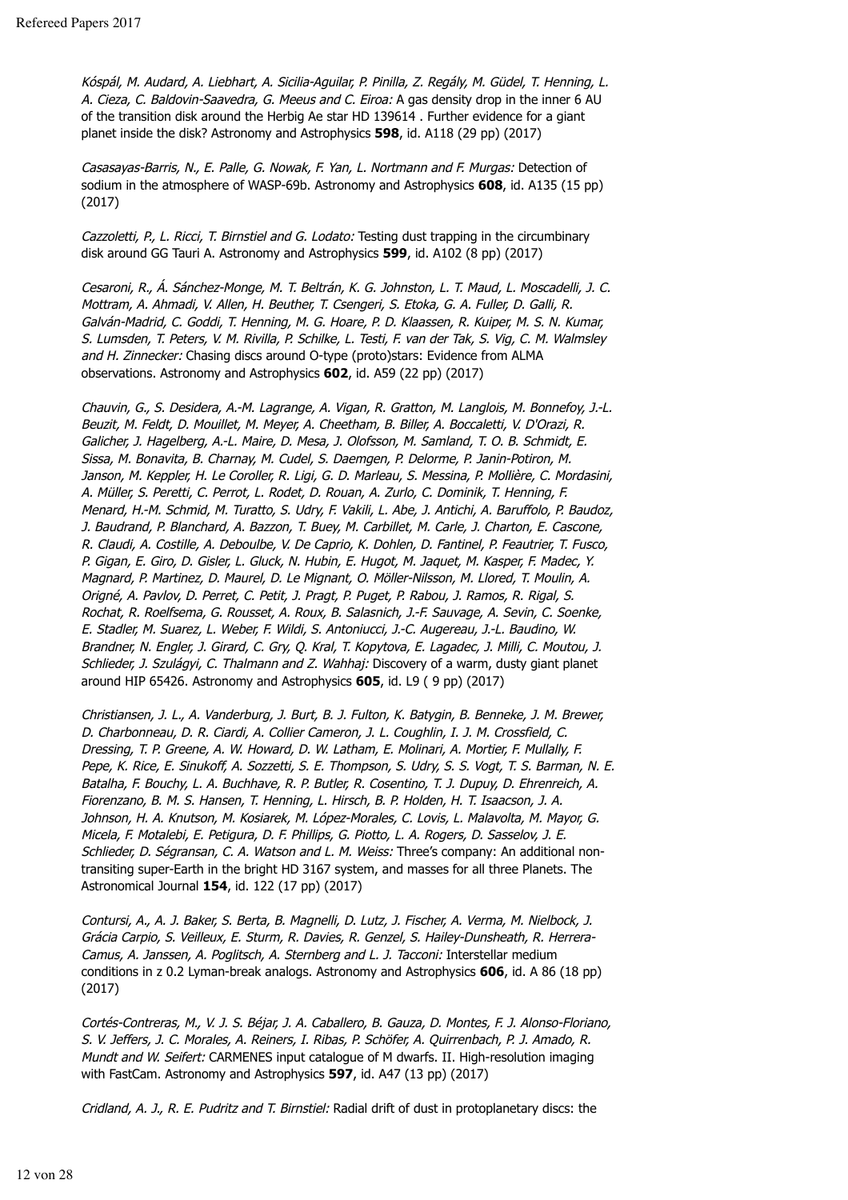*Kóspál, M. Audard, A. Liebhart, A. Sicilia-Aguilar, P. Pinilla, Z. Regály, M. Güdel, T. Henning, L. A. Cieza, C. Baldovin-Saavedra, G. Meeus and C. Eiroa:* A gas density drop in the inner 6 AU of the transition disk around the Herbig Ae star HD 139614 . Further evidence for a giant planet inside the disk? Astronomy and Astrophysics **598**, id. A118 (29 pp) (2017)

*Casasayas-Barris, N., E. Palle, G. Nowak, F. Yan, L. Nortmann and F. Murgas:* Detection of sodium in the atmosphere of WASP-69b. Astronomy and Astrophysics **608**, id. A135 (15 pp) (2017)

*Cazzoletti, P., L. Ricci, T. Birnstiel and G. Lodato:* Testing dust trapping in the circumbinary disk around GG Tauri A. Astronomy and Astrophysics **599**, id. A102 (8 pp) (2017)

*Cesaroni, R., Á. Sánchez-Monge, M. T. Beltrán, K. G. Johnston, L. T. Maud, L. Moscadelli, J. C. Mottram, A. Ahmadi, V. Allen, H. Beuther, T. Csengeri, S. Etoka, G. A. Fuller, D. Galli, R. Galván-Madrid, C. Goddi, T. Henning, M. G. Hoare, P. D. Klaassen, R. Kuiper, M. S. N. Kumar, S. Lumsden, T. Peters, V. M. Rivilla, P. Schilke, L. Testi, F. van der Tak, S. Vig, C. M. Walmsley and H. Zinnecker:* Chasing discs around O-type (proto)stars: Evidence from ALMA observations. Astronomy and Astrophysics **602**, id. A59 (22 pp) (2017)

*Chauvin, G., S. Desidera, A.-M. Lagrange, A. Vigan, R. Gratton, M. Langlois, M. Bonnefoy, J.-L. Beuzit, M. Feldt, D. Mouillet, M. Meyer, A. Cheetham, B. Biller, A. Boccaletti, V. D'Orazi, R. Galicher, J. Hagelberg, A.-L. Maire, D. Mesa, J. Olofsson, M. Samland, T. O. B. Schmidt, E. Sissa, M. Bonavita, B. Charnay, M. Cudel, S. Daemgen, P. Delorme, P. Janin-Potiron, M. Janson, M. Keppler, H. Le Coroller, R. Ligi, G. D. Marleau, S. Messina, P. Mollière, C. Mordasini, A. Müller, S. Peretti, C. Perrot, L. Rodet, D. Rouan, A. Zurlo, C. Dominik, T. Henning, F. Menard, H.-M. Schmid, M. Turatto, S. Udry, F. Vakili, L. Abe, J. Antichi, A. Baruffolo, P. Baudoz, J. Baudrand, P. Blanchard, A. Bazzon, T. Buey, M. Carbillet, M. Carle, J. Charton, E. Cascone, R. Claudi, A. Costille, A. Deboulbe, V. De Caprio, K. Dohlen, D. Fantinel, P. Feautrier, T. Fusco, P. Gigan, E. Giro, D. Gisler, L. Gluck, N. Hubin, E. Hugot, M. Jaquet, M. Kasper, F. Madec, Y. Magnard, P. Martinez, D. Maurel, D. Le Mignant, O. Möller-Nilsson, M. Llored, T. Moulin, A. Origné, A. Pavlov, D. Perret, C. Petit, J. Pragt, P. Puget, P. Rabou, J. Ramos, R. Rigal, S. Rochat, R. Roelfsema, G. Rousset, A. Roux, B. Salasnich, J.-F. Sauvage, A. Sevin, C. Soenke, E. Stadler, M. Suarez, L. Weber, F. Wildi, S. Antoniucci, J.-C. Augereau, J.-L. Baudino, W. Brandner, N. Engler, J. Girard, C. Gry, Q. Kral, T. Kopytova, E. Lagadec, J. Milli, C. Moutou, J. Schlieder, J. Szulágyi, C. Thalmann and Z. Wahhaj:* Discovery of a warm, dusty giant planet around HIP 65426. Astronomy and Astrophysics **605**, id. L9 ( 9 pp) (2017)

*Christiansen, J. L., A. Vanderburg, J. Burt, B. J. Fulton, K. Batygin, B. Benneke, J. M. Brewer, D. Charbonneau, D. R. Ciardi, A. Collier Cameron, J. L. Coughlin, I. J. M. Crossfield, C. Dressing, T. P. Greene, A. W. Howard, D. W. Latham, E. Molinari, A. Mortier, F. Mullally, F. Pepe, K. Rice, E. Sinukoff, A. Sozzetti, S. E. Thompson, S. Udry, S. S. Vogt, T. S. Barman, N. E. Batalha, F. Bouchy, L. A. Buchhave, R. P. Butler, R. Cosentino, T. J. Dupuy, D. Ehrenreich, A. Fiorenzano, B. M. S. Hansen, T. Henning, L. Hirsch, B. P. Holden, H. T. Isaacson, J. A. Johnson, H. A. Knutson, M. Kosiarek, M. López-Morales, C. Lovis, L. Malavolta, M. Mayor, G. Micela, F. Motalebi, E. Petigura, D. F. Phillips, G. Piotto, L. A. Rogers, D. Sasselov, J. E. Schlieder, D. Ségransan, C. A. Watson and L. M. Weiss:* Three's company: An additional non-transiting super-Earth in the bright HD 3167 system, and masses for all three Planets. The Astronomical Journal **154**, id. 122 (17 pp) (2017)

*Contursi, A., A. J. Baker, S. Berta, B. Magnelli, D. Lutz, J. Fischer, A. Verma, M. Nielbock, J. Grácia Carpio, S. Veilleux, E. Sturm, R. Davies, R. Genzel, S. Hailey-Dunsheath, R. Herrera-Camus, A. Janssen, A. Poglitsch, A. Sternberg and L. J. Tacconi:* Interstellar medium conditions in z 0.2 Lyman-break analogs. Astronomy and Astrophysics **606**, id. A 86 (18 pp) (2017)

*Cortés-Contreras, M., V. J. S. Béjar, J. A. Caballero, B. Gauza, D. Montes, F. J. Alonso-Floriano, S. V. Jeffers, J. C. Morales, A. Reiners, I. Ribas, P. Schöfer, A. Quirrenbach, P. J. Amado, R. Mundt and W. Seifert:* CARMENES input catalogue of M dwarfs. II. High-resolution imaging with FastCam. Astronomy and Astrophysics **597**, id. A47 (13 pp) (2017)

*Cridland, A. J., R. E. Pudritz and T. Birnstiel:* Radial drift of dust in protoplanetary discs: the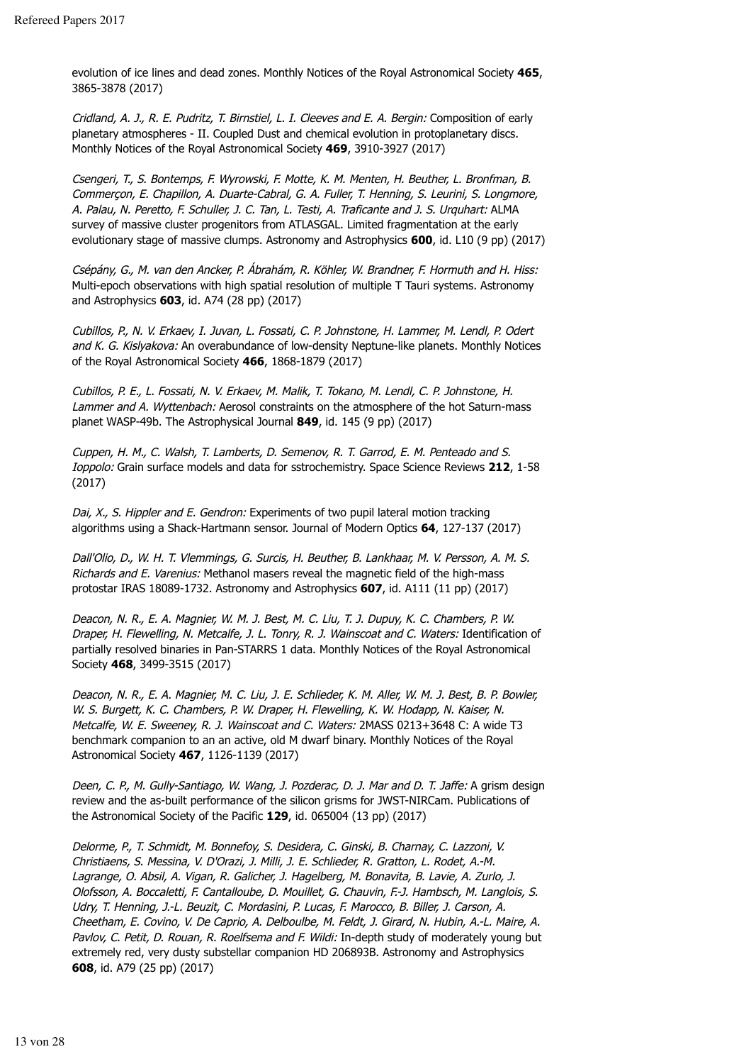evolution of ice lines and dead zones. Monthly Notices of the Royal Astronomical Society **465**, 3865-3878 (2017)

*Cridland, A. J., R. E. Pudritz, T. Birnstiel, L. I. Cleeves and E. A. Bergin:* Composition of early planetary atmospheres - II. Coupled Dust and chemical evolution in protoplanetary discs. Monthly Notices of the Royal Astronomical Society **469**, 3910-3927 (2017)

*Csengeri, T., S. Bontemps, F. Wyrowski, F. Motte, K. M. Menten, H. Beuther, L. Bronfman, B. Commerçon, E. Chapillon, A. Duarte-Cabral, G. A. Fuller, T. Henning, S. Leurini, S. Longmore, A. Palau, N. Peretto, F. Schuller, J. C. Tan, L. Testi, A. Traficante and J. S. Urquhart:* ALMA survey of massive cluster progenitors from ATLASGAL. Limited fragmentation at the early evolutionary stage of massive clumps. Astronomy and Astrophysics **600**, id. L10 (9 pp) (2017)

*Csépány, G., M. van den Ancker, P. Ábrahám, R. Köhler, W. Brandner, F. Hormuth and H. Hiss:* Multi-epoch observations with high spatial resolution of multiple T Tauri systems. Astronomy and Astrophysics **603**, id. A74 (28 pp) (2017)

*Cubillos, P., N. V. Erkaev, I. Juvan, L. Fossati, C. P. Johnstone, H. Lammer, M. Lendl, P. Odert and K. G. Kislyakova:* An overabundance of low-density Neptune-like planets. Monthly Notices of the Royal Astronomical Society **466**, 1868-1879 (2017)

*Cubillos, P. E., L. Fossati, N. V. Erkaev, M. Malik, T. Tokano, M. Lendl, C. P. Johnstone, H. Lammer and A. Wyttenbach:* Aerosol constraints on the atmosphere of the hot Saturn-mass planet WASP-49b. The Astrophysical Journal **849**, id. 145 (9 pp) (2017)

*Cuppen, H. M., C. Walsh, T. Lamberts, D. Semenov, R. T. Garrod, E. M. Penteado and S. Ioppolo:* Grain surface models and data for sstrochemistry. Space Science Reviews **212**, 1-58 (2017)

*Dai, X., S. Hippler and E. Gendron:* Experiments of two pupil lateral motion tracking algorithms using a Shack-Hartmann sensor. Journal of Modern Optics **64**, 127-137 (2017)

*Dall'Olio, D., W. H. T. Vlemmings, G. Surcis, H. Beuther, B. Lankhaar, M. V. Persson, A. M. S. Richards and E. Varenius:* Methanol masers reveal the magnetic field of the high-mass protostar IRAS 18089-1732. Astronomy and Astrophysics **607**, id. A111 (11 pp) (2017)

*Deacon, N. R., E. A. Magnier, W. M. J. Best, M. C. Liu, T. J. Dupuy, K. C. Chambers, P. W. Draper, H. Flewelling, N. Metcalfe, J. L. Tonry, R. J. Wainscoat and C. Waters:* Identification of partially resolved binaries in Pan-STARRS 1 data. Monthly Notices of the Royal Astronomical Society **468**, 3499-3515 (2017)

*Deacon, N. R., E. A. Magnier, M. C. Liu, J. E. Schlieder, K. M. Aller, W. M. J. Best, B. P. Bowler, W. S. Burgett, K. C. Chambers, P. W. Draper, H. Flewelling, K. W. Hodapp, N. Kaiser, N. Metcalfe, W. E. Sweeney, R. J. Wainscoat and C. Waters:* 2MASS 0213+3648 C: A wide T3 benchmark companion to an an active, old M dwarf binary. Monthly Notices of the Royal Astronomical Society **467**, 1126-1139 (2017)

*Deen, C. P., M. Gully-Santiago, W. Wang, J. Pozderac, D. J. Mar and D. T. Jaffe:* A grism design review and the as-built performance of the silicon grisms for JWST-NIRCam. Publications of the Astronomical Society of the Pacific **129**, id. 065004 (13 pp) (2017)

*Delorme, P., T. Schmidt, M. Bonnefoy, S. Desidera, C. Ginski, B. Charnay, C. Lazzoni, V. Christiaens, S. Messina, V. D'Orazi, J. Milli, J. E. Schlieder, R. Gratton, L. Rodet, A.-M. Lagrange, O. Absil, A. Vigan, R. Galicher, J. Hagelberg, M. Bonavita, B. Lavie, A. Zurlo, J. Olofsson, A. Boccaletti, F. Cantalloube, D. Mouillet, G. Chauvin, F.-J. Hambsch, M. Langlois, S. Udry, T. Henning, J.-L. Beuzit, C. Mordasini, P. Lucas, F. Marocco, B. Biller, J. Carson, A. Cheetham, E. Covino, V. De Caprio, A. Delboulbe, M. Feldt, J. Girard, N. Hubin, A.-L. Maire, A. Pavlov, C. Petit, D. Rouan, R. Roelfsema and F. Wildi:* In-depth study of moderately young but extremely red, very dusty substellar companion HD 206893B. Astronomy and Astrophysics **608**, id. A79 (25 pp) (2017)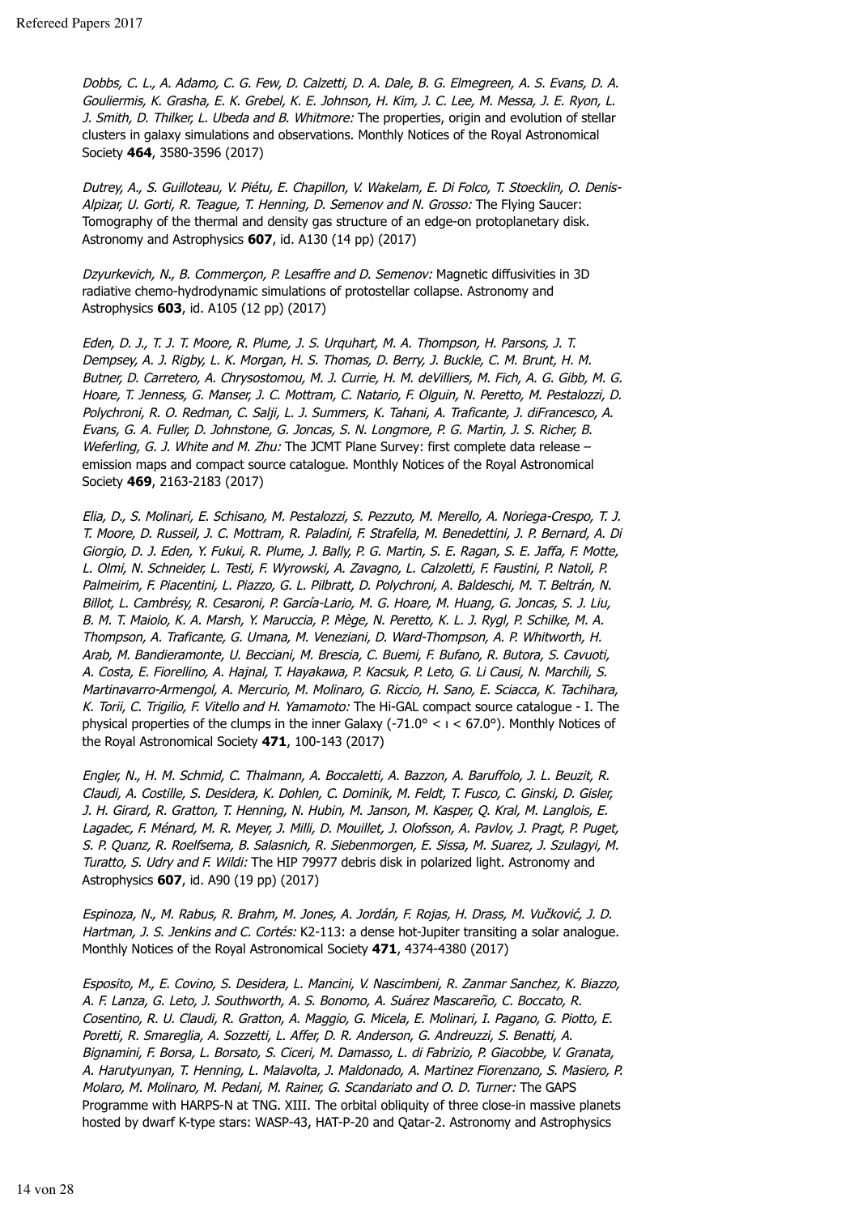*Dobbs, C. L., A. Adamo, C. G. Few, D. Calzetti, D. A. Dale, B. G. Elmegreen, A. S. Evans, D. A. Gouliermis, K. Grasha, E. K. Grebel, K. E. Johnson, H. Kim, J. C. Lee, M. Messa, J. E. Ryon, L. J. Smith, D. Thilker, L. Ubeda and B. Whitmore:* The properties, origin and evolution of stellar clusters in galaxy simulations and observations. Monthly Notices of the Royal Astronomical Society **464**, 3580-3596 (2017)

*Dutrey, A., S. Guilloteau, V. Piétu, E. Chapillon, V. Wakelam, E. Di Folco, T. Stoecklin, O. Denis-Alpizar, U. Gorti, R. Teague, T. Henning, D. Semenov and N. Grosso:* The Flying Saucer: Tomography of the thermal and density gas structure of an edge-on protoplanetary disk. Astronomy and Astrophysics **607**, id. A130 (14 pp) (2017)

*Dzyurkevich, N., B. Commerçon, P. Lesaffre and D. Semenov:* Magnetic diffusivities in 3D radiative chemo-hydrodynamic simulations of protostellar collapse. Astronomy and Astrophysics **603**, id. A105 (12 pp) (2017)

*Eden, D. J., T. J. T. Moore, R. Plume, J. S. Urquhart, M. A. Thompson, H. Parsons, J. T. Dempsey, A. J. Rigby, L. K. Morgan, H. S. Thomas, D. Berry, J. Buckle, C. M. Brunt, H. M. Butner, D. Carretero, A. Chrysostomou, M. J. Currie, H. M. deVilliers, M. Fich, A. G. Gibb, M. G. Hoare, T. Jenness, G. Manser, J. C. Mottram, C. Natario, F. Olguin, N. Peretto, M. Pestalozzi, D. Polychroni, R. O. Redman, C. Salji, L. J. Summers, K. Tahani, A. Traficante, J. diFrancesco, A. Evans, G. A. Fuller, D. Johnstone, G. Joncas, S. N. Longmore, P. G. Martin, J. S. Richer, B. Weferling, G. J. White and M. Zhu:* The JCMT Plane Survey: first complete data release – emission maps and compact source catalogue. Monthly Notices of the Royal Astronomical Society **469**, 2163-2183 (2017)

*Elia, D., S. Molinari, E. Schisano, M. Pestalozzi, S. Pezzuto, M. Merello, A. Noriega-Crespo, T. J. T. Moore, D. Russeil, J. C. Mottram, R. Paladini, F. Strafella, M. Benedettini, J. P. Bernard, A. Di Giorgio, D. J. Eden, Y. Fukui, R. Plume, J. Bally, P. G. Martin, S. E. Ragan, S. E. Jaffa, F. Motte, L. Olmi, N. Schneider, L. Testi, F. Wyrowski, A. Zavagno, L. Calzoletti, F. Faustini, P. Natoli, P. Palmeirim, F. Piacentini, L. Piazzo, G. L. Pilbratt, D. Polychroni, A. Baldeschi, M. T. Beltrán, N. Billot, L. Cambrésy, R. Cesaroni, P. García-Lario, M. G. Hoare, M. Huang, G. Joncas, S. J. Liu, B. M. T. Maiolo, K. A. Marsh, Y. Maruccia, P. Mège, N. Peretto, K. L. J. Rygl, P. Schilke, M. A. Thompson, A. Traficante, G. Umana, M. Veneziani, D. Ward-Thompson, A. P. Whitworth, H. Arab, M. Bandieramonte, U. Becciani, M. Brescia, C. Buemi, F. Bufano, R. Butora, S. Cavuoti, A. Costa, E. Fiorellino, A. Hajnal, T. Hayakawa, P. Kacsuk, P. Leto, G. Li Causi, N. Marchili, S. Martinavarro-Armengol, A. Mercurio, M. Molinaro, G. Riccio, H. Sano, E. Sciacca, K. Tachihara, K. Torii, C. Trigilio, F. Vitello and H. Yamamoto:* The Hi-GAL compact source catalogue - I. The physical properties of the clumps in the inner Galaxy (-71.0° < ı < 67.0°). Monthly Notices of the Royal Astronomical Society **471**, 100-143 (2017)

*Engler, N., H. M. Schmid, C. Thalmann, A. Boccaletti, A. Bazzon, A. Baruffolo, J. L. Beuzit, R. Claudi, A. Costille, S. Desidera, K. Dohlen, C. Dominik, M. Feldt, T. Fusco, C. Ginski, D. Gisler, J. H. Girard, R. Gratton, T. Henning, N. Hubin, M. Janson, M. Kasper, Q. Kral, M. Langlois, E. Lagadec, F. Ménard, M. R. Meyer, J. Milli, D. Mouillet, J. Olofsson, A. Pavlov, J. Pragt, P. Puget, S. P. Quanz, R. Roelfsema, B. Salasnich, R. Siebenmorgen, E. Sissa, M. Suarez, J. Szulagyi, M. Turatto, S. Udry and F. Wildi:* The HIP 79977 debris disk in polarized light. Astronomy and Astrophysics **607**, id. A90 (19 pp) (2017)

*Espinoza, N., M. Rabus, R. Brahm, M. Jones, A. Jordán, F. Rojas, H. Drass, M. Vučković, J. D. Hartman, J. S. Jenkins and C. Cortés:* K2-113: a dense hot-Jupiter transiting a solar analogue. Monthly Notices of the Royal Astronomical Society **471**, 4374-4380 (2017)

*Esposito, M., E. Covino, S. Desidera, L. Mancini, V. Nascimbeni, R. Zanmar Sanchez, K. Biazzo, A. F. Lanza, G. Leto, J. Southworth, A. S. Bonomo, A. Suárez Mascareño, C. Boccato, R. Cosentino, R. U. Claudi, R. Gratton, A. Maggio, G. Micela, E. Molinari, I. Pagano, G. Piotto, E. Poretti, R. Smareglia, A. Sozzetti, L. Affer, D. R. Anderson, G. Andreuzzi, S. Benatti, A. Bignamini, F. Borsa, L. Borsato, S. Ciceri, M. Damasso, L. di Fabrizio, P. Giacobbe, V. Granata, A. Harutyunyan, T. Henning, L. Malavolta, J. Maldonado, A. Martinez Fiorenzano, S. Masiero, P. Molaro, M. Molinaro, M. Pedani, M. Rainer, G. Scandariato and O. D. Turner:* The GAPS Programme with HARPS-N at TNG. XIII. The orbital obliquity of three close-in massive planets hosted by dwarf K-type stars: WASP-43, HAT-P-20 and Qatar-2. Astronomy and Astrophysics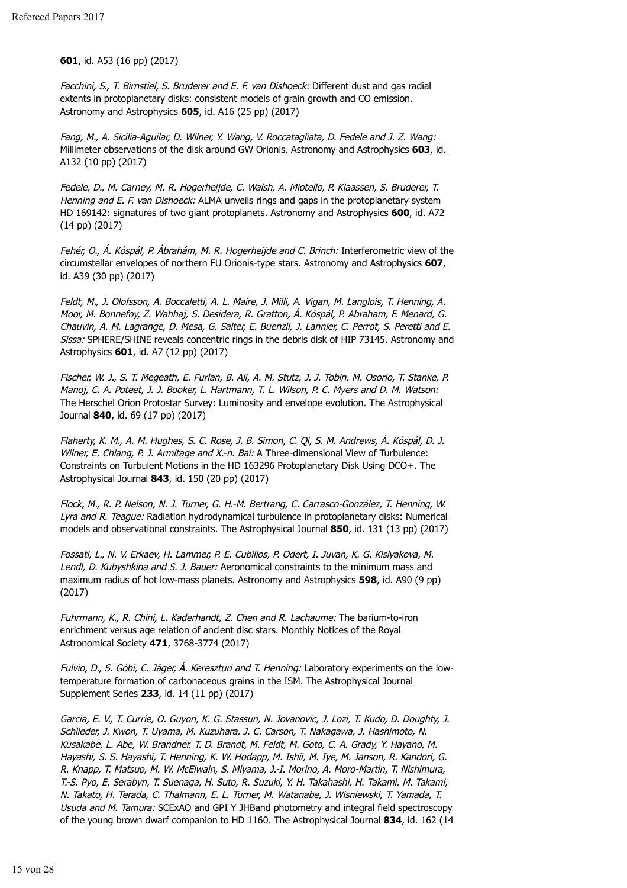**601**, id. A53 (16 pp) (2017)

*Facchini, S., T. Birnstiel, S. Bruderer and E. F. van Dishoeck:* Different dust and gas radial extents in protoplanetary disks: consistent models of grain growth and CO emission. Astronomy and Astrophysics **605**, id. A16 (25 pp) (2017)

*Fang, M., A. Sicilia-Aguilar, D. Wilner, Y. Wang, V. Roccatagliata, D. Fedele and J. Z. Wang:* Millimeter observations of the disk around GW Orionis. Astronomy and Astrophysics **603**, id. A132 (10 pp) (2017)

*Fedele, D., M. Carney, M. R. Hogerheijde, C. Walsh, A. Miotello, P. Klaassen, S. Bruderer, T. Henning and E. F. van Dishoeck:* ALMA unveils rings and gaps in the protoplanetary system HD 169142: signatures of two giant protoplanets. Astronomy and Astrophysics **600**, id. A72 (14 pp) (2017)

*Fehér, O., Á. Kóspál, P. Ábrahám, M. R. Hogerheijde and C. Brinch:* Interferometric view of the circumstellar envelopes of northern FU Orionis-type stars. Astronomy and Astrophysics **607**, id. A39 (30 pp) (2017)

*Feldt, M., J. Olofsson, A. Boccaletti, A. L. Maire, J. Milli, A. Vigan, M. Langlois, T. Henning, A. Moor, M. Bonnefoy, Z. Wahhaj, S. Desidera, R. Gratton, Á. Kóspál, P. Abraham, F. Menard, G. Chauvin, A. M. Lagrange, D. Mesa, G. Salter, E. Buenzli, J. Lannier, C. Perrot, S. Peretti and E. Sissa:* SPHERE/SHINE reveals concentric rings in the debris disk of HIP 73145. Astronomy and Astrophysics **601**, id. A7 (12 pp) (2017)

*Fischer, W. J., S. T. Megeath, E. Furlan, B. Ali, A. M. Stutz, J. J. Tobin, M. Osorio, T. Stanke, P. Manoj, C. A. Poteet, J. J. Booker, L. Hartmann, T. L. Wilson, P. C. Myers and D. M. Watson:* The Herschel Orion Protostar Survey: Luminosity and envelope evolution. The Astrophysical Journal **840**, id. 69 (17 pp) (2017)

*Flaherty, K. M., A. M. Hughes, S. C. Rose, J. B. Simon, C. Qi, S. M. Andrews, Á. Kóspál, D. J. Wilner, E. Chiang, P. J. Armitage and X.-n. Bai:* A Three-dimensional View of Turbulence: Constraints on Turbulent Motions in the HD 163296 Protoplanetary Disk Using DCO+. The Astrophysical Journal **843**, id. 150 (20 pp) (2017)

*Flock, M., R. P. Nelson, N. J. Turner, G. H.-M. Bertrang, C. Carrasco-González, T. Henning, W. Lyra and R. Teague:* Radiation hydrodynamical turbulence in protoplanetary disks: Numerical models and observational constraints. The Astrophysical Journal **850**, id. 131 (13 pp) (2017)

*Fossati, L., N. V. Erkaev, H. Lammer, P. E. Cubillos, P. Odert, I. Juvan, K. G. Kislyakova, M. Lendl, D. Kubyshkina and S. J. Bauer:* Aeronomical constraints to the minimum mass and maximum radius of hot low-mass planets. Astronomy and Astrophysics **598**, id. A90 (9 pp) (2017)

*Fuhrmann, K., R. Chini, L. Kaderhandt, Z. Chen and R. Lachaume:* The barium-to-iron enrichment versus age relation of ancient disc stars. Monthly Notices of the Royal Astronomical Society **471**, 3768-3774 (2017)

*Fulvio, D., S. Góbi, C. Jäger, Á. Kereszturi and T. Henning:* Laboratory experiments on the low-temperature formation of carbonaceous grains in the ISM. The Astrophysical Journal Supplement Series **233**, id. 14 (11 pp) (2017)

*Garcia, E. V., T. Currie, O. Guyon, K. G. Stassun, N. Jovanovic, J. Lozi, T. Kudo, D. Doughty, J. Schlieder, J. Kwon, T. Uyama, M. Kuzuhara, J. C. Carson, T. Nakagawa, J. Hashimoto, N. Kusakabe, L. Abe, W. Brandner, T. D. Brandt, M. Feldt, M. Goto, C. A. Grady, Y. Hayano, M. Hayashi, S. S. Hayashi, T. Henning, K. W. Hodapp, M. Ishii, M. Iye, M. Janson, R. Kandori, G. R. Knapp, T. Matsuo, M. W. McElwain, S. Miyama, J.-I. Morino, A. Moro-Martin, T. Nishimura, T.-S. Pyo, E. Serabyn, T. Suenaga, H. Suto, R. Suzuki, Y. H. Takahashi, H. Takami, M. Takami, N. Takato, H. Terada, C. Thalmann, E. L. Turner, M. Watanabe, J. Wisniewski, T. Yamada, T. Usuda and M. Tamura:* SCExAO and GPI Y JHBand photometry and integral field spectroscopy of the young brown dwarf companion to HD 1160. The Astrophysical Journal **834**, id. 162 (14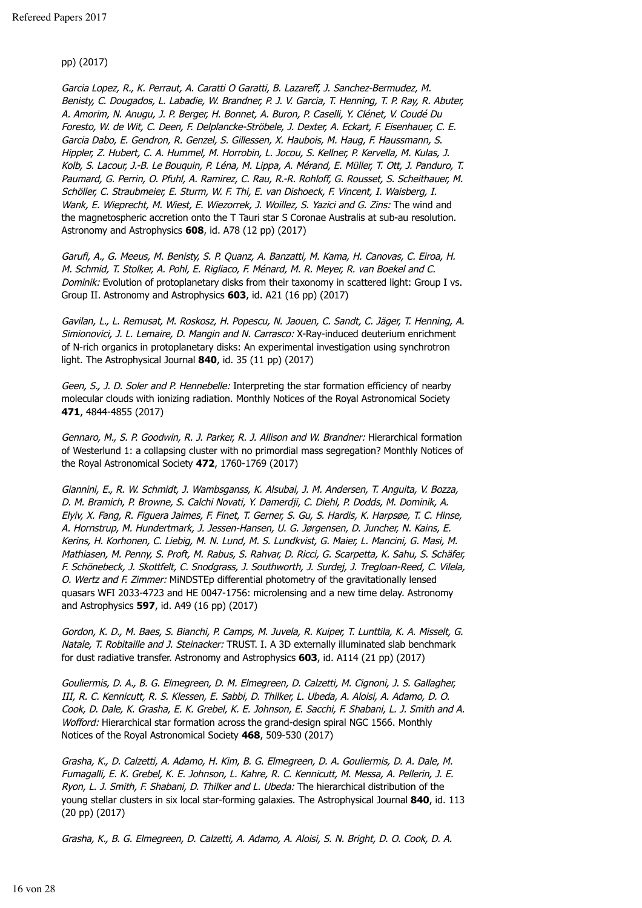pp) (2017)

*Garcia Lopez, R., K. Perraut, A. Caratti O Garatti, B. Lazareff, J. Sanchez-Bermudez, M. Benisty, C. Dougados, L. Labadie, W. Brandner, P. J. V. Garcia, T. Henning, T. P. Ray, R. Abuter, A. Amorim, N. Anugu, J. P. Berger, H. Bonnet, A. Buron, P. Caselli, Y. Clénet, V. Coudé Du Foresto, W. de Wit, C. Deen, F. Delplancke-Ströbele, J. Dexter, A. Eckart, F. Eisenhauer, C. E. Garcia Dabo, E. Gendron, R. Genzel, S. Gillessen, X. Haubois, M. Haug, F. Haussmann, S. Hippler, Z. Hubert, C. A. Hummel, M. Horrobin, L. Jocou, S. Kellner, P. Kervella, M. Kulas, J. Kolb, S. Lacour, J.-B. Le Bouquin, P. Léna, M. Lippa, A. Mérand, E. Müller, T. Ott, J. Panduro, T. Paumard, G. Perrin, O. Pfuhl, A. Ramirez, C. Rau, R.-R. Rohloff, G. Rousset, S. Scheithauer, M. Schöller, C. Straubmeier, E. Sturm, W. F. Thi, E. van Dishoeck, F. Vincent, I. Waisberg, I. Wank, E. Wieprecht, M. Wiest, E. Wiezorrek, J. Woillez, S. Yazici and G. Zins:* The wind and the magnetospheric accretion onto the T Tauri star S Coronae Australis at sub-au resolution. Astronomy and Astrophysics **608**, id. A78 (12 pp) (2017)

*Garufi, A., G. Meeus, M. Benisty, S. P. Quanz, A. Banzatti, M. Kama, H. Canovas, C. Eiroa, H. M. Schmid, T. Stolker, A. Pohl, E. Rigliaco, F. Ménard, M. R. Meyer, R. van Boekel and C. Dominik:* Evolution of protoplanetary disks from their taxonomy in scattered light: Group I vs. Group II. Astronomy and Astrophysics **603**, id. A21 (16 pp) (2017)

*Gavilan, L., L. Remusat, M. Roskosz, H. Popescu, N. Jaouen, C. Sandt, C. Jäger, T. Henning, A. Simionovici, J. L. Lemaire, D. Mangin and N. Carrasco:* X-Ray-induced deuterium enrichment of N-rich organics in protoplanetary disks: An experimental investigation using synchrotron light. The Astrophysical Journal **840**, id. 35 (11 pp) (2017)

*Geen, S., J. D. Soler and P. Hennebelle:* Interpreting the star formation efficiency of nearby molecular clouds with ionizing radiation. Monthly Notices of the Royal Astronomical Society **471**, 4844-4855 (2017)

*Gennaro, M., S. P. Goodwin, R. J. Parker, R. J. Allison and W. Brandner:* Hierarchical formation of Westerlund 1: a collapsing cluster with no primordial mass segregation? Monthly Notices of the Royal Astronomical Society **472**, 1760-1769 (2017)

*Giannini, E., R. W. Schmidt, J. Wambsganss, K. Alsubai, J. M. Andersen, T. Anguita, V. Bozza, D. M. Bramich, P. Browne, S. Calchi Novati, Y. Damerdji, C. Diehl, P. Dodds, M. Dominik, A. Elyiv, X. Fang, R. Figuera Jaimes, F. Finet, T. Gerner, S. Gu, S. Hardis, K. Harpsøe, T. C. Hinse, A. Hornstrup, M. Hundertmark, J. Jessen-Hansen, U. G. Jørgensen, D. Juncher, N. Kains, E. Kerins, H. Korhonen, C. Liebig, M. N. Lund, M. S. Lundkvist, G. Maier, L. Mancini, G. Masi, M. Mathiasen, M. Penny, S. Proft, M. Rabus, S. Rahvar, D. Ricci, G. Scarpetta, K. Sahu, S. Schäfer, F. Schönebeck, J. Skottfelt, C. Snodgrass, J. Southworth, J. Surdej, J. Tregloan-Reed, C. Vilela, O. Wertz and F. Zimmer:* MiNDSTEp differential photometry of the gravitationally lensed quasars WFI 2033-4723 and HE 0047-1756: microlensing and a new time delay. Astronomy and Astrophysics **597**, id. A49 (16 pp) (2017)

*Gordon, K. D., M. Baes, S. Bianchi, P. Camps, M. Juvela, R. Kuiper, T. Lunttila, K. A. Misselt, G. Natale, T. Robitaille and J. Steinacker:* TRUST. I. A 3D externally illuminated slab benchmark for dust radiative transfer. Astronomy and Astrophysics **603**, id. A114 (21 pp) (2017)

*Gouliermis, D. A., B. G. Elmegreen, D. M. Elmegreen, D. Calzetti, M. Cignoni, J. S. Gallagher, III, R. C. Kennicutt, R. S. Klessen, E. Sabbi, D. Thilker, L. Ubeda, A. Aloisi, A. Adamo, D. O. Cook, D. Dale, K. Grasha, E. K. Grebel, K. E. Johnson, E. Sacchi, F. Shabani, L. J. Smith and A. Wofford:* Hierarchical star formation across the grand-design spiral NGC 1566. Monthly Notices of the Royal Astronomical Society **468**, 509-530 (2017)

*Grasha, K., D. Calzetti, A. Adamo, H. Kim, B. G. Elmegreen, D. A. Gouliermis, D. A. Dale, M. Fumagalli, E. K. Grebel, K. E. Johnson, L. Kahre, R. C. Kennicutt, M. Messa, A. Pellerin, J. E. Ryon, L. J. Smith, F. Shabani, D. Thilker and L. Ubeda:* The hierarchical distribution of the young stellar clusters in six local star-forming galaxies. The Astrophysical Journal **840**, id. 113 (20 pp) (2017)

*Grasha, K., B. G. Elmegreen, D. Calzetti, A. Adamo, A. Aloisi, S. N. Bright, D. O. Cook, D. A.*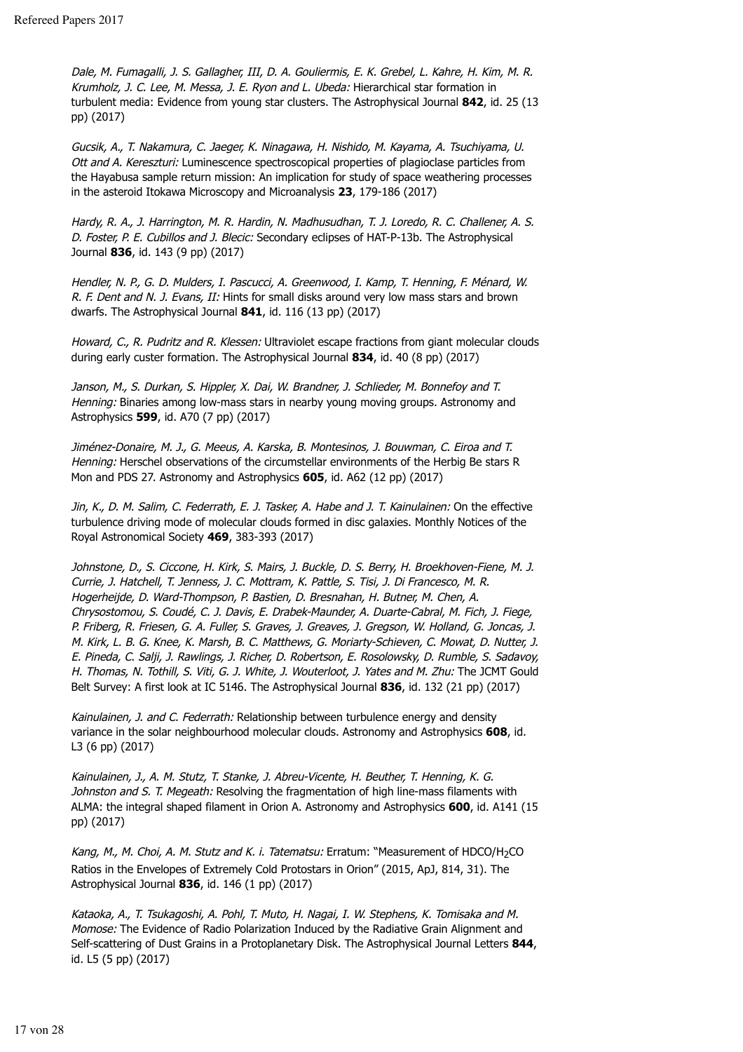*Dale, M. Fumagalli, J. S. Gallagher, III, D. A. Gouliermis, E. K. Grebel, L. Kahre, H. Kim, M. R. Krumholz, J. C. Lee, M. Messa, J. E. Ryon and L. Ubeda:* Hierarchical star formation in turbulent media: Evidence from young star clusters. The Astrophysical Journal **842**, id. 25 (13 pp) (2017)

*Gucsik, A., T. Nakamura, C. Jaeger, K. Ninagawa, H. Nishido, M. Kayama, A. Tsuchiyama, U. Ott and A. Kereszturi:* Luminescence spectroscopical properties of plagioclase particles from the Hayabusa sample return mission: An implication for study of space weathering processes in the asteroid Itokawa Microscopy and Microanalysis **23**, 179-186 (2017)

*Hardy, R. A., J. Harrington, M. R. Hardin, N. Madhusudhan, T. J. Loredo, R. C. Challener, A. S. D. Foster, P. E. Cubillos and J. Blecic:* Secondary eclipses of HAT-P-13b. The Astrophysical Journal **836**, id. 143 (9 pp) (2017)

*Hendler, N. P., G. D. Mulders, I. Pascucci, A. Greenwood, I. Kamp, T. Henning, F. Ménard, W. R. F. Dent and N. J. Evans, II:* Hints for small disks around very low mass stars and brown dwarfs. The Astrophysical Journal **841**, id. 116 (13 pp) (2017)

*Howard, C., R. Pudritz and R. Klessen:* Ultraviolet escape fractions from giant molecular clouds during early custer formation. The Astrophysical Journal **834**, id. 40 (8 pp) (2017)

*Janson, M., S. Durkan, S. Hippler, X. Dai, W. Brandner, J. Schlieder, M. Bonnefoy and T. Henning:* Binaries among low-mass stars in nearby young moving groups. Astronomy and Astrophysics **599**, id. A70 (7 pp) (2017)

*Jiménez-Donaire, M. J., G. Meeus, A. Karska, B. Montesinos, J. Bouwman, C. Eiroa and T. Henning:* Herschel observations of the circumstellar environments of the Herbig Be stars R Mon and PDS 27. Astronomy and Astrophysics **605**, id. A62 (12 pp) (2017)

*Jin, K., D. M. Salim, C. Federrath, E. J. Tasker, A. Habe and J. T. Kainulainen:* On the effective turbulence driving mode of molecular clouds formed in disc galaxies. Monthly Notices of the Royal Astronomical Society **469**, 383-393 (2017)

*Johnstone, D., S. Ciccone, H. Kirk, S. Mairs, J. Buckle, D. S. Berry, H. Broekhoven-Fiene, M. J. Currie, J. Hatchell, T. Jenness, J. C. Mottram, K. Pattle, S. Tisi, J. Di Francesco, M. R. Hogerheijde, D. Ward-Thompson, P. Bastien, D. Bresnahan, H. Butner, M. Chen, A. Chrysostomou, S. Coudé, C. J. Davis, E. Drabek-Maunder, A. Duarte-Cabral, M. Fich, J. Fiege, P. Friberg, R. Friesen, G. A. Fuller, S. Graves, J. Greaves, J. Gregson, W. Holland, G. Joncas, J. M. Kirk, L. B. G. Knee, K. Marsh, B. C. Matthews, G. Moriarty-Schieven, C. Mowat, D. Nutter, J. E. Pineda, C. Salji, J. Rawlings, J. Richer, D. Robertson, E. Rosolowsky, D. Rumble, S. Sadavoy, H. Thomas, N. Tothill, S. Viti, G. J. White, J. Wouterloot, J. Yates and M. Zhu:* The JCMT Gould Belt Survey: A first look at IC 5146. The Astrophysical Journal **836**, id. 132 (21 pp) (2017)

*Kainulainen, J. and C. Federrath:* Relationship between turbulence energy and density variance in the solar neighbourhood molecular clouds. Astronomy and Astrophysics **608**, id. L3 (6 pp) (2017)

*Kainulainen, J., A. M. Stutz, T. Stanke, J. Abreu-Vicente, H. Beuther, T. Henning, K. G. Johnston and S. T. Megeath:* Resolving the fragmentation of high line-mass filaments with ALMA: the integral shaped filament in Orion A. Astronomy and Astrophysics **600**, id. A141 (15 pp) (2017)

*Kang, M., M. Choi, A. M. Stutz and K. i. Tatematsu:* Erratum: "Measurement of HDCO/$H_2$CO Ratios in the Envelopes of Extremely Cold Protostars in Orion" (2015, ApJ, 814, 31). The Astrophysical Journal **836**, id. 146 (1 pp) (2017)

*Kataoka, A., T. Tsukagoshi, A. Pohl, T. Muto, H. Nagai, I. W. Stephens, K. Tomisaka and M. Momose:* The Evidence of Radio Polarization Induced by the Radiative Grain Alignment and Self-scattering of Dust Grains in a Protoplanetary Disk. The Astrophysical Journal Letters **844**, id. L5 (5 pp) (2017)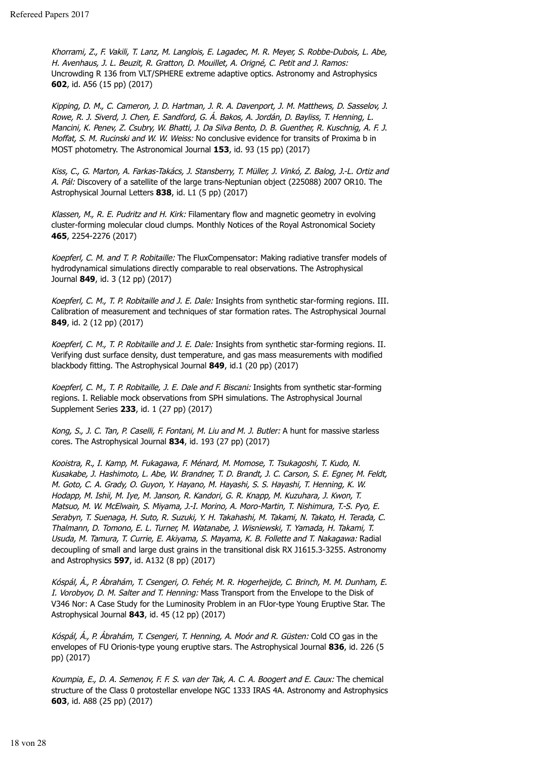*Khorrami, Z., F. Vakili, T. Lanz, M. Langlois, E. Lagadec, M. R. Meyer, S. Robbe-Dubois, L. Abe, H. Avenhaus, J. L. Beuzit, R. Gratton, D. Mouillet, A. Origné, C. Petit and J. Ramos:* Uncrowding R 136 from VLT/SPHERE extreme adaptive optics. Astronomy and Astrophysics **602**, id. A56 (15 pp) (2017)

*Kipping, D. M., C. Cameron, J. D. Hartman, J. R. A. Davenport, J. M. Matthews, D. Sasselov, J. Rowe, R. J. Siverd, J. Chen, E. Sandford, G. Á. Bakos, A. Jordán, D. Bayliss, T. Henning, L. Mancini, K. Penev, Z. Csubry, W. Bhatti, J. Da Silva Bento, D. B. Guenther, R. Kuschnig, A. F. J. Moffat, S. M. Rucinski and W. W. Weiss:* No conclusive evidence for transits of Proxima b in MOST photometry. The Astronomical Journal **153**, id. 93 (15 pp) (2017)

*Kiss, C., G. Marton, A. Farkas-Takács, J. Stansberry, T. Müller, J. Vinkó, Z. Balog, J.-L. Ortiz and A. Pál:* Discovery of a satellite of the large trans-Neptunian object (225088) 2007 OR10. The Astrophysical Journal Letters **838**, id. L1 (5 pp) (2017)

*Klassen, M., R. E. Pudritz and H. Kirk:* Filamentary flow and magnetic geometry in evolving cluster-forming molecular cloud clumps. Monthly Notices of the Royal Astronomical Society **465**, 2254-2276 (2017)

*Koepferl, C. M. and T. P. Robitaille:* The FluxCompensator: Making radiative transfer models of hydrodynamical simulations directly comparable to real observations. The Astrophysical Journal **849**, id. 3 (12 pp) (2017)

*Koepferl, C. M., T. P. Robitaille and J. E. Dale:* Insights from synthetic star-forming regions. III. Calibration of measurement and techniques of star formation rates. The Astrophysical Journal **849**, id. 2 (12 pp) (2017)

*Koepferl, C. M., T. P. Robitaille and J. E. Dale:* Insights from synthetic star-forming regions. II. Verifying dust surface density, dust temperature, and gas mass measurements with modified blackbody fitting. The Astrophysical Journal **849**, id.1 (20 pp) (2017)

*Koepferl, C. M., T. P. Robitaille, J. E. Dale and F. Biscani:* Insights from synthetic star-forming regions. I. Reliable mock observations from SPH simulations. The Astrophysical Journal Supplement Series **233**, id. 1 (27 pp) (2017)

*Kong, S., J. C. Tan, P. Caselli, F. Fontani, M. Liu and M. J. Butler:* A hunt for massive starless cores. The Astrophysical Journal **834**, id. 193 (27 pp) (2017)

*Kooistra, R., I. Kamp, M. Fukagawa, F. Ménard, M. Momose, T. Tsukagoshi, T. Kudo, N. Kusakabe, J. Hashimoto, L. Abe, W. Brandner, T. D. Brandt, J. C. Carson, S. E. Egner, M. Feldt, M. Goto, C. A. Grady, O. Guyon, Y. Hayano, M. Hayashi, S. S. Hayashi, T. Henning, K. W. Hodapp, M. Ishii, M. Iye, M. Janson, R. Kandori, G. R. Knapp, M. Kuzuhara, J. Kwon, T. Matsuo, M. W. McElwain, S. Miyama, J.-I. Morino, A. Moro-Martin, T. Nishimura, T.-S. Pyo, E. Serabyn, T. Suenaga, H. Suto, R. Suzuki, Y. H. Takahashi, M. Takami, N. Takato, H. Terada, C. Thalmann, D. Tomono, E. L. Turner, M. Watanabe, J. Wisniewski, T. Yamada, H. Takami, T. Usuda, M. Tamura, T. Currie, E. Akiyama, S. Mayama, K. B. Follette and T. Nakagawa:* Radial decoupling of small and large dust grains in the transitional disk RX J1615.3-3255. Astronomy and Astrophysics **597**, id. A132 (8 pp) (2017)

*Kóspál, Á., P. Ábrahám, T. Csengeri, O. Fehér, M. R. Hogerheijde, C. Brinch, M. M. Dunham, E. I. Vorobyov, D. M. Salter and T. Henning:* Mass Transport from the Envelope to the Disk of V346 Nor: A Case Study for the Luminosity Problem in an FUor-type Young Eruptive Star. The Astrophysical Journal **843**, id. 45 (12 pp) (2017)

*Kóspál, Á., P. Ábrahám, T. Csengeri, T. Henning, A. Moór and R. Güsten:* Cold CO gas in the envelopes of FU Orionis-type young eruptive stars. The Astrophysical Journal **836**, id. 226 (5 pp) (2017)

*Koumpia, E., D. A. Semenov, F. F. S. van der Tak, A. C. A. Boogert and E. Caux:* The chemical structure of the Class 0 protostellar envelope NGC 1333 IRAS 4A. Astronomy and Astrophysics **603**, id. A88 (25 pp) (2017)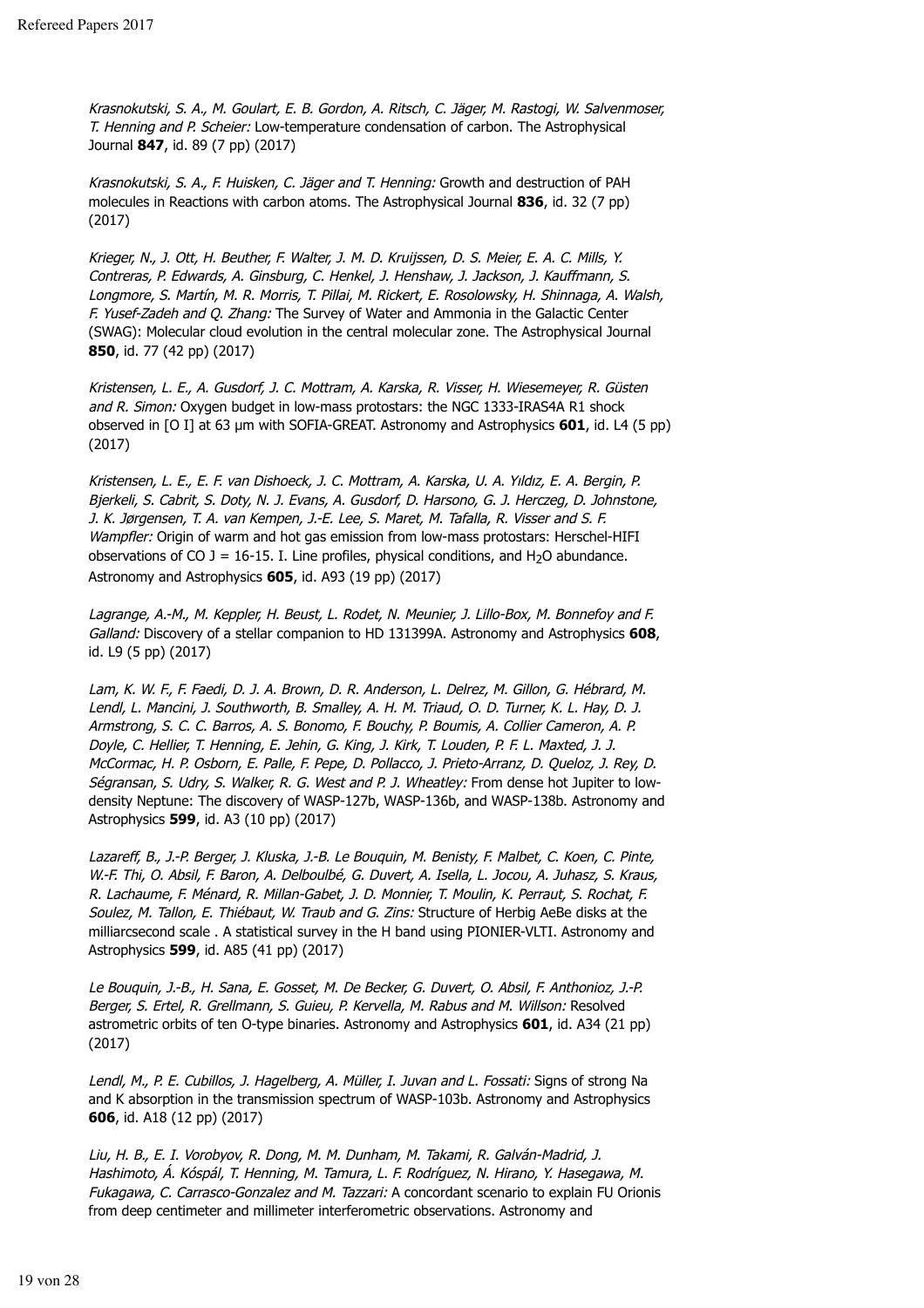*Krasnokutski, S. A., M. Goulart, E. B. Gordon, A. Ritsch, C. Jäger, M. Rastogi, W. Salvenmoser, T. Henning and P. Scheier:* Low-temperature condensation of carbon. The Astrophysical Journal **847**, id. 89 (7 pp) (2017)

*Krasnokutski, S. A., F. Huisken, C. Jäger and T. Henning:* Growth and destruction of PAH molecules in Reactions with carbon atoms. The Astrophysical Journal **836**, id. 32 (7 pp) (2017)

*Krieger, N., J. Ott, H. Beuther, F. Walter, J. M. D. Kruijssen, D. S. Meier, E. A. C. Mills, Y. Contreras, P. Edwards, A. Ginsburg, C. Henkel, J. Henshaw, J. Jackson, J. Kauffmann, S. Longmore, S. Martín, M. R. Morris, T. Pillai, M. Rickert, E. Rosolowsky, H. Shinnaga, A. Walsh, F. Yusef-Zadeh and Q. Zhang:* The Survey of Water and Ammonia in the Galactic Center (SWAG): Molecular cloud evolution in the central molecular zone. The Astrophysical Journal **850**, id. 77 (42 pp) (2017)

*Kristensen, L. E., A. Gusdorf, J. C. Mottram, A. Karska, R. Visser, H. Wiesemeyer, R. Güsten and R. Simon:* Oxygen budget in low-mass protostars: the NGC 1333-IRAS4A R1 shock observed in [O I] at 63 μm with SOFIA-GREAT. Astronomy and Astrophysics **601**, id. L4 (5 pp) (2017)

*Kristensen, L. E., E. F. van Dishoeck, J. C. Mottram, A. Karska, U. A. Yıldız, E. A. Bergin, P. Bjerkeli, S. Cabrit, S. Doty, N. J. Evans, A. Gusdorf, D. Harsono, G. J. Herczeg, D. Johnstone, J. K. Jørgensen, T. A. van Kempen, J.-E. Lee, S. Maret, M. Tafalla, R. Visser and S. F. Wampfler:* Origin of warm and hot gas emission from low-mass protostars: Herschel-HIFI observations of CO J = 16-15. I. Line profiles, physical conditions, and $H_2O$ abundance. Astronomy and Astrophysics **605**, id. A93 (19 pp) (2017)

*Lagrange, A.-M., M. Keppler, H. Beust, L. Rodet, N. Meunier, J. Lillo-Box, M. Bonnefoy and F. Galland:* Discovery of a stellar companion to HD 131399A. Astronomy and Astrophysics **608**, id. L9 (5 pp) (2017)

*Lam, K. W. F., F. Faedi, D. J. A. Brown, D. R. Anderson, L. Delrez, M. Gillon, G. Hébrard, M. Lendl, L. Mancini, J. Southworth, B. Smalley, A. H. M. Triaud, O. D. Turner, K. L. Hay, D. J. Armstrong, S. C. C. Barros, A. S. Bonomo, F. Bouchy, P. Boumis, A. Collier Cameron, A. P. Doyle, C. Hellier, T. Henning, E. Jehin, G. King, J. Kirk, T. Louden, P. F. L. Maxted, J. J. McCormac, H. P. Osborn, E. Palle, F. Pepe, D. Pollacco, J. Prieto-Arranz, D. Queloz, J. Rey, D. Ségransan, S. Udry, S. Walker, R. G. West and P. J. Wheatley:* From dense hot Jupiter to low-density Neptune: The discovery of WASP-127b, WASP-136b, and WASP-138b. Astronomy and Astrophysics **599**, id. A3 (10 pp) (2017)

*Lazareff, B., J.-P. Berger, J. Kluska, J.-B. Le Bouquin, M. Benisty, F. Malbet, C. Koen, C. Pinte, W.-F. Thi, O. Absil, F. Baron, A. Delboulbé, G. Duvert, A. Isella, L. Jocou, A. Juhasz, S. Kraus, R. Lachaume, F. Ménard, R. Millan-Gabet, J. D. Monnier, T. Moulin, K. Perraut, S. Rochat, F. Soulez, M. Tallon, E. Thiébaut, W. Traub and G. Zins:* Structure of Herbig AeBe disks at the milliarcsecond scale . A statistical survey in the H band using PIONIER-VLTI. Astronomy and Astrophysics **599**, id. A85 (41 pp) (2017)

*Le Bouquin, J.-B., H. Sana, E. Gosset, M. De Becker, G. Duvert, O. Absil, F. Anthonioz, J.-P. Berger, S. Ertel, R. Grellmann, S. Guieu, P. Kervella, M. Rabus and M. Willson:* Resolved astrometric orbits of ten O-type binaries. Astronomy and Astrophysics **601**, id. A34 (21 pp) (2017)

*Lendl, M., P. E. Cubillos, J. Hagelberg, A. Müller, I. Juvan and L. Fossati:* Signs of strong Na and K absorption in the transmission spectrum of WASP-103b. Astronomy and Astrophysics **606**, id. A18 (12 pp) (2017)

*Liu, H. B., E. I. Vorobyov, R. Dong, M. M. Dunham, M. Takami, R. Galván-Madrid, J. Hashimoto, Á. Kóspál, T. Henning, M. Tamura, L. F. Rodríguez, N. Hirano, Y. Hasegawa, M. Fukagawa, C. Carrasco-Gonzalez and M. Tazzari:* A concordant scenario to explain FU Orionis from deep centimeter and millimeter interferometric observations. Astronomy and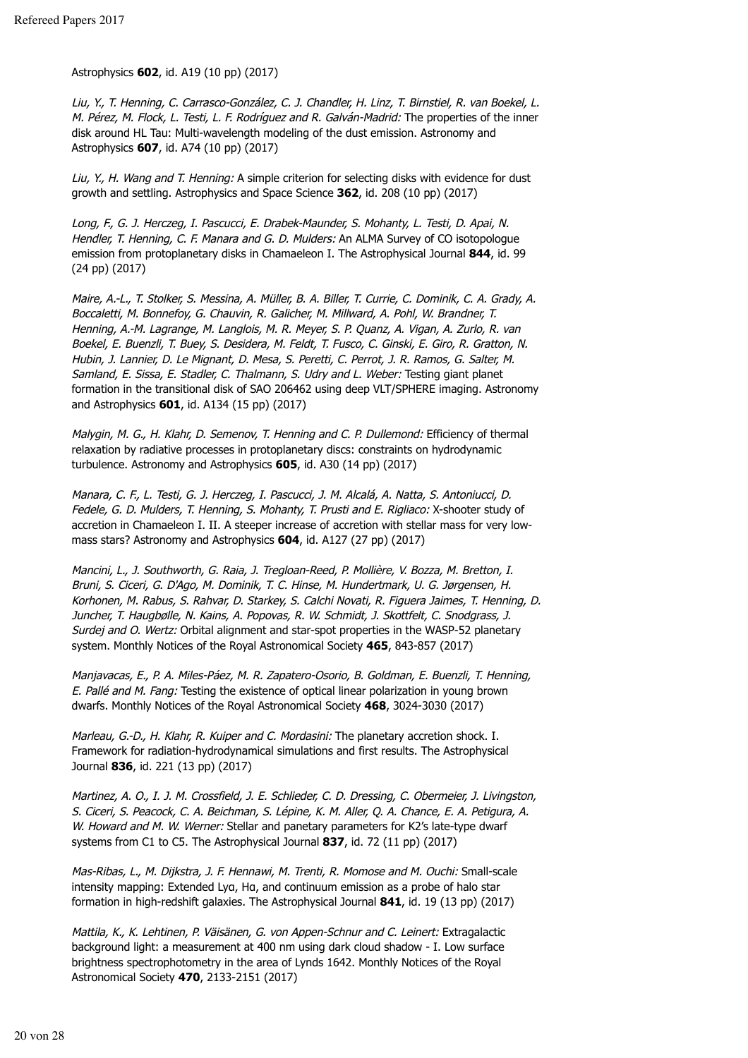Astrophysics **602**, id. A19 (10 pp) (2017)

*Liu, Y., T. Henning, C. Carrasco-González, C. J. Chandler, H. Linz, T. Birnstiel, R. van Boekel, L. M. Pérez, M. Flock, L. Testi, L. F. Rodríguez and R. Galván-Madrid:* The properties of the inner disk around HL Tau: Multi-wavelength modeling of the dust emission. Astronomy and Astrophysics **607**, id. A74 (10 pp) (2017)

*Liu, Y., H. Wang and T. Henning:* A simple criterion for selecting disks with evidence for dust growth and settling. Astrophysics and Space Science **362**, id. 208 (10 pp) (2017)

*Long, F., G. J. Herczeg, I. Pascucci, E. Drabek-Maunder, S. Mohanty, L. Testi, D. Apai, N. Hendler, T. Henning, C. F. Manara and G. D. Mulders:* An ALMA Survey of CO isotopologue emission from protoplanetary disks in Chamaeleon I. The Astrophysical Journal **844**, id. 99 (24 pp) (2017)

*Maire, A.-L., T. Stolker, S. Messina, A. Müller, B. A. Biller, T. Currie, C. Dominik, C. A. Grady, A. Boccaletti, M. Bonnefoy, G. Chauvin, R. Galicher, M. Millward, A. Pohl, W. Brandner, T. Henning, A.-M. Lagrange, M. Langlois, M. R. Meyer, S. P. Quanz, A. Vigan, A. Zurlo, R. van Boekel, E. Buenzli, T. Buey, S. Desidera, M. Feldt, T. Fusco, C. Ginski, E. Giro, R. Gratton, N. Hubin, J. Lannier, D. Le Mignant, D. Mesa, S. Peretti, C. Perrot, J. R. Ramos, G. Salter, M. Samland, E. Sissa, E. Stadler, C. Thalmann, S. Udry and L. Weber:* Testing giant planet formation in the transitional disk of SAO 206462 using deep VLT/SPHERE imaging. Astronomy and Astrophysics **601**, id. A134 (15 pp) (2017)

*Malygin, M. G., H. Klahr, D. Semenov, T. Henning and C. P. Dullemond:* Efficiency of thermal relaxation by radiative processes in protoplanetary discs: constraints on hydrodynamic turbulence. Astronomy and Astrophysics **605**, id. A30 (14 pp) (2017)

*Manara, C. F., L. Testi, G. J. Herczeg, I. Pascucci, J. M. Alcalá, A. Natta, S. Antoniucci, D. Fedele, G. D. Mulders, T. Henning, S. Mohanty, T. Prusti and E. Rigliaco:* X-shooter study of accretion in Chamaeleon I. II. A steeper increase of accretion with stellar mass for very low-mass stars? Astronomy and Astrophysics **604**, id. A127 (27 pp) (2017)

*Mancini, L., J. Southworth, G. Raia, J. Tregloan-Reed, P. Mollière, V. Bozza, M. Bretton, I. Bruni, S. Ciceri, G. D'Ago, M. Dominik, T. C. Hinse, M. Hundertmark, U. G. Jørgensen, H. Korhonen, M. Rabus, S. Rahvar, D. Starkey, S. Calchi Novati, R. Figuera Jaimes, T. Henning, D. Juncher, T. Haugbølle, N. Kains, A. Popovas, R. W. Schmidt, J. Skottfelt, C. Snodgrass, J. Surdej and O. Wertz:* Orbital alignment and star-spot properties in the WASP-52 planetary system. Monthly Notices of the Royal Astronomical Society **465**, 843-857 (2017)

*Manjavacas, E., P. A. Miles-Páez, M. R. Zapatero-Osorio, B. Goldman, E. Buenzli, T. Henning, E. Pallé and M. Fang:* Testing the existence of optical linear polarization in young brown dwarfs. Monthly Notices of the Royal Astronomical Society **468**, 3024-3030 (2017)

*Marleau, G.-D., H. Klahr, R. Kuiper and C. Mordasini:* The planetary accretion shock. I. Framework for radiation-hydrodynamical simulations and first results. The Astrophysical Journal **836**, id. 221 (13 pp) (2017)

*Martinez, A. O., I. J. M. Crossfield, J. E. Schlieder, C. D. Dressing, C. Obermeier, J. Livingston, S. Ciceri, S. Peacock, C. A. Beichman, S. Lépine, K. M. Aller, Q. A. Chance, E. A. Petigura, A. W. Howard and M. W. Werner:* Stellar and panetary parameters for K2's late-type dwarf systems from C1 to C5. The Astrophysical Journal **837**, id. 72 (11 pp) (2017)

*Mas-Ribas, L., M. Dijkstra, J. F. Hennawi, M. Trenti, R. Momose and M. Ouchi:* Small-scale intensity mapping: Extended Lyα, Hα, and continuum emission as a probe of halo star formation in high-redshift galaxies. The Astrophysical Journal **841**, id. 19 (13 pp) (2017)

*Mattila, K., K. Lehtinen, P. Väisänen, G. von Appen-Schnur and C. Leinert:* Extragalactic background light: a measurement at 400 nm using dark cloud shadow - I. Low surface brightness spectrophotometry in the area of Lynds 1642. Monthly Notices of the Royal Astronomical Society **470**, 2133-2151 (2017)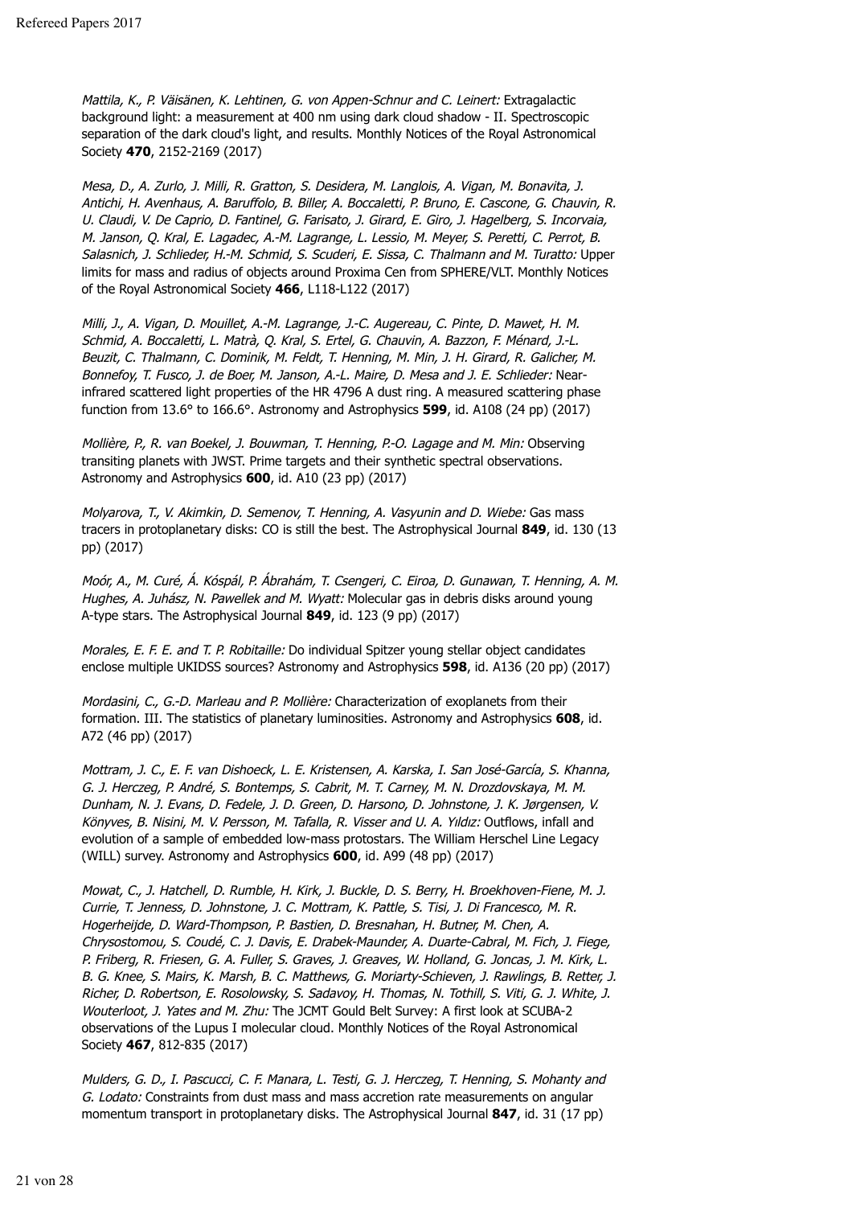*Mattila, K., P. Väisänen, K. Lehtinen, G. von Appen-Schnur and C. Leinert:* Extragalactic background light: a measurement at 400 nm using dark cloud shadow - II. Spectroscopic separation of the dark cloud's light, and results. Monthly Notices of the Royal Astronomical Society **470**, 2152-2169 (2017)

*Mesa, D., A. Zurlo, J. Milli, R. Gratton, S. Desidera, M. Langlois, A. Vigan, M. Bonavita, J. Antichi, H. Avenhaus, A. Baruffolo, B. Biller, A. Boccaletti, P. Bruno, E. Cascone, G. Chauvin, R. U. Claudi, V. De Caprio, D. Fantinel, G. Farisato, J. Girard, E. Giro, J. Hagelberg, S. Incorvaia, M. Janson, Q. Kral, E. Lagadec, A.-M. Lagrange, L. Lessio, M. Meyer, S. Peretti, C. Perrot, B. Salasnich, J. Schlieder, H.-M. Schmid, S. Scuderi, E. Sissa, C. Thalmann and M. Turatto:* Upper limits for mass and radius of objects around Proxima Cen from SPHERE/VLT. Monthly Notices of the Royal Astronomical Society **466**, L118-L122 (2017)

*Milli, J., A. Vigan, D. Mouillet, A.-M. Lagrange, J.-C. Augereau, C. Pinte, D. Mawet, H. M. Schmid, A. Boccaletti, L. Matrà, Q. Kral, S. Ertel, G. Chauvin, A. Bazzon, F. Ménard, J.-L. Beuzit, C. Thalmann, C. Dominik, M. Feldt, T. Henning, M. Min, J. H. Girard, R. Galicher, M. Bonnefoy, T. Fusco, J. de Boer, M. Janson, A.-L. Maire, D. Mesa and J. E. Schlieder:* Near-infrared scattered light properties of the HR 4796 A dust ring. A measured scattering phase function from 13.6° to 166.6°. Astronomy and Astrophysics **599**, id. A108 (24 pp) (2017)

*Mollière, P., R. van Boekel, J. Bouwman, T. Henning, P.-O. Lagage and M. Min:* Observing transiting planets with JWST. Prime targets and their synthetic spectral observations. Astronomy and Astrophysics **600**, id. A10 (23 pp) (2017)

*Molyarova, T., V. Akimkin, D. Semenov, T. Henning, A. Vasyunin and D. Wiebe:* Gas mass tracers in protoplanetary disks: CO is still the best. The Astrophysical Journal **849**, id. 130 (13 pp) (2017)

*Moór, A., M. Curé, Á. Kóspál, P. Ábrahám, T. Csengeri, C. Eiroa, D. Gunawan, T. Henning, A. M. Hughes, A. Juhász, N. Pawellek and M. Wyatt:* Molecular gas in debris disks around young A-type stars. The Astrophysical Journal **849**, id. 123 (9 pp) (2017)

*Morales, E. F. E. and T. P. Robitaille:* Do individual Spitzer young stellar object candidates enclose multiple UKIDSS sources? Astronomy and Astrophysics **598**, id. A136 (20 pp) (2017)

*Mordasini, C., G.-D. Marleau and P. Mollière:* Characterization of exoplanets from their formation. III. The statistics of planetary luminosities. Astronomy and Astrophysics **608**, id. A72 (46 pp) (2017)

*Mottram, J. C., E. F. van Dishoeck, L. E. Kristensen, A. Karska, I. San José-García, S. Khanna, G. J. Herczeg, P. André, S. Bontemps, S. Cabrit, M. T. Carney, M. N. Drozdovskaya, M. M. Dunham, N. J. Evans, D. Fedele, J. D. Green, D. Harsono, D. Johnstone, J. K. Jørgensen, V. Könyves, B. Nisini, M. V. Persson, M. Tafalla, R. Visser and U. A. Yıldız:* Outflows, infall and evolution of a sample of embedded low-mass protostars. The William Herschel Line Legacy (WILL) survey. Astronomy and Astrophysics **600**, id. A99 (48 pp) (2017)

*Mowat, C., J. Hatchell, D. Rumble, H. Kirk, J. Buckle, D. S. Berry, H. Broekhoven-Fiene, M. J. Currie, T. Jenness, D. Johnstone, J. C. Mottram, K. Pattle, S. Tisi, J. Di Francesco, M. R. Hogerheijde, D. Ward-Thompson, P. Bastien, D. Bresnahan, H. Butner, M. Chen, A. Chrysostomou, S. Coudé, C. J. Davis, E. Drabek-Maunder, A. Duarte-Cabral, M. Fich, J. Fiege, P. Friberg, R. Friesen, G. A. Fuller, S. Graves, J. Greaves, W. Holland, G. Joncas, J. M. Kirk, L. B. G. Knee, S. Mairs, K. Marsh, B. C. Matthews, G. Moriarty-Schieven, J. Rawlings, B. Retter, J. Richer, D. Robertson, E. Rosolowsky, S. Sadavoy, H. Thomas, N. Tothill, S. Viti, G. J. White, J. Wouterloot, J. Yates and M. Zhu:* The JCMT Gould Belt Survey: A first look at SCUBA-2 observations of the Lupus I molecular cloud. Monthly Notices of the Royal Astronomical Society **467**, 812-835 (2017)

*Mulders, G. D., I. Pascucci, C. F. Manara, L. Testi, G. J. Herczeg, T. Henning, S. Mohanty and G. Lodato:* Constraints from dust mass and mass accretion rate measurements on angular momentum transport in protoplanetary disks. The Astrophysical Journal **847**, id. 31 (17 pp)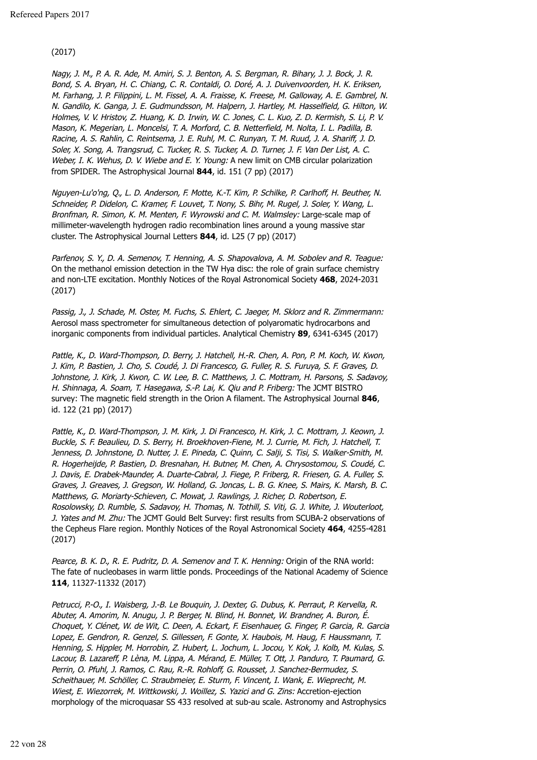(2017)

*Nagy, J. M., P. A. R. Ade, M. Amiri, S. J. Benton, A. S. Bergman, R. Bihary, J. J. Bock, J. R. Bond, S. A. Bryan, H. C. Chiang, C. R. Contaldi, O. Doré, A. J. Duivenvoorden, H. K. Eriksen, M. Farhang, J. P. Filippini, L. M. Fissel, A. A. Fraisse, K. Freese, M. Galloway, A. E. Gambrel, N. N. Gandilo, K. Ganga, J. E. Gudmundsson, M. Halpern, J. Hartley, M. Hasselfield, G. Hilton, W. Holmes, V. V. Hristov, Z. Huang, K. D. Irwin, W. C. Jones, C. L. Kuo, Z. D. Kermish, S. Li, P. V. Mason, K. Megerian, L. Moncelsi, T. A. Morford, C. B. Netterfield, M. Nolta, I. L. Padilla, B. Racine, A. S. Rahlin, C. Reintsema, J. E. Ruhl, M. C. Runyan, T. M. Ruud, J. A. Shariff, J. D. Soler, X. Song, A. Trangsrud, C. Tucker, R. S. Tucker, A. D. Turner, J. F. Van Der List, A. C. Weber, I. K. Wehus, D. V. Wiebe and E. Y. Young:* A new limit on CMB circular polarization from SPIDER. The Astrophysical Journal **844**, id. 151 (7 pp) (2017)

*Nguyen-Lu'o'ng, Q., L. D. Anderson, F. Motte, K.-T. Kim, P. Schilke, P. Carlhoff, H. Beuther, N. Schneider, P. Didelon, C. Kramer, F. Louvet, T. Nony, S. Bihr, M. Rugel, J. Soler, Y. Wang, L. Bronfman, R. Simon, K. M. Menten, F. Wyrowski and C. M. Walmsley:* Large-scale map of millimeter-wavelength hydrogen radio recombination lines around a young massive star cluster. The Astrophysical Journal Letters **844**, id. L25 (7 pp) (2017)

*Parfenov, S. Y., D. A. Semenov, T. Henning, A. S. Shapovalova, A. M. Sobolev and R. Teague:* On the methanol emission detection in the TW Hya disc: the role of grain surface chemistry and non-LTE excitation. Monthly Notices of the Royal Astronomical Society **468**, 2024-2031 (2017)

*Passig, J., J. Schade, M. Oster, M. Fuchs, S. Ehlert, C. Jaeger, M. Sklorz and R. Zimmermann:* Aerosol mass spectrometer for simultaneous detection of polyaromatic hydrocarbons and inorganic components from individual particles. Analytical Chemistry **89**, 6341-6345 (2017)

*Pattle, K., D. Ward-Thompson, D. Berry, J. Hatchell, H.-R. Chen, A. Pon, P. M. Koch, W. Kwon, J. Kim, P. Bastien, J. Cho, S. Coudé, J. Di Francesco, G. Fuller, R. S. Furuya, S. F. Graves, D. Johnstone, J. Kirk, J. Kwon, C. W. Lee, B. C. Matthews, J. C. Mottram, H. Parsons, S. Sadavoy, H. Shinnaga, A. Soam, T. Hasegawa, S.-P. Lai, K. Qiu and P. Friberg:* The JCMT BISTRO survey: The magnetic field strength in the Orion A filament. The Astrophysical Journal **846**, id. 122 (21 pp) (2017)

*Pattle, K., D. Ward-Thompson, J. M. Kirk, J. Di Francesco, H. Kirk, J. C. Mottram, J. Keown, J. Buckle, S. F. Beaulieu, D. S. Berry, H. Broekhoven-Fiene, M. J. Currie, M. Fich, J. Hatchell, T. Jenness, D. Johnstone, D. Nutter, J. E. Pineda, C. Quinn, C. Salji, S. Tisi, S. Walker-Smith, M. R. Hogerheijde, P. Bastien, D. Bresnahan, H. Butner, M. Chen, A. Chrysostomou, S. Coudé, C. J. Davis, E. Drabek-Maunder, A. Duarte-Cabral, J. Fiege, P. Friberg, R. Friesen, G. A. Fuller, S. Graves, J. Greaves, J. Gregson, W. Holland, G. Joncas, L. B. G. Knee, S. Mairs, K. Marsh, B. C. Matthews, G. Moriarty-Schieven, C. Mowat, J. Rawlings, J. Richer, D. Robertson, E. Rosolowsky, D. Rumble, S. Sadavoy, H. Thomas, N. Tothill, S. Viti, G. J. White, J. Wouterloot, J. Yates and M. Zhu:* The JCMT Gould Belt Survey: first results from SCUBA-2 observations of the Cepheus Flare region. Monthly Notices of the Royal Astronomical Society **464**, 4255-4281 (2017)

*Pearce, B. K. D., R. E. Pudritz, D. A. Semenov and T. K. Henning:* Origin of the RNA world: The fate of nucleobases in warm little ponds. Proceedings of the National Academy of Science **114**, 11327-11332 (2017)

*Petrucci, P.-O., I. Waisberg, J.-B. Le Bouquin, J. Dexter, G. Dubus, K. Perraut, P. Kervella, R. Abuter, A. Amorim, N. Anugu, J. P. Berger, N. Blind, H. Bonnet, W. Brandner, A. Buron, É. Choquet, Y. Clénet, W. de Wit, C. Deen, A. Eckart, F. Eisenhauer, G. Finger, P. Garcia, R. Garcia Lopez, E. Gendron, R. Genzel, S. Gillessen, F. Gonte, X. Haubois, M. Haug, F. Haussmann, T. Henning, S. Hippler, M. Horrobin, Z. Hubert, L. Jochum, L. Jocou, Y. Kok, J. Kolb, M. Kulas, S. Lacour, B. Lazareff, P. Lèna, M. Lippa, A. Mérand, E. Müller, T. Ott, J. Panduro, T. Paumard, G. Perrin, O. Pfuhl, J. Ramos, C. Rau, R.-R. Rohloff, G. Rousset, J. Sanchez-Bermudez, S. Scheithauer, M. Schöller, C. Straubmeier, E. Sturm, F. Vincent, I. Wank, E. Wieprecht, M. Wiest, E. Wiezorrek, M. Wittkowski, J. Woillez, S. Yazici and G. Zins:* Accretion-ejection morphology of the microquasar SS 433 resolved at sub-au scale. Astronomy and Astrophysics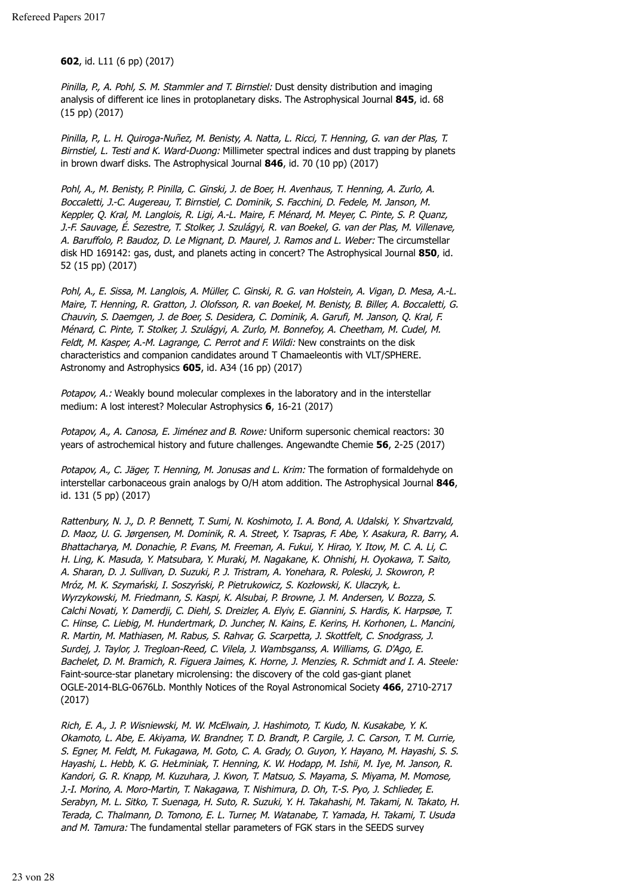**602**, id. L11 (6 pp) (2017)

*Pinilla, P., A. Pohl, S. M. Stammler and T. Birnstiel:* Dust density distribution and imaging analysis of different ice lines in protoplanetary disks. The Astrophysical Journal **845**, id. 68 (15 pp) (2017)

*Pinilla, P., L. H. Quiroga-Nuñez, M. Benisty, A. Natta, L. Ricci, T. Henning, G. van der Plas, T. Birnstiel, L. Testi and K. Ward-Duong:* Millimeter spectral indices and dust trapping by planets in brown dwarf disks. The Astrophysical Journal **846**, id. 70 (10 pp) (2017)

*Pohl, A., M. Benisty, P. Pinilla, C. Ginski, J. de Boer, H. Avenhaus, T. Henning, A. Zurlo, A. Boccaletti, J.-C. Augereau, T. Birnstiel, C. Dominik, S. Facchini, D. Fedele, M. Janson, M. Keppler, Q. Kral, M. Langlois, R. Ligi, A.-L. Maire, F. Ménard, M. Meyer, C. Pinte, S. P. Quanz, J.-F. Sauvage, É. Sezestre, T. Stolker, J. Szulágyi, R. van Boekel, G. van der Plas, M. Villenave, A. Baruffolo, P. Baudoz, D. Le Mignant, D. Maurel, J. Ramos and L. Weber:* The circumstellar disk HD 169142: gas, dust, and planets acting in concert? The Astrophysical Journal **850**, id. 52 (15 pp) (2017)

*Pohl, A., E. Sissa, M. Langlois, A. Müller, C. Ginski, R. G. van Holstein, A. Vigan, D. Mesa, A.-L. Maire, T. Henning, R. Gratton, J. Olofsson, R. van Boekel, M. Benisty, B. Biller, A. Boccaletti, G. Chauvin, S. Daemgen, J. de Boer, S. Desidera, C. Dominik, A. Garufi, M. Janson, Q. Kral, F. Ménard, C. Pinte, T. Stolker, J. Szulágyi, A. Zurlo, M. Bonnefoy, A. Cheetham, M. Cudel, M. Feldt, M. Kasper, A.-M. Lagrange, C. Perrot and F. Wildi:* New constraints on the disk characteristics and companion candidates around T Chamaeleontis with VLT/SPHERE. Astronomy and Astrophysics **605**, id. A34 (16 pp) (2017)

*Potapov, A.:* Weakly bound molecular complexes in the laboratory and in the interstellar medium: A lost interest? Molecular Astrophysics **6**, 16-21 (2017)

*Potapov, A., A. Canosa, E. Jiménez and B. Rowe:* Uniform supersonic chemical reactors: 30 years of astrochemical history and future challenges. Angewandte Chemie **56**, 2-25 (2017)

*Potapov, A., C. Jäger, T. Henning, M. Jonusas and L. Krim:* The formation of formaldehyde on interstellar carbonaceous grain analogs by O/H atom addition. The Astrophysical Journal **846**, id. 131 (5 pp) (2017)

*Rattenbury, N. J., D. P. Bennett, T. Sumi, N. Koshimoto, I. A. Bond, A. Udalski, Y. Shvartzvald, D. Maoz, U. G. Jørgensen, M. Dominik, R. A. Street, Y. Tsapras, F. Abe, Y. Asakura, R. Barry, A. Bhattacharya, M. Donachie, P. Evans, M. Freeman, A. Fukui, Y. Hirao, Y. Itow, M. C. A. Li, C. H. Ling, K. Masuda, Y. Matsubara, Y. Muraki, M. Nagakane, K. Ohnishi, H. Oyokawa, T. Saito, A. Sharan, D. J. Sullivan, D. Suzuki, P. J. Tristram, A. Yonehara, R. Poleski, J. Skowron, P. Mróz, M. K. Szymański, I. Soszyński, P. Pietrukowicz, S. Kozłowski, K. Ulaczyk, Ł. Wyrzykowski, M. Friedmann, S. Kaspi, K. Alsubai, P. Browne, J. M. Andersen, V. Bozza, S. Calchi Novati, Y. Damerdji, C. Diehl, S. Dreizler, A. Elyiv, E. Giannini, S. Hardis, K. Harpsøe, T. C. Hinse, C. Liebig, M. Hundertmark, D. Juncher, N. Kains, E. Kerins, H. Korhonen, L. Mancini, R. Martin, M. Mathiasen, M. Rabus, S. Rahvar, G. Scarpetta, J. Skottfelt, C. Snodgrass, J. Surdej, J. Taylor, J. Tregloan-Reed, C. Vilela, J. Wambsganss, A. Williams, G. D'Ago, E. Bachelet, D. M. Bramich, R. Figuera Jaimes, K. Horne, J. Menzies, R. Schmidt and I. A. Steele:* Faint-source-star planetary microlensing: the discovery of the cold gas-giant planet OGLE-2014-BLG-0676Lb. Monthly Notices of the Royal Astronomical Society **466**, 2710-2717 (2017)

*Rich, E. A., J. P. Wisniewski, M. W. McElwain, J. Hashimoto, T. Kudo, N. Kusakabe, Y. K. Okamoto, L. Abe, E. Akiyama, W. Brandner, T. D. Brandt, P. Cargile, J. C. Carson, T. M. Currie, S. Egner, M. Feldt, M. Fukagawa, M. Goto, C. A. Grady, O. Guyon, Y. Hayano, M. Hayashi, S. S. Hayashi, L. Hebb, K. G. HeŁminiak, T. Henning, K. W. Hodapp, M. Ishii, M. Iye, M. Janson, R. Kandori, G. R. Knapp, M. Kuzuhara, J. Kwon, T. Matsuo, S. Mayama, S. Miyama, M. Momose, J.-I. Morino, A. Moro-Martin, T. Nakagawa, T. Nishimura, D. Oh, T.-S. Pyo, J. Schlieder, E. Serabyn, M. L. Sitko, T. Suenaga, H. Suto, R. Suzuki, Y. H. Takahashi, M. Takami, N. Takato, H. Terada, C. Thalmann, D. Tomono, E. L. Turner, M. Watanabe, T. Yamada, H. Takami, T. Usuda and M. Tamura:* The fundamental stellar parameters of FGK stars in the SEEDS survey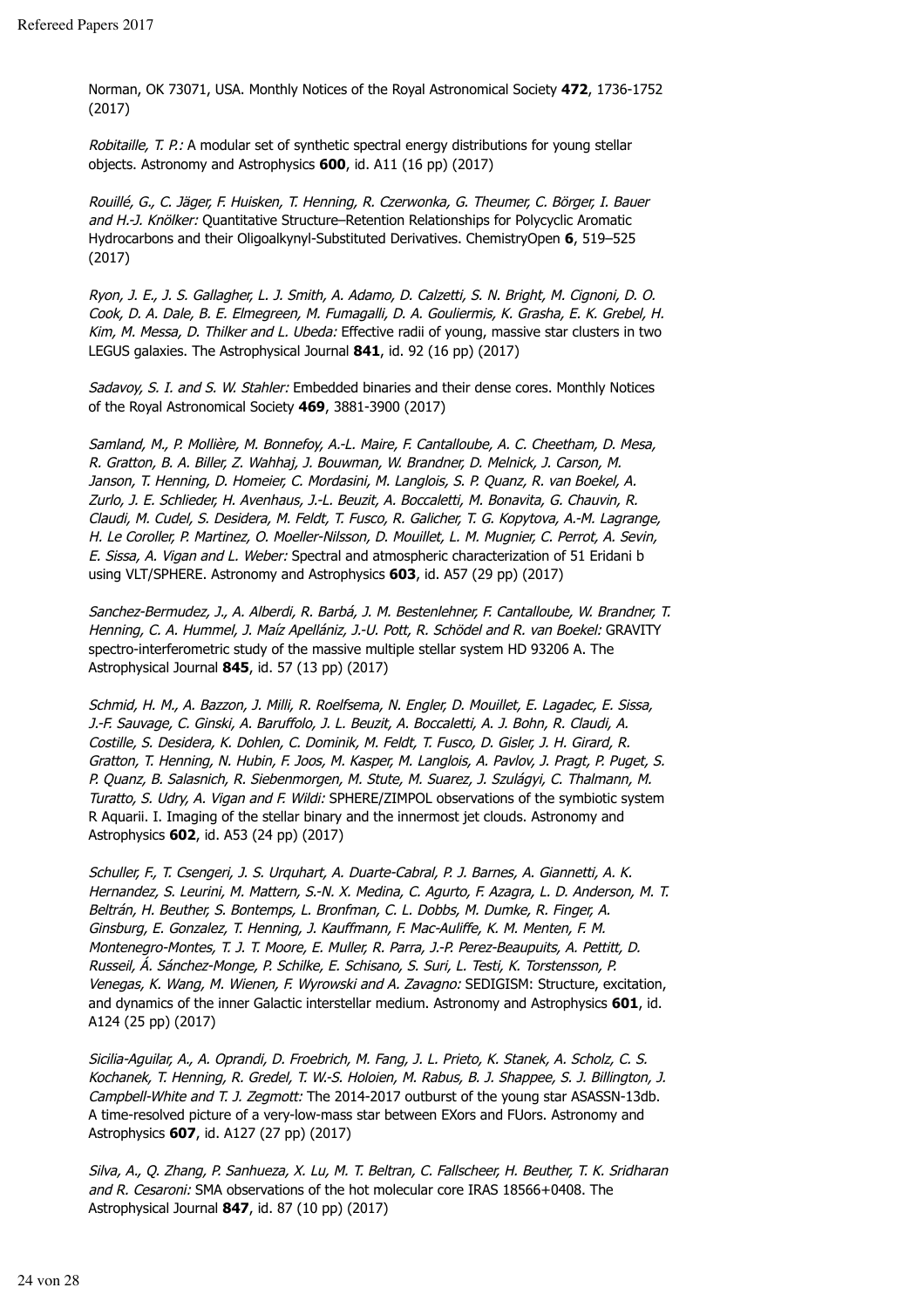Norman, OK 73071, USA. Monthly Notices of the Royal Astronomical Society **472**, 1736-1752 (2017)

*Robitaille, T. P.:* A modular set of synthetic spectral energy distributions for young stellar objects. Astronomy and Astrophysics **600**, id. A11 (16 pp) (2017)

*Rouillé, G., C. Jäger, F. Huisken, T. Henning, R. Czerwonka, G. Theumer, C. Börger, I. Bauer and H.-J. Knölker:* Quantitative Structure–Retention Relationships for Polycyclic Aromatic Hydrocarbons and their Oligoalkynyl-Substituted Derivatives. ChemistryOpen **6**, 519–525 (2017)

*Ryon, J. E., J. S. Gallagher, L. J. Smith, A. Adamo, D. Calzetti, S. N. Bright, M. Cignoni, D. O. Cook, D. A. Dale, B. E. Elmegreen, M. Fumagalli, D. A. Gouliermis, K. Grasha, E. K. Grebel, H. Kim, M. Messa, D. Thilker and L. Ubeda:* Effective radii of young, massive star clusters in two LEGUS galaxies. The Astrophysical Journal **841**, id. 92 (16 pp) (2017)

*Sadavoy, S. I. and S. W. Stahler:* Embedded binaries and their dense cores. Monthly Notices of the Royal Astronomical Society **469**, 3881-3900 (2017)

*Samland, M., P. Mollière, M. Bonnefoy, A.-L. Maire, F. Cantalloube, A. C. Cheetham, D. Mesa, R. Gratton, B. A. Biller, Z. Wahhaj, J. Bouwman, W. Brandner, D. Melnick, J. Carson, M. Janson, T. Henning, D. Homeier, C. Mordasini, M. Langlois, S. P. Quanz, R. van Boekel, A. Zurlo, J. E. Schlieder, H. Avenhaus, J.-L. Beuzit, A. Boccaletti, M. Bonavita, G. Chauvin, R. Claudi, M. Cudel, S. Desidera, M. Feldt, T. Fusco, R. Galicher, T. G. Kopytova, A.-M. Lagrange, H. Le Coroller, P. Martinez, O. Moeller-Nilsson, D. Mouillet, L. M. Mugnier, C. Perrot, A. Sevin, E. Sissa, A. Vigan and L. Weber:* Spectral and atmospheric characterization of 51 Eridani b using VLT/SPHERE. Astronomy and Astrophysics **603**, id. A57 (29 pp) (2017)

*Sanchez-Bermudez, J., A. Alberdi, R. Barbá, J. M. Bestenlehner, F. Cantalloube, W. Brandner, T. Henning, C. A. Hummel, J. Maíz Apellániz, J.-U. Pott, R. Schödel and R. van Boekel:* GRAVITY spectro-interferometric study of the massive multiple stellar system HD 93206 A. The Astrophysical Journal **845**, id. 57 (13 pp) (2017)

*Schmid, H. M., A. Bazzon, J. Milli, R. Roelfsema, N. Engler, D. Mouillet, E. Lagadec, E. Sissa, J.-F. Sauvage, C. Ginski, A. Baruffolo, J. L. Beuzit, A. Boccaletti, A. J. Bohn, R. Claudi, A. Costille, S. Desidera, K. Dohlen, C. Dominik, M. Feldt, T. Fusco, D. Gisler, J. H. Girard, R. Gratton, T. Henning, N. Hubin, F. Joos, M. Kasper, M. Langlois, A. Pavlov, J. Pragt, P. Puget, S. P. Quanz, B. Salasnich, R. Siebenmorgen, M. Stute, M. Suarez, J. Szulágyi, C. Thalmann, M. Turatto, S. Udry, A. Vigan and F. Wildi:* SPHERE/ZIMPOL observations of the symbiotic system R Aquarii. I. Imaging of the stellar binary and the innermost jet clouds. Astronomy and Astrophysics **602**, id. A53 (24 pp) (2017)

*Schuller, F., T. Csengeri, J. S. Urquhart, A. Duarte-Cabral, P. J. Barnes, A. Giannetti, A. K. Hernandez, S. Leurini, M. Mattern, S.-N. X. Medina, C. Agurto, F. Azagra, L. D. Anderson, M. T. Beltrán, H. Beuther, S. Bontemps, L. Bronfman, C. L. Dobbs, M. Dumke, R. Finger, A. Ginsburg, E. Gonzalez, T. Henning, J. Kauffmann, F. Mac-Auliffe, K. M. Menten, F. M. Montenegro-Montes, T. J. T. Moore, E. Muller, R. Parra, J.-P. Perez-Beaupuits, A. Pettitt, D. Russeil, Á. Sánchez-Monge, P. Schilke, E. Schisano, S. Suri, L. Testi, K. Torstensson, P. Venegas, K. Wang, M. Wienen, F. Wyrowski and A. Zavagno:* SEDIGISM: Structure, excitation, and dynamics of the inner Galactic interstellar medium. Astronomy and Astrophysics **601**, id. A124 (25 pp) (2017)

*Sicilia-Aguilar, A., A. Oprandi, D. Froebrich, M. Fang, J. L. Prieto, K. Stanek, A. Scholz, C. S. Kochanek, T. Henning, R. Gredel, T. W.-S. Holoien, M. Rabus, B. J. Shappee, S. J. Billington, J. Campbell-White and T. J. Zegmott:* The 2014-2017 outburst of the young star ASASSN-13db. A time-resolved picture of a very-low-mass star between EXors and FUors. Astronomy and Astrophysics **607**, id. A127 (27 pp) (2017)

*Silva, A., Q. Zhang, P. Sanhueza, X. Lu, M. T. Beltran, C. Fallscheer, H. Beuther, T. K. Sridharan and R. Cesaroni:* SMA observations of the hot molecular core IRAS 18566+0408. The Astrophysical Journal **847**, id. 87 (10 pp) (2017)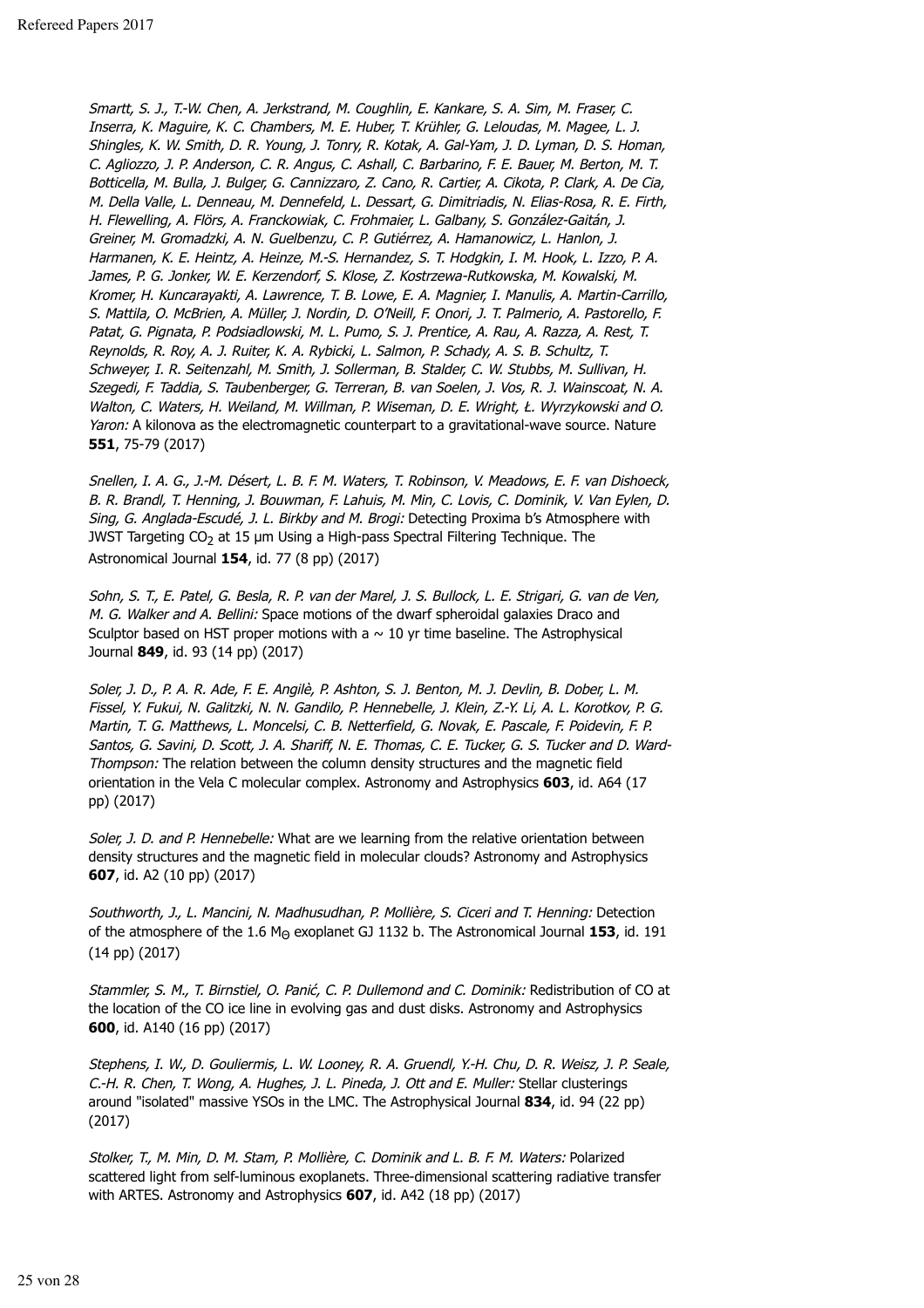*Smartt, S. J., T.-W. Chen, A. Jerkstrand, M. Coughlin, E. Kankare, S. A. Sim, M. Fraser, C. Inserra, K. Maguire, K. C. Chambers, M. E. Huber, T. Krühler, G. Leloudas, M. Magee, L. J. Shingles, K. W. Smith, D. R. Young, J. Tonry, R. Kotak, A. Gal-Yam, J. D. Lyman, D. S. Homan, C. Agliozzo, J. P. Anderson, C. R. Angus, C. Ashall, C. Barbarino, F. E. Bauer, M. Berton, M. T. Botticella, M. Bulla, J. Bulger, G. Cannizzaro, Z. Cano, R. Cartier, A. Cikota, P. Clark, A. De Cia, M. Della Valle, L. Denneau, M. Dennefeld, L. Dessart, G. Dimitriadis, N. Elias-Rosa, R. E. Firth, H. Flewelling, A. Flörs, A. Franckowiak, C. Frohmaier, L. Galbany, S. González-Gaitán, J. Greiner, M. Gromadzki, A. N. Guelbenzu, C. P. Gutiérrez, A. Hamanowicz, L. Hanlon, J. Harmanen, K. E. Heintz, A. Heinze, M.-S. Hernandez, S. T. Hodgkin, I. M. Hook, L. Izzo, P. A. James, P. G. Jonker, W. E. Kerzendorf, S. Klose, Z. Kostrzewa-Rutkowska, M. Kowalski, M. Kromer, H. Kuncarayakti, A. Lawrence, T. B. Lowe, E. A. Magnier, I. Manulis, A. Martin-Carrillo, S. Mattila, O. McBrien, A. Müller, J. Nordin, D. O'Neill, F. Onori, J. T. Palmerio, A. Pastorello, F. Patat, G. Pignata, P. Podsiadlowski, M. L. Pumo, S. J. Prentice, A. Rau, A. Razza, A. Rest, T. Reynolds, R. Roy, A. J. Ruiter, K. A. Rybicki, L. Salmon, P. Schady, A. S. B. Schultz, T. Schweyer, I. R. Seitenzahl, M. Smith, J. Sollerman, B. Stalder, C. W. Stubbs, M. Sullivan, H. Szegedi, F. Taddia, S. Taubenberger, G. Terreran, B. van Soelen, J. Vos, R. J. Wainscoat, N. A. Walton, C. Waters, H. Weiland, M. Willman, P. Wiseman, D. E. Wright, Ł. Wyrzykowski and O. Yaron:* A kilonova as the electromagnetic counterpart to a gravitational-wave source. Nature **551**, 75-79 (2017)

*Snellen, I. A. G., J.-M. Désert, L. B. F. M. Waters, T. Robinson, V. Meadows, E. F. van Dishoeck, B. R. Brandl, T. Henning, J. Bouwman, F. Lahuis, M. Min, C. Lovis, C. Dominik, V. Van Eylen, D. Sing, G. Anglada-Escudé, J. L. Birkby and M. Brogi:* Detecting Proxima b's Atmosphere with JWST Targeting $CO_2$ at 15 µm Using a High-pass Spectral Filtering Technique. The Astronomical Journal **154**, id. 77 (8 pp) (2017)

*Sohn, S. T., E. Patel, G. Besla, R. P. van der Marel, J. S. Bullock, L. E. Strigari, G. van de Ven, M. G. Walker and A. Bellini:* Space motions of the dwarf spheroidal galaxies Draco and Sculptor based on HST proper motions with a ~ 10 yr time baseline. The Astrophysical Journal **849**, id. 93 (14 pp) (2017)

*Soler, J. D., P. A. R. Ade, F. E. Angilè, P. Ashton, S. J. Benton, M. J. Devlin, B. Dober, L. M. Fissel, Y. Fukui, N. Galitzki, N. N. Gandilo, P. Hennebelle, J. Klein, Z.-Y. Li, A. L. Korotkov, P. G. Martin, T. G. Matthews, L. Moncelsi, C. B. Netterfield, G. Novak, E. Pascale, F. Poidevin, F. P. Santos, G. Savini, D. Scott, J. A. Shariff, N. E. Thomas, C. E. Tucker, G. S. Tucker and D. Ward-Thompson:* The relation between the column density structures and the magnetic field orientation in the Vela C molecular complex. Astronomy and Astrophysics **603**, id. A64 (17 pp) (2017)

*Soler, J. D. and P. Hennebelle:* What are we learning from the relative orientation between density structures and the magnetic field in molecular clouds? Astronomy and Astrophysics **607**, id. A2 (10 pp) (2017)

*Southworth, J., L. Mancini, N. Madhusudhan, P. Mollière, S. Ciceri and T. Henning:* Detection of the atmosphere of the 1.6 $M_{\oplus}$ exoplanet GJ 1132 b. The Astronomical Journal **153**, id. 191 (14 pp) (2017)

*Stammler, S. M., T. Birnstiel, O. Panić, C. P. Dullemond and C. Dominik:* Redistribution of CO at the location of the CO ice line in evolving gas and dust disks. Astronomy and Astrophysics **600**, id. A140 (16 pp) (2017)

*Stephens, I. W., D. Gouliermis, L. W. Looney, R. A. Gruendl, Y.-H. Chu, D. R. Weisz, J. P. Seale, C.-H. R. Chen, T. Wong, A. Hughes, J. L. Pineda, J. Ott and E. Muller:* Stellar clusterings around "isolated" massive YSOs in the LMC. The Astrophysical Journal **834**, id. 94 (22 pp) (2017)

*Stolker, T., M. Min, D. M. Stam, P. Mollière, C. Dominik and L. B. F. M. Waters:* Polarized scattered light from self-luminous exoplanets. Three-dimensional scattering radiative transfer with ARTES. Astronomy and Astrophysics **607**, id. A42 (18 pp) (2017)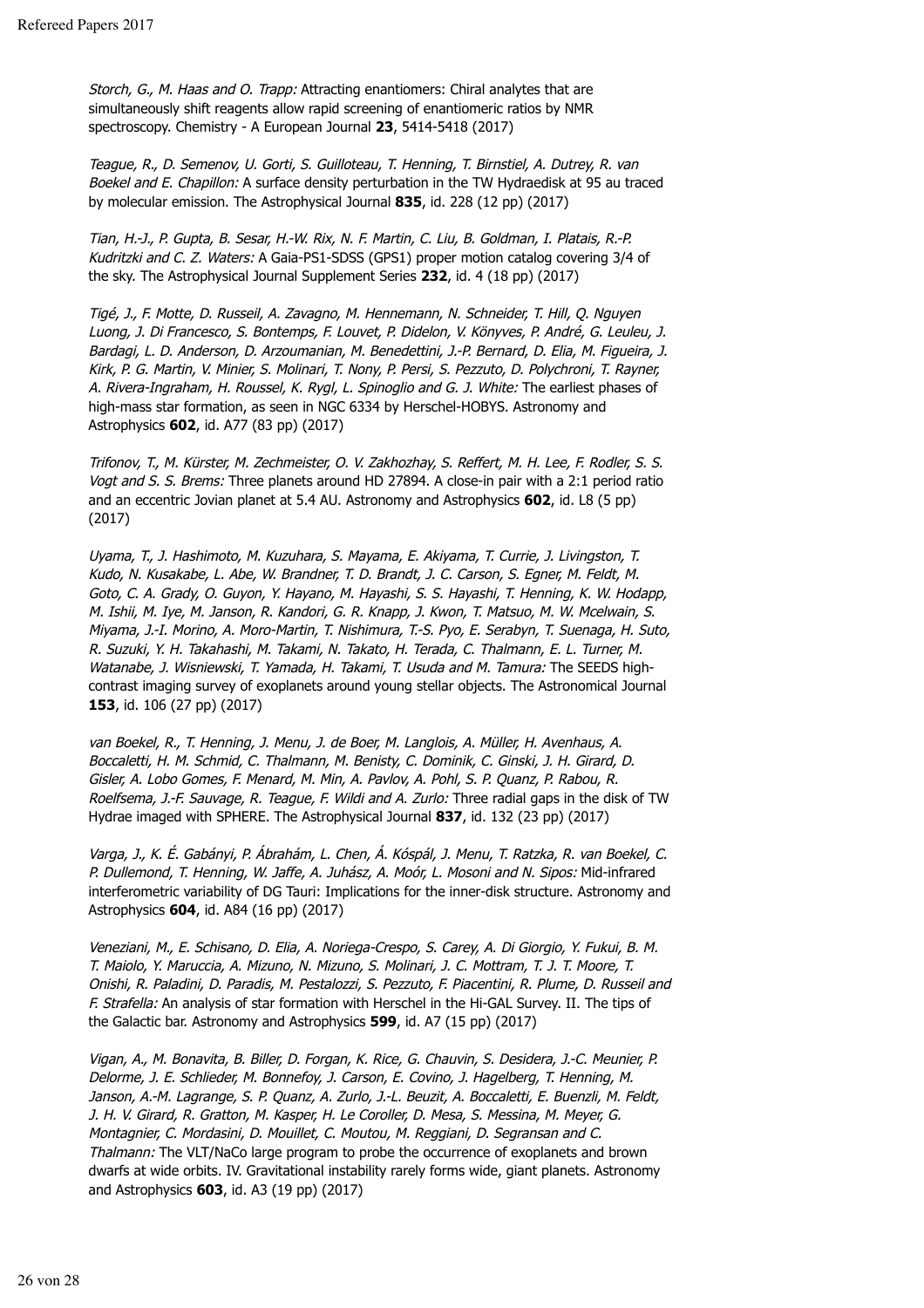*Storch, G., M. Haas and O. Trapp:* Attracting enantiomers: Chiral analytes that are simultaneously shift reagents allow rapid screening of enantiomeric ratios by NMR spectroscopy. Chemistry - A European Journal **23**, 5414-5418 (2017)

*Teague, R., D. Semenov, U. Gorti, S. Guilloteau, T. Henning, T. Birnstiel, A. Dutrey, R. van Boekel and E. Chapillon:* A surface density perturbation in the TW Hydraedisk at 95 au traced by molecular emission. The Astrophysical Journal **835**, id. 228 (12 pp) (2017)

*Tian, H.-J., P. Gupta, B. Sesar, H.-W. Rix, N. F. Martin, C. Liu, B. Goldman, I. Platais, R.-P. Kudritzki and C. Z. Waters:* A Gaia-PS1-SDSS (GPS1) proper motion catalog covering 3/4 of the sky. The Astrophysical Journal Supplement Series **232**, id. 4 (18 pp) (2017)

*Tigé, J., F. Motte, D. Russeil, A. Zavagno, M. Hennemann, N. Schneider, T. Hill, Q. Nguyen Luong, J. Di Francesco, S. Bontemps, F. Louvet, P. Didelon, V. Könyves, P. André, G. Leuleu, J. Bardagi, L. D. Anderson, D. Arzoumanian, M. Benedettini, J.-P. Bernard, D. Elia, M. Figueira, J. Kirk, P. G. Martin, V. Minier, S. Molinari, T. Nony, P. Persi, S. Pezzuto, D. Polychroni, T. Rayner, A. Rivera-Ingraham, H. Roussel, K. Rygl, L. Spinoglio and G. J. White:* The earliest phases of high-mass star formation, as seen in NGC 6334 by Herschel-HOBYS. Astronomy and Astrophysics **602**, id. A77 (83 pp) (2017)

*Trifonov, T., M. Kürster, M. Zechmeister, O. V. Zakhozhay, S. Reffert, M. H. Lee, F. Rodler, S. S. Vogt and S. S. Brems:* Three planets around HD 27894. A close-in pair with a 2:1 period ratio and an eccentric Jovian planet at 5.4 AU. Astronomy and Astrophysics **602**, id. L8 (5 pp) (2017)

*Uyama, T., J. Hashimoto, M. Kuzuhara, S. Mayama, E. Akiyama, T. Currie, J. Livingston, T. Kudo, N. Kusakabe, L. Abe, W. Brandner, T. D. Brandt, J. C. Carson, S. Egner, M. Feldt, M. Goto, C. A. Grady, O. Guyon, Y. Hayano, M. Hayashi, S. S. Hayashi, T. Henning, K. W. Hodapp, M. Ishii, M. Iye, M. Janson, R. Kandori, G. R. Knapp, J. Kwon, T. Matsuo, M. W. Mcelwain, S. Miyama, J.-I. Morino, A. Moro-Martin, T. Nishimura, T.-S. Pyo, E. Serabyn, T. Suenaga, H. Suto, R. Suzuki, Y. H. Takahashi, M. Takami, N. Takato, H. Terada, C. Thalmann, E. L. Turner, M. Watanabe, J. Wisniewski, T. Yamada, H. Takami, T. Usuda and M. Tamura:* The SEEDS high-contrast imaging survey of exoplanets around young stellar objects. The Astronomical Journal **153**, id. 106 (27 pp) (2017)

*van Boekel, R., T. Henning, J. Menu, J. de Boer, M. Langlois, A. Müller, H. Avenhaus, A. Boccaletti, H. M. Schmid, C. Thalmann, M. Benisty, C. Dominik, C. Ginski, J. H. Girard, D. Gisler, A. Lobo Gomes, F. Menard, M. Min, A. Pavlov, A. Pohl, S. P. Quanz, P. Rabou, R. Roelfsema, J.-F. Sauvage, R. Teague, F. Wildi and A. Zurlo:* Three radial gaps in the disk of TW Hydrae imaged with SPHERE. The Astrophysical Journal **837**, id. 132 (23 pp) (2017)

*Varga, J., K. É. Gabányi, P. Ábrahám, L. Chen, Á. Kóspál, J. Menu, T. Ratzka, R. van Boekel, C. P. Dullemond, T. Henning, W. Jaffe, A. Juhász, A. Moór, L. Mosoni and N. Sipos:* Mid-infrared interferometric variability of DG Tauri: Implications for the inner-disk structure. Astronomy and Astrophysics **604**, id. A84 (16 pp) (2017)

*Veneziani, M., E. Schisano, D. Elia, A. Noriega-Crespo, S. Carey, A. Di Giorgio, Y. Fukui, B. M. T. Maiolo, Y. Maruccia, A. Mizuno, N. Mizuno, S. Molinari, J. C. Mottram, T. J. T. Moore, T. Onishi, R. Paladini, D. Paradis, M. Pestalozzi, S. Pezzuto, F. Piacentini, R. Plume, D. Russeil and F. Strafella:* An analysis of star formation with Herschel in the Hi-GAL Survey. II. The tips of the Galactic bar. Astronomy and Astrophysics **599**, id. A7 (15 pp) (2017)

*Vigan, A., M. Bonavita, B. Biller, D. Forgan, K. Rice, G. Chauvin, S. Desidera, J.-C. Meunier, P. Delorme, J. E. Schlieder, M. Bonnefoy, J. Carson, E. Covino, J. Hagelberg, T. Henning, M. Janson, A.-M. Lagrange, S. P. Quanz, A. Zurlo, J.-L. Beuzit, A. Boccaletti, E. Buenzli, M. Feldt, J. H. V. Girard, R. Gratton, M. Kasper, H. Le Coroller, D. Mesa, S. Messina, M. Meyer, G. Montagnier, C. Mordasini, D. Mouillet, C. Moutou, M. Reggiani, D. Segransan and C. Thalmann:* The VLT/NaCo large program to probe the occurrence of exoplanets and brown dwarfs at wide orbits. IV. Gravitational instability rarely forms wide, giant planets. Astronomy and Astrophysics **603**, id. A3 (19 pp) (2017)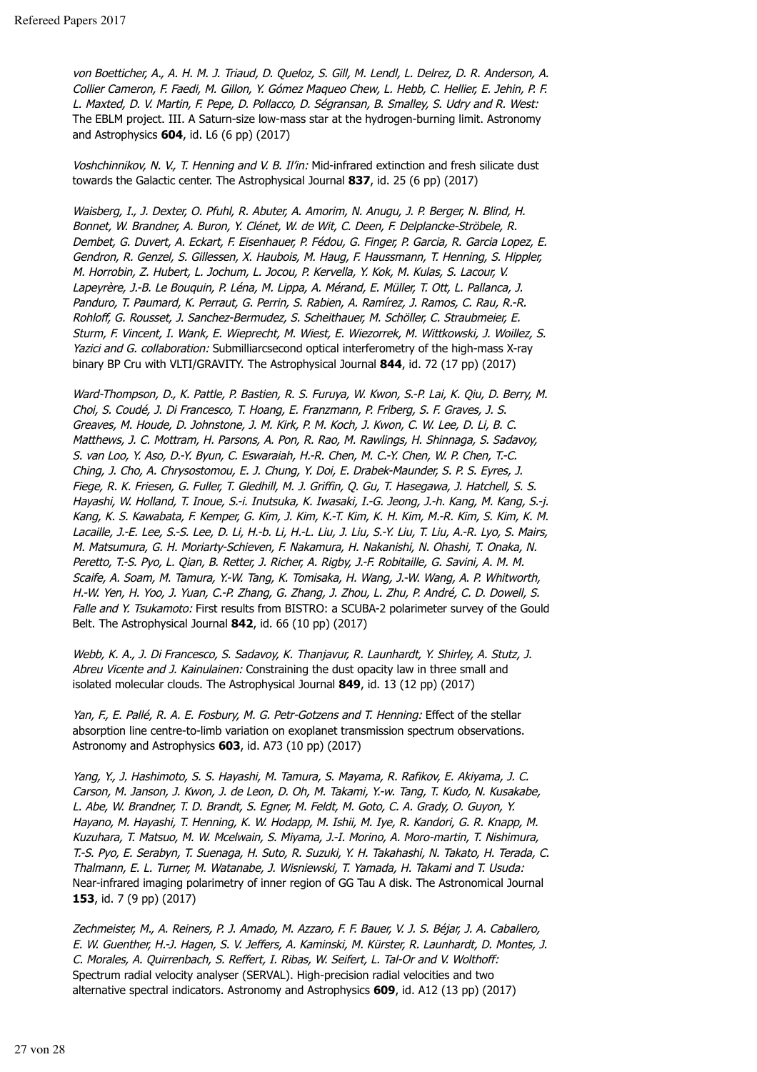*von Boetticher, A., A. H. M. J. Triaud, D. Queloz, S. Gill, M. Lendl, L. Delrez, D. R. Anderson, A. Collier Cameron, F. Faedi, M. Gillon, Y. Gómez Maqueo Chew, L. Hebb, C. Hellier, E. Jehin, P. F. L. Maxted, D. V. Martin, F. Pepe, D. Pollacco, D. Ségransan, B. Smalley, S. Udry and R. West:* The EBLM project. III. A Saturn-size low-mass star at the hydrogen-burning limit. Astronomy and Astrophysics **604**, id. L6 (6 pp) (2017)

*Voshchinnikov, N. V., T. Henning and V. B. Il'in:* Mid-infrared extinction and fresh silicate dust towards the Galactic center. The Astrophysical Journal **837**, id. 25 (6 pp) (2017)

*Waisberg, I., J. Dexter, O. Pfuhl, R. Abuter, A. Amorim, N. Anugu, J. P. Berger, N. Blind, H. Bonnet, W. Brandner, A. Buron, Y. Clénet, W. de Wit, C. Deen, F. Delplancke-Ströbele, R. Dembet, G. Duvert, A. Eckart, F. Eisenhauer, P. Fédou, G. Finger, P. Garcia, R. Garcia Lopez, E. Gendron, R. Genzel, S. Gillessen, X. Haubois, M. Haug, F. Haussmann, T. Henning, S. Hippler, M. Horrobin, Z. Hubert, L. Jochum, L. Jocou, P. Kervella, Y. Kok, M. Kulas, S. Lacour, V. Lapeyrère, J.-B. Le Bouquin, P. Léna, M. Lippa, A. Mérand, E. Müller, T. Ott, L. Pallanca, J. Panduro, T. Paumard, K. Perraut, G. Perrin, S. Rabien, A. Ramírez, J. Ramos, C. Rau, R.-R. Rohloff, G. Rousset, J. Sanchez-Bermudez, S. Scheithauer, M. Schöller, C. Straubmeier, E. Sturm, F. Vincent, I. Wank, E. Wieprecht, M. Wiest, E. Wiezorrek, M. Wittkowski, J. Woillez, S. Yazici and G. collaboration:* Submilliarcsecond optical interferometry of the high-mass X-ray binary BP Cru with VLTI/GRAVITY. The Astrophysical Journal **844**, id. 72 (17 pp) (2017)

*Ward-Thompson, D., K. Pattle, P. Bastien, R. S. Furuya, W. Kwon, S.-P. Lai, K. Qiu, D. Berry, M. Choi, S. Coudé, J. Di Francesco, T. Hoang, E. Franzmann, P. Friberg, S. F. Graves, J. S. Greaves, M. Houde, D. Johnstone, J. M. Kirk, P. M. Koch, J. Kwon, C. W. Lee, D. Li, B. C. Matthews, J. C. Mottram, H. Parsons, A. Pon, R. Rao, M. Rawlings, H. Shinnaga, S. Sadavoy, S. van Loo, Y. Aso, D.-Y. Byun, C. Eswaraiah, H.-R. Chen, M. C.-Y. Chen, W. P. Chen, T.-C. Ching, J. Cho, A. Chrysostomou, E. J. Chung, Y. Doi, E. Drabek-Maunder, S. P. S. Eyres, J. Fiege, R. K. Friesen, G. Fuller, T. Gledhill, M. J. Griffin, Q. Gu, T. Hasegawa, J. Hatchell, S. S. Hayashi, W. Holland, T. Inoue, S.-i. Inutsuka, K. Iwasaki, I.-G. Jeong, J.-h. Kang, M. Kang, S.-j. Kang, K. S. Kawabata, F. Kemper, G. Kim, J. Kim, K.-T. Kim, K. H. Kim, M.-R. Kim, S. Kim, K. M. Lacaille, J.-E. Lee, S.-S. Lee, D. Li, H.-b. Li, H.-L. Liu, J. Liu, S.-Y. Liu, T. Liu, A.-R. Lyo, S. Mairs, M. Matsumura, G. H. Moriarty-Schieven, F. Nakamura, H. Nakanishi, N. Ohashi, T. Onaka, N. Peretto, T.-S. Pyo, L. Qian, B. Retter, J. Richer, A. Rigby, J.-F. Robitaille, G. Savini, A. M. M. Scaife, A. Soam, M. Tamura, Y.-W. Tang, K. Tomisaka, H. Wang, J.-W. Wang, A. P. Whitworth, H.-W. Yen, H. Yoo, J. Yuan, C.-P. Zhang, G. Zhang, J. Zhou, L. Zhu, P. André, C. D. Dowell, S. Falle and Y. Tsukamoto:* First results from BISTRO: a SCUBA-2 polarimeter survey of the Gould Belt. The Astrophysical Journal **842**, id. 66 (10 pp) (2017)

*Webb, K. A., J. Di Francesco, S. Sadavoy, K. Thanjavur, R. Launhardt, Y. Shirley, A. Stutz, J. Abreu Vicente and J. Kainulainen:* Constraining the dust opacity law in three small and isolated molecular clouds. The Astrophysical Journal **849**, id. 13 (12 pp) (2017)

*Yan, F., E. Pallé, R. A. E. Fosbury, M. G. Petr-Gotzens and T. Henning:* Effect of the stellar absorption line centre-to-limb variation on exoplanet transmission spectrum observations. Astronomy and Astrophysics **603**, id. A73 (10 pp) (2017)

*Yang, Y., J. Hashimoto, S. S. Hayashi, M. Tamura, S. Mayama, R. Rafikov, E. Akiyama, J. C. Carson, M. Janson, J. Kwon, J. de Leon, D. Oh, M. Takami, Y.-w. Tang, T. Kudo, N. Kusakabe, L. Abe, W. Brandner, T. D. Brandt, S. Egner, M. Feldt, M. Goto, C. A. Grady, O. Guyon, Y. Hayano, M. Hayashi, T. Henning, K. W. Hodapp, M. Ishii, M. Iye, R. Kandori, G. R. Knapp, M. Kuzuhara, T. Matsuo, M. W. Mcelwain, S. Miyama, J.-I. Morino, A. Moro-martin, T. Nishimura, T.-S. Pyo, E. Serabyn, T. Suenaga, H. Suto, R. Suzuki, Y. H. Takahashi, N. Takato, H. Terada, C. Thalmann, E. L. Turner, M. Watanabe, J. Wisniewski, T. Yamada, H. Takami and T. Usuda:* Near-infrared imaging polarimetry of inner region of GG Tau A disk. The Astronomical Journal **153**, id. 7 (9 pp) (2017)

*Zechmeister, M., A. Reiners, P. J. Amado, M. Azzaro, F. F. Bauer, V. J. S. Béjar, J. A. Caballero, E. W. Guenther, H.-J. Hagen, S. V. Jeffers, A. Kaminski, M. Kürster, R. Launhardt, D. Montes, J. C. Morales, A. Quirrenbach, S. Reffert, I. Ribas, W. Seifert, L. Tal-Or and V. Wolthoff:* Spectrum radial velocity analyser (SERVAL). High-precision radial velocities and two alternative spectral indicators. Astronomy and Astrophysics **609**, id. A12 (13 pp) (2017)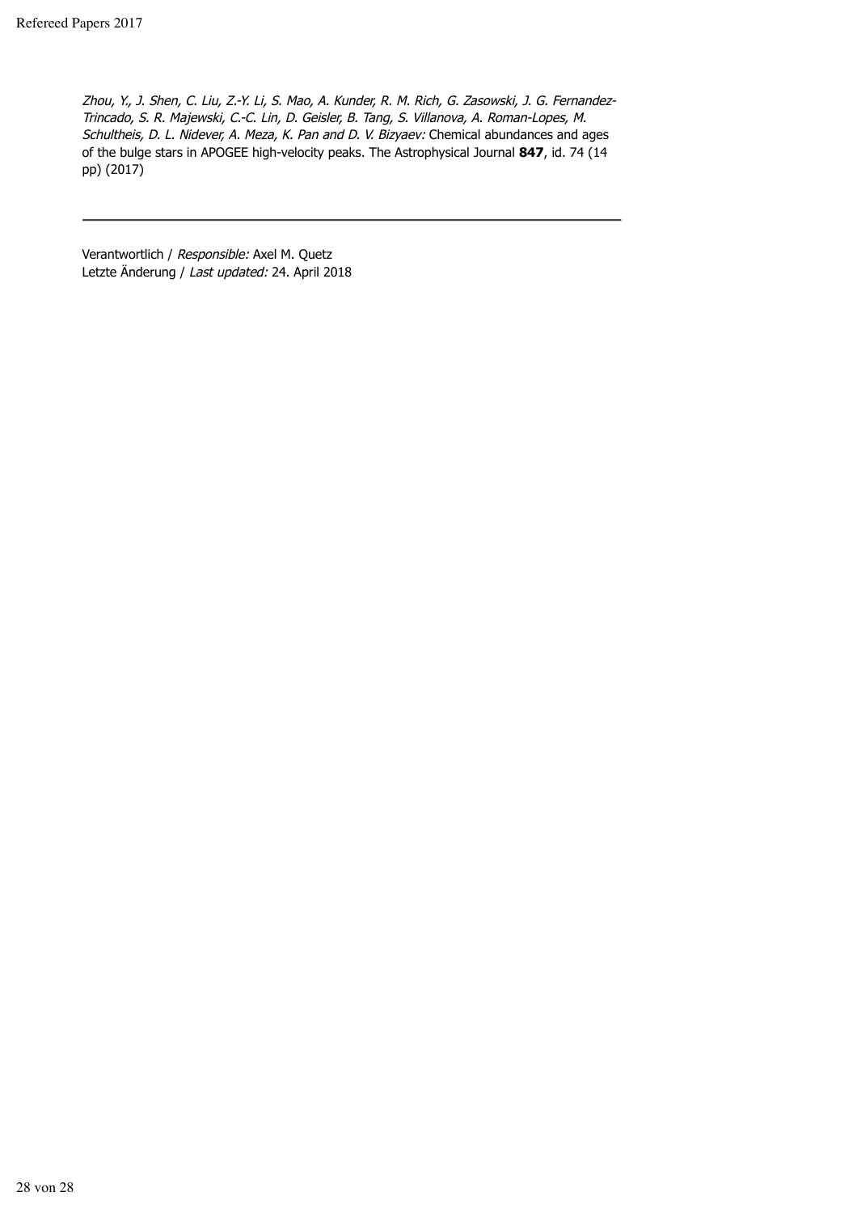*Zhou, Y., J. Shen, C. Liu, Z.-Y. Li, S. Mao, A. Kunder, R. M. Rich, G. Zasowski, J. G. Fernandez-Trincado, S. R. Majewski, C.-C. Lin, D. Geisler, B. Tang, S. Villanova, A. Roman-Lopes, M. Schultheis, D. L. Nidever, A. Meza, K. Pan and D. V. Bizyaev:* Chemical abundances and ages of the bulge stars in APOGEE high-velocity peaks. The Astrophysical Journal **847**, id. 74 (14 pp) (2017)

---

Verantwortlich / *Responsible:* Axel M. Quetz
Letzte Änderung / *Last updated:* 24. April 2018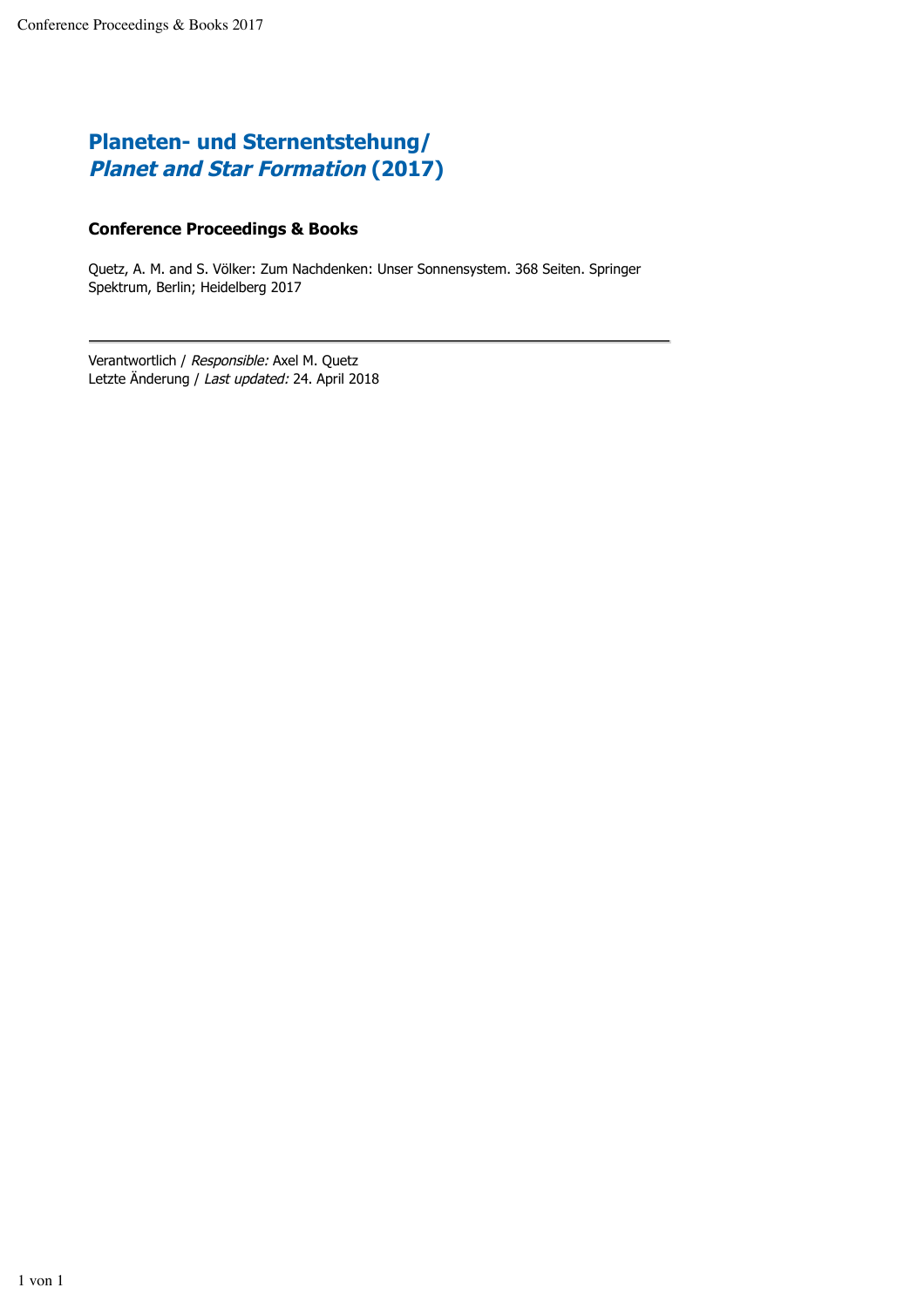# Planeten- und Sternentstehung/ *Planet and Star Formation* (2017)

## Conference Proceedings & Books

Quetz, A. M. and S. Völker: Zum Nachdenken: Unser Sonnensystem. 368 Seiten. Springer Spektrum, Berlin; Heidelberg 2017

---

Verantwortlich / *Responsible:* Axel M. Quetz
Letzte Änderung / *Last updated:* 24. April 2018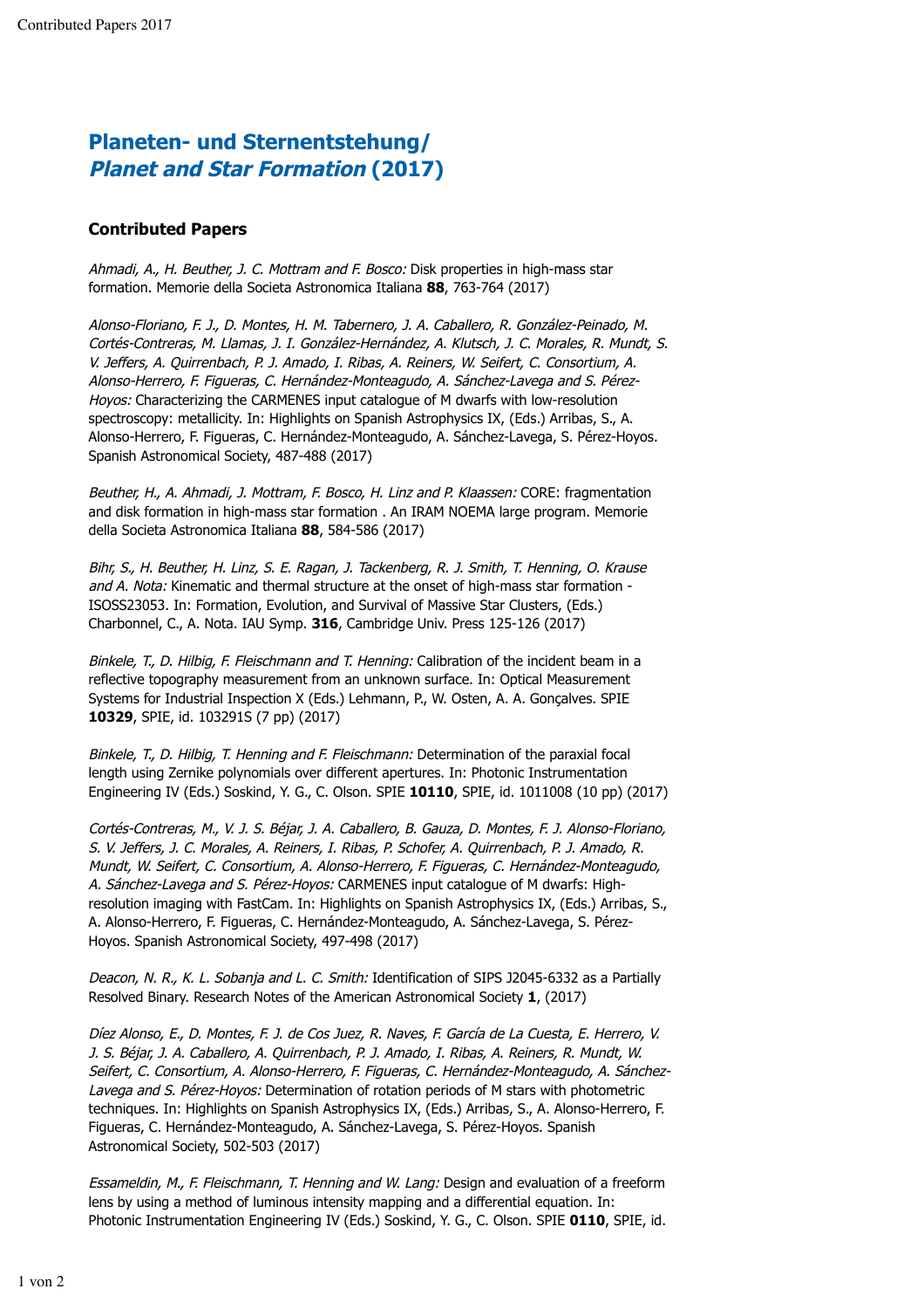# Planeten- und Sternentstehung/ *Planet and Star Formation* (2017)

## Contributed Papers

*Ahmadi, A., H. Beuther, J. C. Mottram and F. Bosco:* Disk properties in high-mass star formation. Memorie della Societa Astronomica Italiana **88**, 763-764 (2017)

*Alonso-Floriano, F. J., D. Montes, H. M. Tabernero, J. A. Caballero, R. González-Peinado, M. Cortés-Contreras, M. Llamas, J. I. González-Hernández, A. Klutsch, J. C. Morales, R. Mundt, S. V. Jeffers, A. Quirrenbach, P. J. Amado, I. Ribas, A. Reiners, W. Seifert, C. Consortium, A. Alonso-Herrero, F. Figueras, C. Hernández-Monteagudo, A. Sánchez-Lavega and S. Pérez-Hoyos:* Characterizing the CARMENES input catalogue of M dwarfs with low-resolution spectroscopy: metallicity. In: Highlights on Spanish Astrophysics IX, (Eds.) Arribas, S., A. Alonso-Herrero, F. Figueras, C. Hernández-Monteagudo, A. Sánchez-Lavega, S. Pérez-Hoyos. Spanish Astronomical Society, 487-488 (2017)

*Beuther, H., A. Ahmadi, J. Mottram, F. Bosco, H. Linz and P. Klaassen:* CORE: fragmentation and disk formation in high-mass star formation . An IRAM NOEMA large program. Memorie della Societa Astronomica Italiana **88**, 584-586 (2017)

*Bihr, S., H. Beuther, H. Linz, S. E. Ragan, J. Tackenberg, R. J. Smith, T. Henning, O. Krause and A. Nota:* Kinematic and thermal structure at the onset of high-mass star formation - ISOSS23053. In: Formation, Evolution, and Survival of Massive Star Clusters, (Eds.) Charbonnel, C., A. Nota. IAU Symp. **316**, Cambridge Univ. Press 125-126 (2017)

*Binkele, T., D. Hilbig, F. Fleischmann and T. Henning:* Calibration of the incident beam in a reflective topography measurement from an unknown surface. In: Optical Measurement Systems for Industrial Inspection X (Eds.) Lehmann, P., W. Osten, A. A. Gonçalves. SPIE **10329**, SPIE, id. 103291S (7 pp) (2017)

*Binkele, T., D. Hilbig, T. Henning and F. Fleischmann:* Determination of the paraxial focal length using Zernike polynomials over different apertures. In: Photonic Instrumentation Engineering IV (Eds.) Soskind, Y. G., C. Olson. SPIE **10110**, SPIE, id. 1011008 (10 pp) (2017)

*Cortés-Contreras, M., V. J. S. Béjar, J. A. Caballero, B. Gauza, D. Montes, F. J. Alonso-Floriano, S. V. Jeffers, J. C. Morales, A. Reiners, I. Ribas, P. Schofer, A. Quirrenbach, P. J. Amado, R. Mundt, W. Seifert, C. Consortium, A. Alonso-Herrero, F. Figueras, C. Hernández-Monteagudo, A. Sánchez-Lavega and S. Pérez-Hoyos:* CARMENES input catalogue of M dwarfs: High-resolution imaging with FastCam. In: Highlights on Spanish Astrophysics IX, (Eds.) Arribas, S., A. Alonso-Herrero, F. Figueras, C. Hernández-Monteagudo, A. Sánchez-Lavega, S. Pérez-Hoyos. Spanish Astronomical Society, 497-498 (2017)

*Deacon, N. R., K. L. Sobanja and L. C. Smith:* Identification of SIPS J2045-6332 as a Partially Resolved Binary. Research Notes of the American Astronomical Society **1**, (2017)

*Díez Alonso, E., D. Montes, F. J. de Cos Juez, R. Naves, F. García de La Cuesta, E. Herrero, V. J. S. Béjar, J. A. Caballero, A. Quirrenbach, P. J. Amado, I. Ribas, A. Reiners, R. Mundt, W. Seifert, C. Consortium, A. Alonso-Herrero, F. Figueras, C. Hernández-Monteagudo, A. Sánchez-Lavega and S. Pérez-Hoyos:* Determination of rotation periods of M stars with photometric techniques. In: Highlights on Spanish Astrophysics IX, (Eds.) Arribas, S., A. Alonso-Herrero, F. Figueras, C. Hernández-Monteagudo, A. Sánchez-Lavega, S. Pérez-Hoyos. Spanish Astronomical Society, 502-503 (2017)

*Essameldin, M., F. Fleischmann, T. Henning and W. Lang:* Design and evaluation of a freeform lens by using a method of luminous intensity mapping and a differential equation. In: Photonic Instrumentation Engineering IV (Eds.) Soskind, Y. G., C. Olson. SPIE **0110**, SPIE, id.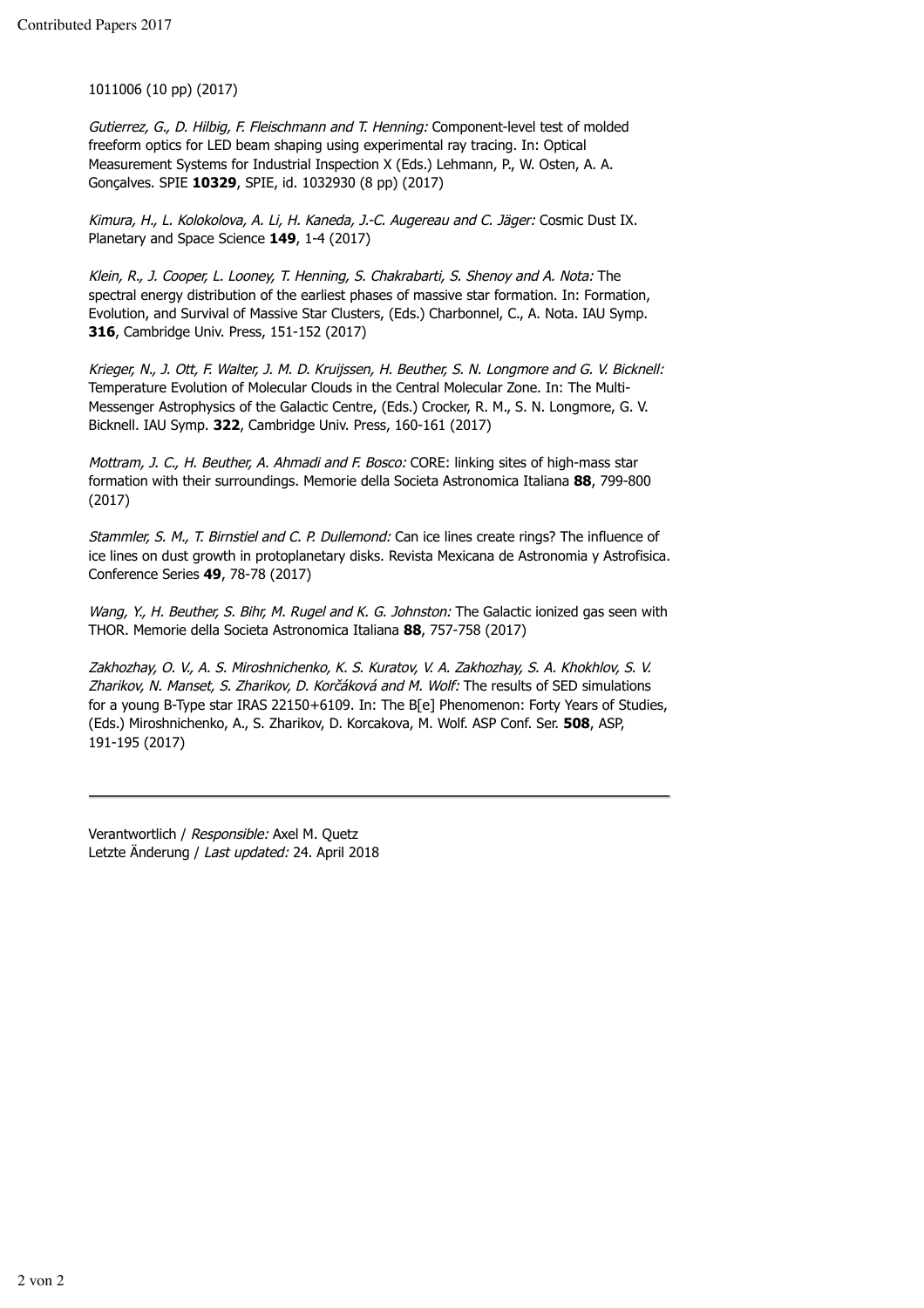1011006 (10 pp) (2017)

*Gutierrez, G., D. Hilbig, F. Fleischmann and T. Henning:* Component-level test of molded freeform optics for LED beam shaping using experimental ray tracing. In: Optical Measurement Systems for Industrial Inspection X (Eds.) Lehmann, P., W. Osten, A. A. Gonçalves. SPIE **10329**, SPIE, id. 1032930 (8 pp) (2017)

*Kimura, H., L. Kolokolova, A. Li, H. Kaneda, J.-C. Augereau and C. Jäger:* Cosmic Dust IX. Planetary and Space Science **149**, 1-4 (2017)

*Klein, R., J. Cooper, L. Looney, T. Henning, S. Chakrabarti, S. Shenoy and A. Nota:* The spectral energy distribution of the earliest phases of massive star formation. In: Formation, Evolution, and Survival of Massive Star Clusters, (Eds.) Charbonnel, C., A. Nota. IAU Symp. **316**, Cambridge Univ. Press, 151-152 (2017)

*Krieger, N., J. Ott, F. Walter, J. M. D. Kruijssen, H. Beuther, S. N. Longmore and G. V. Bicknell:* Temperature Evolution of Molecular Clouds in the Central Molecular Zone. In: The Multi-Messenger Astrophysics of the Galactic Centre, (Eds.) Crocker, R. M., S. N. Longmore, G. V. Bicknell. IAU Symp. **322**, Cambridge Univ. Press, 160-161 (2017)

*Mottram, J. C., H. Beuther, A. Ahmadi and F. Bosco:* CORE: linking sites of high-mass star formation with their surroundings. Memorie della Societa Astronomica Italiana **88**, 799-800 (2017)

*Stammler, S. M., T. Birnstiel and C. P. Dullemond:* Can ice lines create rings? The influence of ice lines on dust growth in protoplanetary disks. Revista Mexicana de Astronomia y Astrofisica. Conference Series **49**, 78-78 (2017)

*Wang, Y., H. Beuther, S. Bihr, M. Rugel and K. G. Johnston:* The Galactic ionized gas seen with THOR. Memorie della Societa Astronomica Italiana **88**, 757-758 (2017)

*Zakhozhay, O. V., A. S. Miroshnichenko, K. S. Kuratov, V. A. Zakhozhay, S. A. Khokhlov, S. V. Zharikov, N. Manset, S. Zharikov, D. Korčáková and M. Wolf:* The results of SED simulations for a young B-Type star IRAS 22150+6109. In: The B[e] Phenomenon: Forty Years of Studies, (Eds.) Miroshnichenko, A., S. Zharikov, D. Korcakova, M. Wolf. ASP Conf. Ser. **508**, ASP, 191-195 (2017)

---

Verantwortlich / *Responsible:* Axel M. Quetz
Letzte Änderung / *Last updated:* 24. April 2018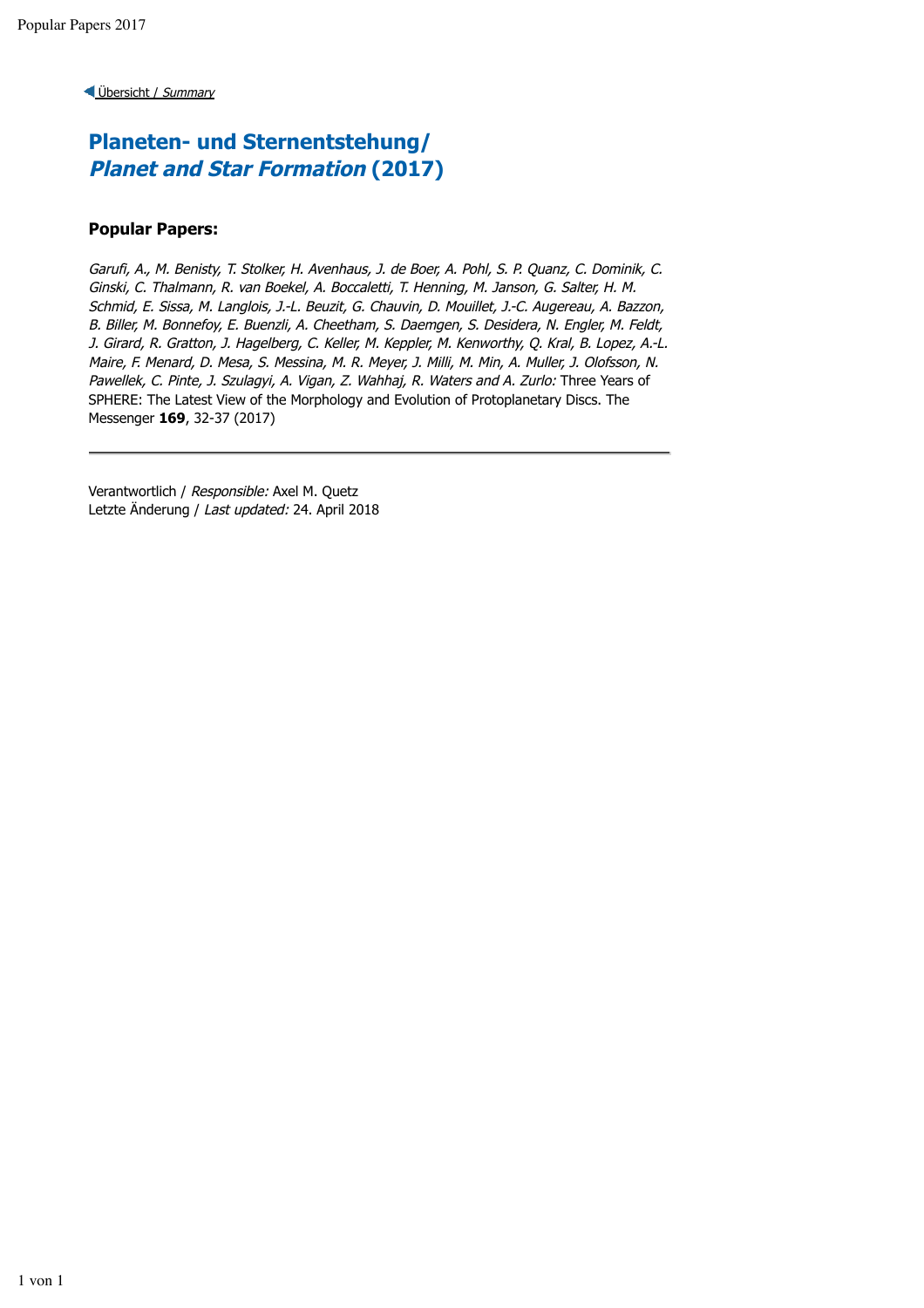[Übersicht / *Summary*]

# Planeten- und Sternentstehung/ *Planet and Star Formation* (2017)

### Popular Papers:

*Garufi, A., M. Benisty, T. Stolker, H. Avenhaus, J. de Boer, A. Pohl, S. P. Quanz, C. Dominik, C. Ginski, C. Thalmann, R. van Boekel, A. Boccaletti, T. Henning, M. Janson, G. Salter, H. M. Schmid, E. Sissa, M. Langlois, J.-L. Beuzit, G. Chauvin, D. Mouillet, J.-C. Augereau, A. Bazzon, B. Biller, M. Bonnefoy, E. Buenzli, A. Cheetham, S. Daemgen, S. Desidera, N. Engler, M. Feldt, J. Girard, R. Gratton, J. Hagelberg, C. Keller, M. Keppler, M. Kenworthy, Q. Kral, B. Lopez, A.-L. Maire, F. Menard, D. Mesa, S. Messina, M. R. Meyer, J. Milli, M. Min, A. Muller, J. Olofsson, N. Pawellek, C. Pinte, J. Szulagyi, A. Vigan, Z. Wahhaj, R. Waters and A. Zurlo:* Three Years of SPHERE: The Latest View of the Morphology and Evolution of Protoplanetary Discs. The Messenger **169**, 32-37 (2017)

---

Verantwortlich / *Responsible:* Axel M. Quetz
Letzte Änderung / *Last updated:* 24. April 2018